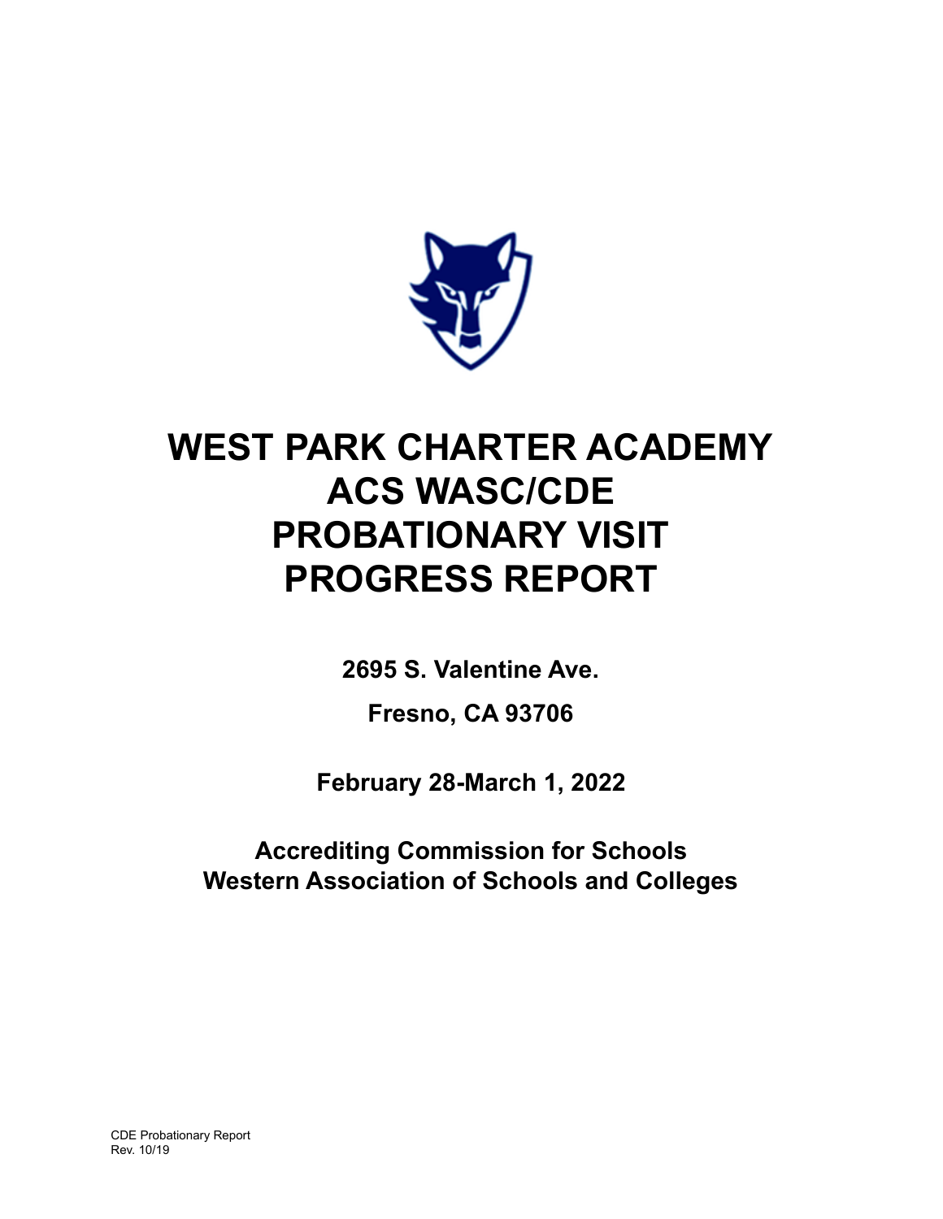# WEST PARK CHARTER ACADEMY
# ACS WASC/CDE
# PROBATIONARY VISIT
# PROGRESS REPORT

**2695 S. Valentine Ave.**

**Fresno, CA 93706**

**February 28-March 1, 2022**

**Accrediting Commission for Schools**
**Western Association of Schools and Colleges**

CDE Probationary Report
Rev. 10/19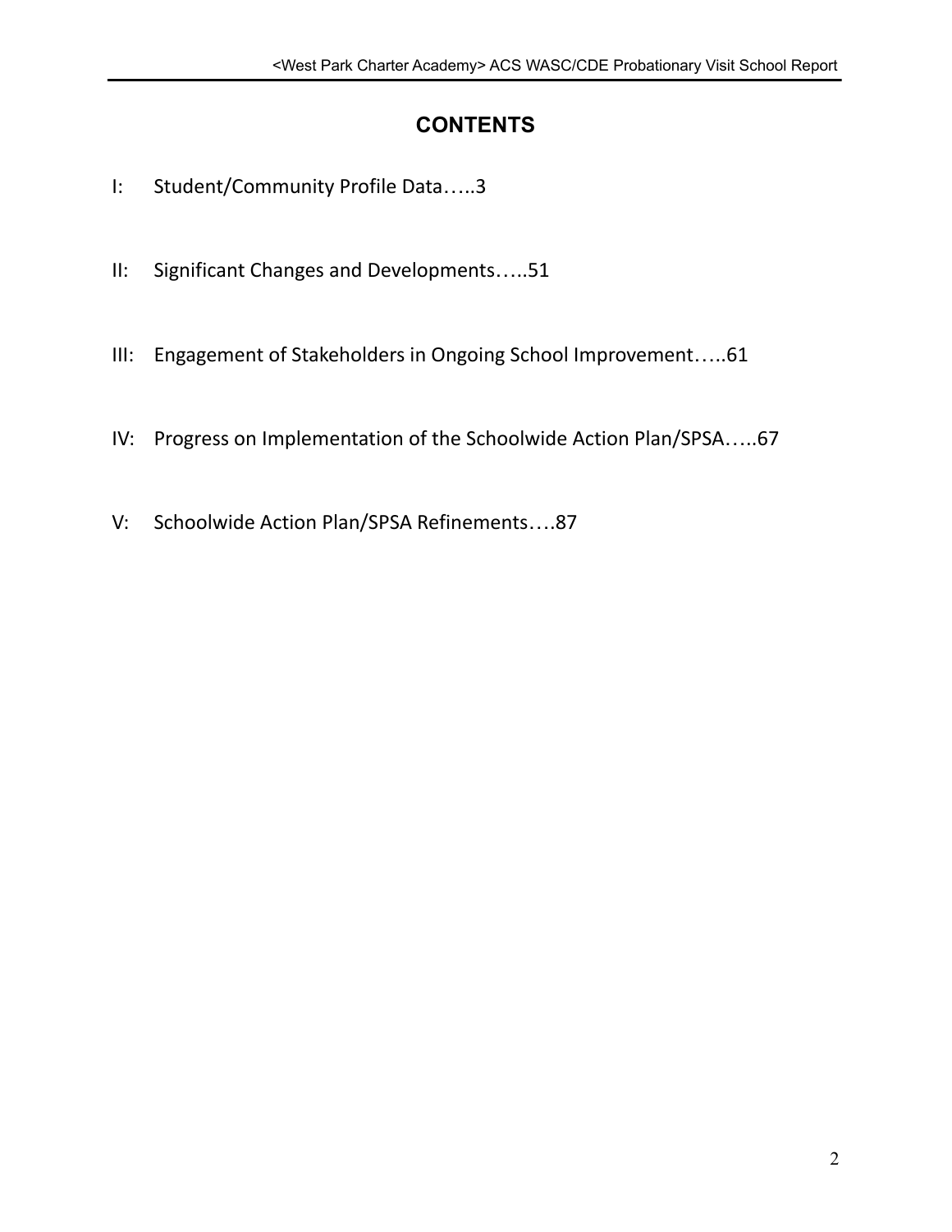# CONTENTS

I: Student/Community Profile Data…..3

II: Significant Changes and Developments…..51

III: Engagement of Stakeholders in Ongoing School Improvement…..61

IV: Progress on Implementation of the Schoolwide Action Plan/SPSA…..67

V: Schoolwide Action Plan/SPSA Refinements….87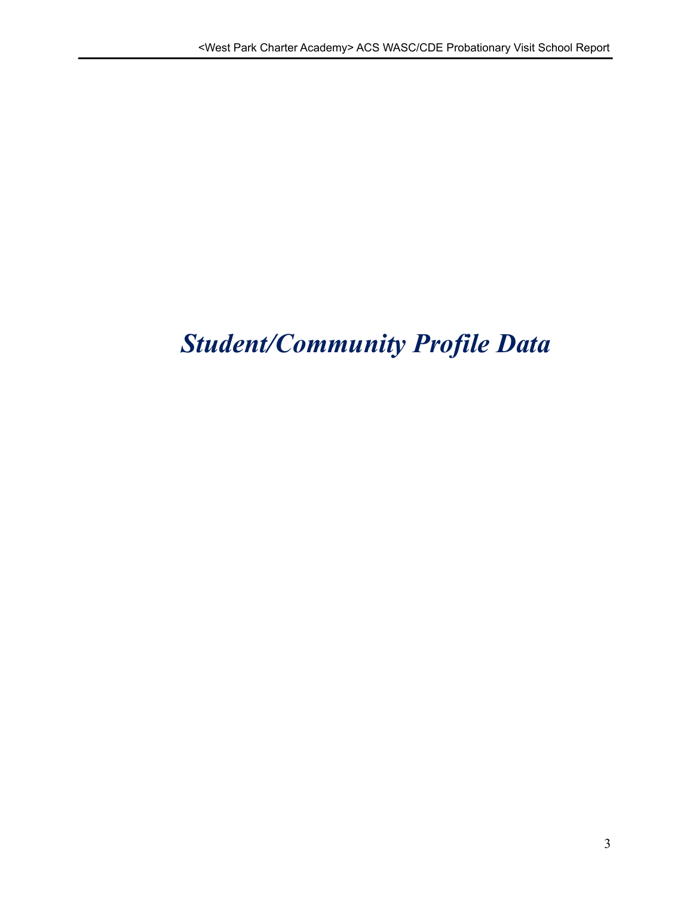# *Student/Community Profile Data*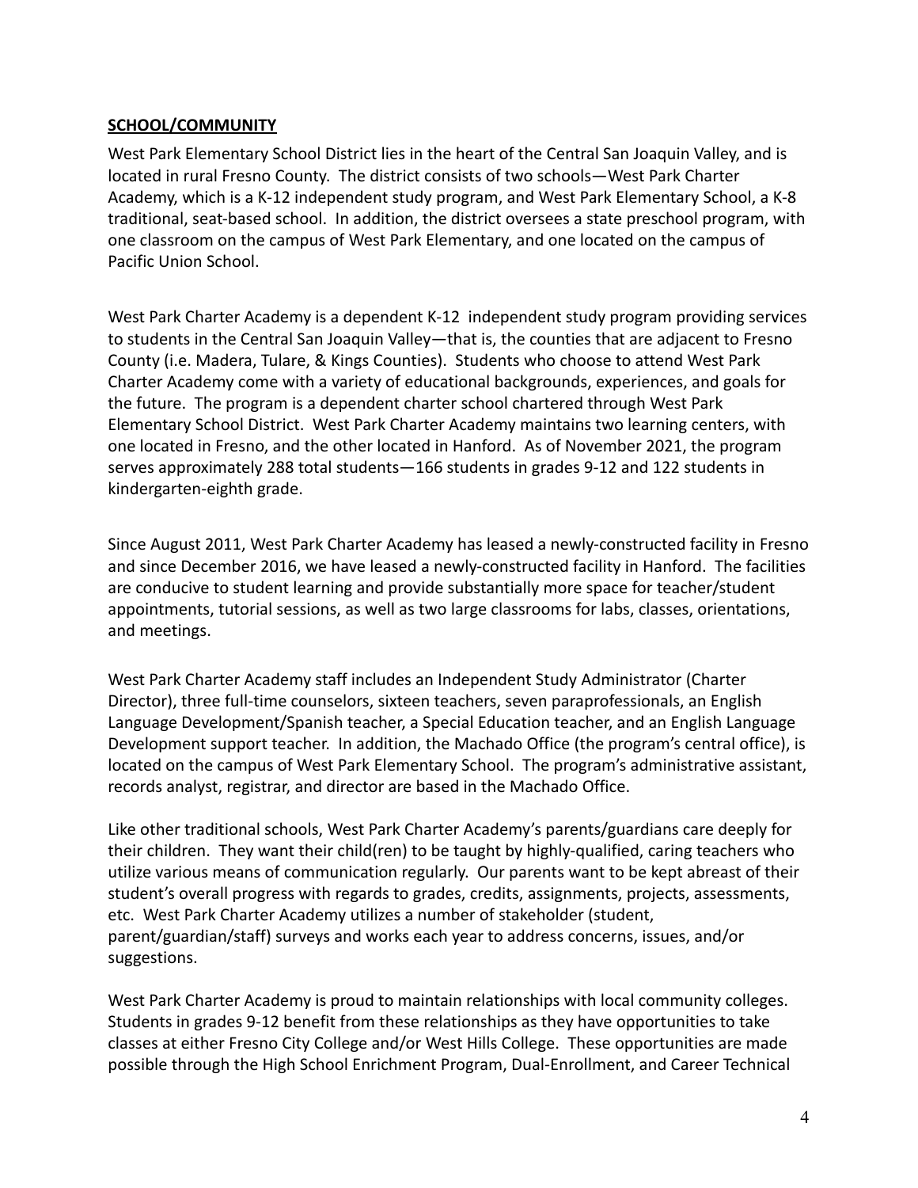**SCHOOL/COMMUNITY**

West Park Elementary School District lies in the heart of the Central San Joaquin Valley, and is located in rural Fresno County. The district consists of two schools—West Park Charter Academy, which is a K-12 independent study program, and West Park Elementary School, a K-8 traditional, seat-based school. In addition, the district oversees a state preschool program, with one classroom on the campus of West Park Elementary, and one located on the campus of Pacific Union School.

West Park Charter Academy is a dependent K-12 independent study program providing services to students in the Central San Joaquin Valley—that is, the counties that are adjacent to Fresno County (i.e. Madera, Tulare, & Kings Counties). Students who choose to attend West Park Charter Academy come with a variety of educational backgrounds, experiences, and goals for the future. The program is a dependent charter school chartered through West Park Elementary School District. West Park Charter Academy maintains two learning centers, with one located in Fresno, and the other located in Hanford. As of November 2021, the program serves approximately 288 total students—166 students in grades 9-12 and 122 students in kindergarten-eighth grade.

Since August 2011, West Park Charter Academy has leased a newly-constructed facility in Fresno and since December 2016, we have leased a newly-constructed facility in Hanford. The facilities are conducive to student learning and provide substantially more space for teacher/student appointments, tutorial sessions, as well as two large classrooms for labs, classes, orientations, and meetings.

West Park Charter Academy staff includes an Independent Study Administrator (Charter Director), three full-time counselors, sixteen teachers, seven paraprofessionals, an English Language Development/Spanish teacher, a Special Education teacher, and an English Language Development support teacher. In addition, the Machado Office (the program's central office), is located on the campus of West Park Elementary School. The program's administrative assistant, records analyst, registrar, and director are based in the Machado Office.

Like other traditional schools, West Park Charter Academy's parents/guardians care deeply for their children. They want their child(ren) to be taught by highly-qualified, caring teachers who utilize various means of communication regularly. Our parents want to be kept abreast of their student's overall progress with regards to grades, credits, assignments, projects, assessments, etc. West Park Charter Academy utilizes a number of stakeholder (student, parent/guardian/staff) surveys and works each year to address concerns, issues, and/or suggestions.

West Park Charter Academy is proud to maintain relationships with local community colleges. Students in grades 9-12 benefit from these relationships as they have opportunities to take classes at either Fresno City College and/or West Hills College. These opportunities are made possible through the High School Enrichment Program, Dual-Enrollment, and Career Technical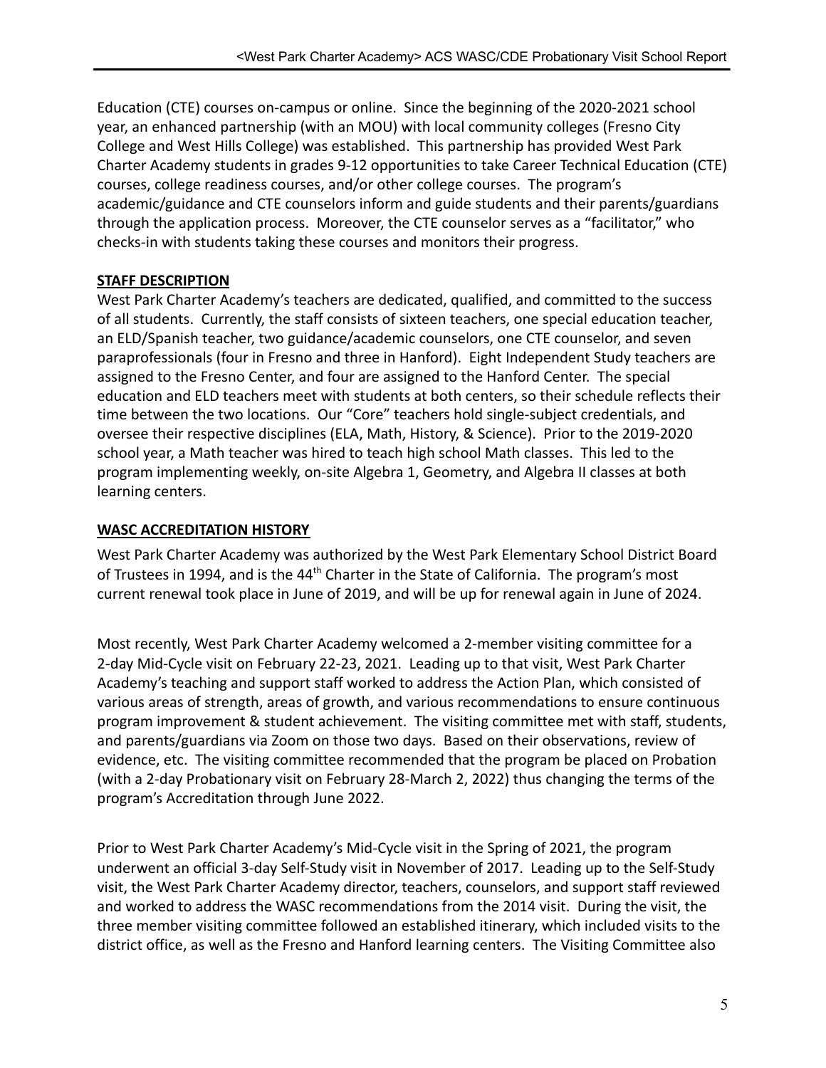Education (CTE) courses on-campus or online. Since the beginning of the 2020-2021 school year, an enhanced partnership (with an MOU) with local community colleges (Fresno City College and West Hills College) was established. This partnership has provided West Park Charter Academy students in grades 9-12 opportunities to take Career Technical Education (CTE) courses, college readiness courses, and/or other college courses. The program's academic/guidance and CTE counselors inform and guide students and their parents/guardians through the application process. Moreover, the CTE counselor serves as a "facilitator," who checks-in with students taking these courses and monitors their progress.

**STAFF DESCRIPTION**

West Park Charter Academy's teachers are dedicated, qualified, and committed to the success of all students. Currently, the staff consists of sixteen teachers, one special education teacher, an ELD/Spanish teacher, two guidance/academic counselors, one CTE counselor, and seven paraprofessionals (four in Fresno and three in Hanford). Eight Independent Study teachers are assigned to the Fresno Center, and four are assigned to the Hanford Center. The special education and ELD teachers meet with students at both centers, so their schedule reflects their time between the two locations. Our "Core" teachers hold single-subject credentials, and oversee their respective disciplines (ELA, Math, History, & Science). Prior to the 2019-2020 school year, a Math teacher was hired to teach high school Math classes. This led to the program implementing weekly, on-site Algebra 1, Geometry, and Algebra II classes at both learning centers.

**WASC ACCREDITATION HISTORY**

West Park Charter Academy was authorized by the West Park Elementary School District Board of Trustees in 1994, and is the 44th Charter in the State of California. The program's most current renewal took place in June of 2019, and will be up for renewal again in June of 2024.

Most recently, West Park Charter Academy welcomed a 2-member visiting committee for a 2-day Mid-Cycle visit on February 22-23, 2021. Leading up to that visit, West Park Charter Academy's teaching and support staff worked to address the Action Plan, which consisted of various areas of strength, areas of growth, and various recommendations to ensure continuous program improvement & student achievement. The visiting committee met with staff, students, and parents/guardians via Zoom on those two days. Based on their observations, review of evidence, etc. The visiting committee recommended that the program be placed on Probation (with a 2-day Probationary visit on February 28-March 2, 2022) thus changing the terms of the program's Accreditation through June 2022.

Prior to West Park Charter Academy's Mid-Cycle visit in the Spring of 2021, the program underwent an official 3-day Self-Study visit in November of 2017. Leading up to the Self-Study visit, the West Park Charter Academy director, teachers, counselors, and support staff reviewed and worked to address the WASC recommendations from the 2014 visit. During the visit, the three member visiting committee followed an established itinerary, which included visits to the district office, as well as the Fresno and Hanford learning centers. The Visiting Committee also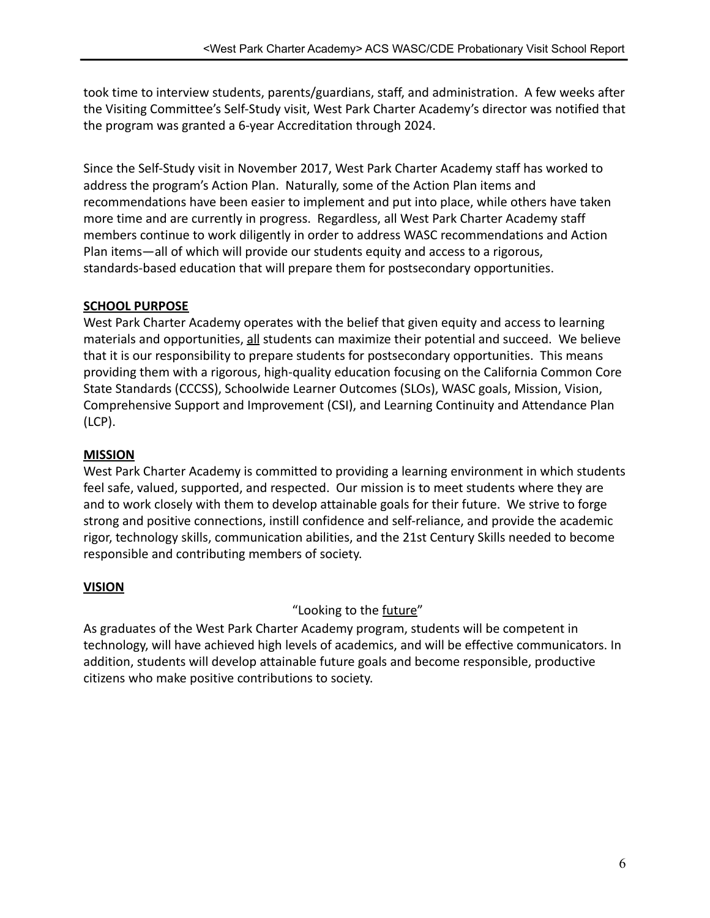took time to interview students, parents/guardians, staff, and administration. A few weeks after the Visiting Committee's Self-Study visit, West Park Charter Academy's director was notified that the program was granted a 6-year Accreditation through 2024.

Since the Self-Study visit in November 2017, West Park Charter Academy staff has worked to address the program's Action Plan. Naturally, some of the Action Plan items and recommendations have been easier to implement and put into place, while others have taken more time and are currently in progress. Regardless, all West Park Charter Academy staff members continue to work diligently in order to address WASC recommendations and Action Plan items—all of which will provide our students equity and access to a rigorous, standards-based education that will prepare them for postsecondary opportunities.

## SCHOOL PURPOSE

West Park Charter Academy operates with the belief that given equity and access to learning materials and opportunities, <u>all</u> students can maximize their potential and succeed. We believe that it is our responsibility to prepare students for postsecondary opportunities. This means providing them with a rigorous, high-quality education focusing on the California Common Core State Standards (CCCSS), Schoolwide Learner Outcomes (SLOs), WASC goals, Mission, Vision, Comprehensive Support and Improvement (CSI), and Learning Continuity and Attendance Plan (LCP).

## MISSION

West Park Charter Academy is committed to providing a learning environment in which students feel safe, valued, supported, and respected. Our mission is to meet students where they are and to work closely with them to develop attainable goals for their future. We strive to forge strong and positive connections, instill confidence and self-reliance, and provide the academic rigor, technology skills, communication abilities, and the 21st Century Skills needed to become responsible and contributing members of society.

## VISION

"Looking to the <u>future</u>"

As graduates of the West Park Charter Academy program, students will be competent in technology, will have achieved high levels of academics, and will be effective communicators. In addition, students will develop attainable future goals and become responsible, productive citizens who make positive contributions to society.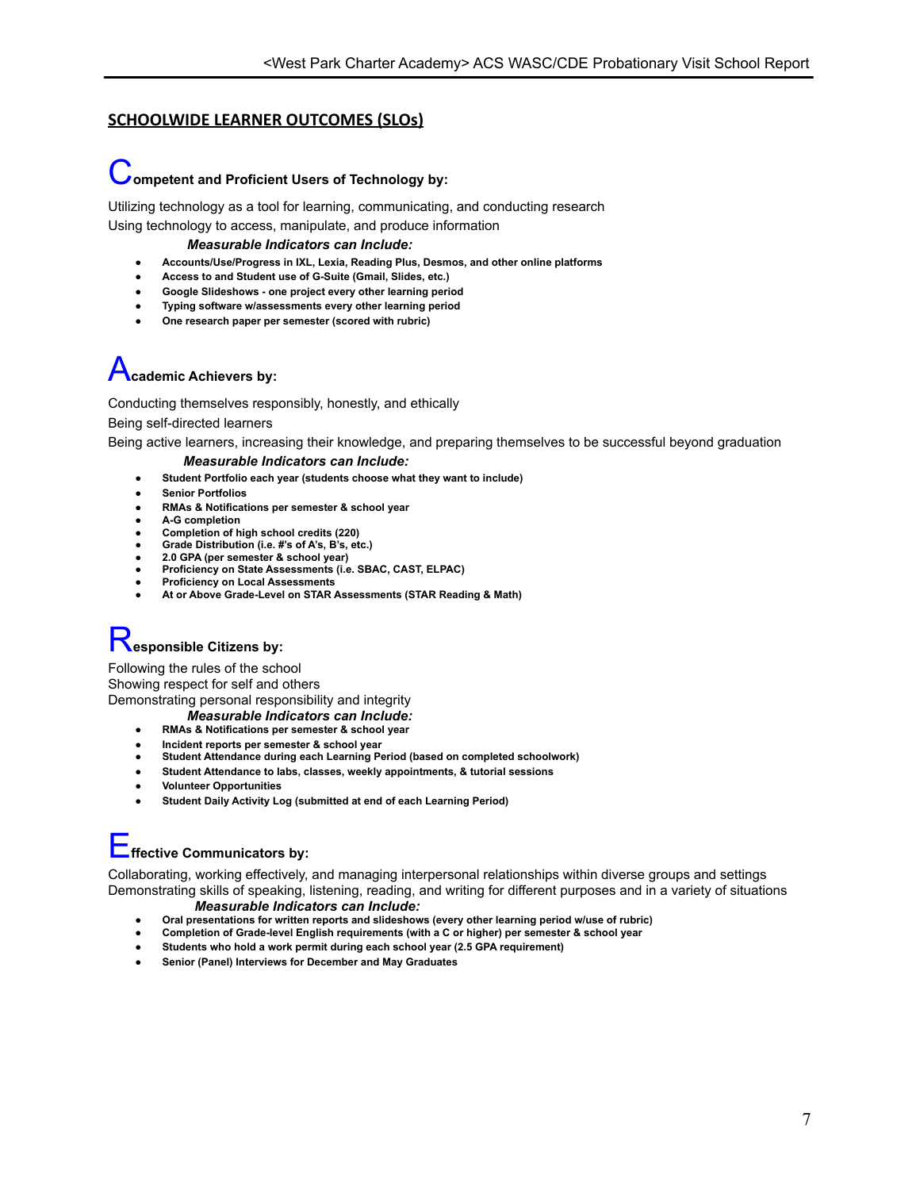## SCHOOLWIDE LEARNER OUTCOMES (SLOs)

### Competent and Proficient Users of Technology by:

Utilizing technology as a tool for learning, communicating, and conducting research
Using technology to access, manipulate, and produce information

***Measurable Indicators can Include:***

- **Accounts/Use/Progress in IXL, Lexia, Reading Plus, Desmos, and other online platforms**
- **Access to and Student use of G-Suite (Gmail, Slides, etc.)**
- **Google Slideshows - one project every other learning period**
- **Typing software w/assessments every other learning period**
- **One research paper per semester (scored with rubric)**

### Academic Achievers by:

Conducting themselves responsibly, honestly, and ethically
Being self-directed learners
Being active learners, increasing their knowledge, and preparing themselves to be successful beyond graduation

***Measurable Indicators can Include:***

- **Student Portfolio each year (students choose what they want to include)**
- **Senior Portfolios**
- **RMAs & Notifications per semester & school year**
- **A-G completion**
- **Completion of high school credits (220)**
- **Grade Distribution (i.e. #'s of A's, B's, etc.)**
- **2.0 GPA (per semester & school year)**
- **Proficiency on State Assessments (i.e. SBAC, CAST, ELPAC)**
- **Proficiency on Local Assessments**
- **At or Above Grade-Level on STAR Assessments (STAR Reading & Math)**

### Responsible Citizens by:

Following the rules of the school
Showing respect for self and others
Demonstrating personal responsibility and integrity

***Measurable Indicators can Include:***

- **RMAs & Notifications per semester & school year**
- **Incident reports per semester & school year**
- **Student Attendance during each Learning Period (based on completed schoolwork)**
- **Student Attendance to labs, classes, weekly appointments, & tutorial sessions**
- **Volunteer Opportunities**
- **Student Daily Activity Log (submitted at end of each Learning Period)**

### Effective Communicators by:

Collaborating, working effectively, and managing interpersonal relationships within diverse groups and settings
Demonstrating skills of speaking, listening, reading, and writing for different purposes and in a variety of situations

***Measurable Indicators can Include:***

- **Oral presentations for written reports and slideshows (every other learning period w/use of rubric)**
- **Completion of Grade-level English requirements (with a C or higher) per semester & school year**
- **Students who hold a work permit during each school year (2.5 GPA requirement)**
- **Senior (Panel) Interviews for December and May Graduates**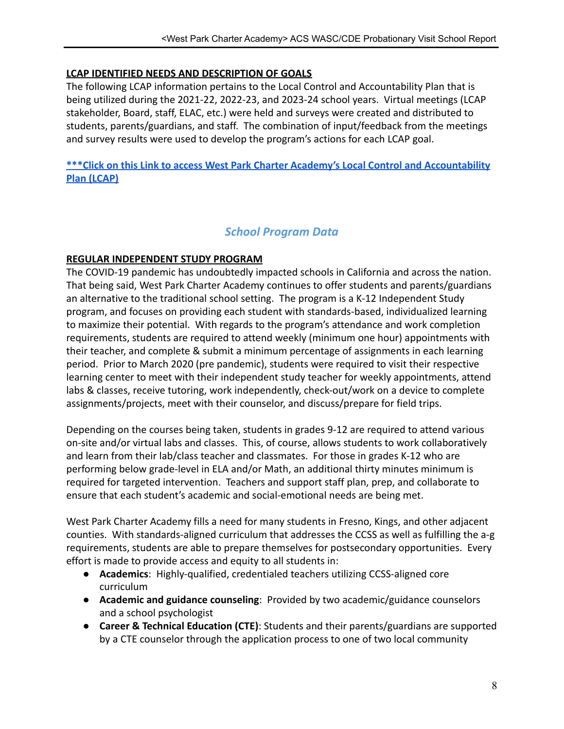**LCAP IDENTIFIED NEEDS AND DESCRIPTION OF GOALS**

The following LCAP information pertains to the Local Control and Accountability Plan that is being utilized during the 2021-22, 2022-23, and 2023-24 school years. Virtual meetings (LCAP stakeholder, Board, staff, ELAC, etc.) were held and surveys were created and distributed to students, parents/guardians, and staff. The combination of input/feedback from the meetings and survey results were used to develop the program's actions for each LCAP goal.

**\*\*\*Click on this Link to access West Park Charter Academy's Local Control and Accountability Plan (LCAP)**

## *School Program Data*

**REGULAR INDEPENDENT STUDY PROGRAM**

The COVID-19 pandemic has undoubtedly impacted schools in California and across the nation. That being said, West Park Charter Academy continues to offer students and parents/guardians an alternative to the traditional school setting. The program is a K-12 Independent Study program, and focuses on providing each student with standards-based, individualized learning to maximize their potential. With regards to the program's attendance and work completion requirements, students are required to attend weekly (minimum one hour) appointments with their teacher, and complete & submit a minimum percentage of assignments in each learning period. Prior to March 2020 (pre pandemic), students were required to visit their respective learning center to meet with their independent study teacher for weekly appointments, attend labs & classes, receive tutoring, work independently, check-out/work on a device to complete assignments/projects, meet with their counselor, and discuss/prepare for field trips.

Depending on the courses being taken, students in grades 9-12 are required to attend various on-site and/or virtual labs and classes. This, of course, allows students to work collaboratively and learn from their lab/class teacher and classmates. For those in grades K-12 who are performing below grade-level in ELA and/or Math, an additional thirty minutes minimum is required for targeted intervention. Teachers and support staff plan, prep, and collaborate to ensure that each student's academic and social-emotional needs are being met.

West Park Charter Academy fills a need for many students in Fresno, Kings, and other adjacent counties. With standards-aligned curriculum that addresses the CCSS as well as fulfilling the a-g requirements, students are able to prepare themselves for postsecondary opportunities. Every effort is made to provide access and equity to all students in:

- **Academics**: Highly-qualified, credentialed teachers utilizing CCSS-aligned core curriculum
- **Academic and guidance counseling**: Provided by two academic/guidance counselors and a school psychologist
- **Career & Technical Education (CTE)**: Students and their parents/guardians are supported by a CTE counselor through the application process to one of two local community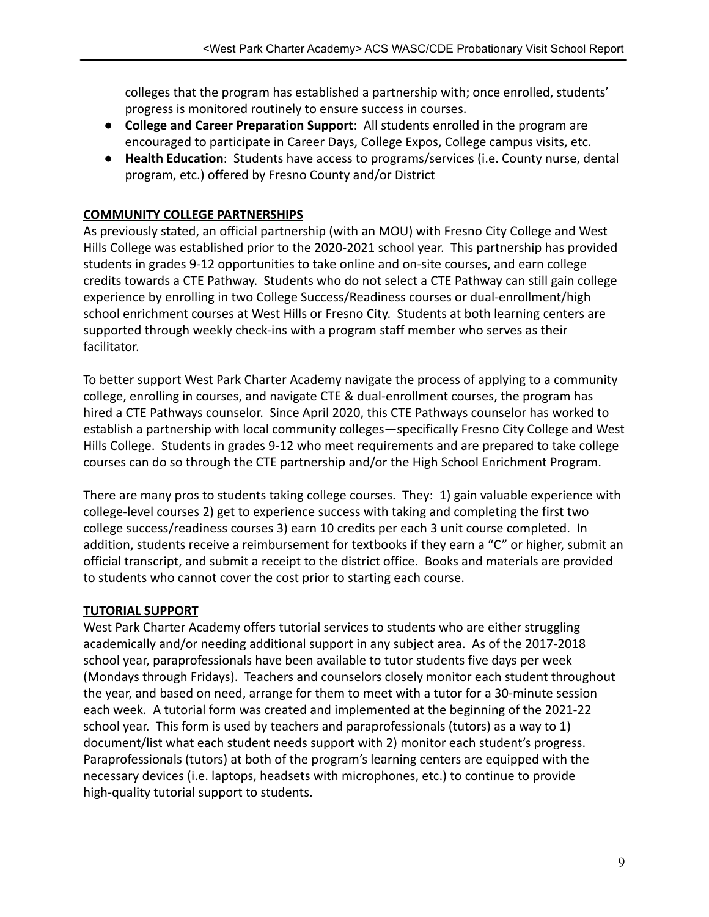colleges that the program has established a partnership with; once enrolled, students' progress is monitored routinely to ensure success in courses.

- **College and Career Preparation Support**: All students enrolled in the program are encouraged to participate in Career Days, College Expos, College campus visits, etc.
- **Health Education**: Students have access to programs/services (i.e. County nurse, dental program, etc.) offered by Fresno County and/or District

**COMMUNITY COLLEGE PARTNERSHIPS**

As previously stated, an official partnership (with an MOU) with Fresno City College and West Hills College was established prior to the 2020-2021 school year. This partnership has provided students in grades 9-12 opportunities to take online and on-site courses, and earn college credits towards a CTE Pathway. Students who do not select a CTE Pathway can still gain college experience by enrolling in two College Success/Readiness courses or dual-enrollment/high school enrichment courses at West Hills or Fresno City. Students at both learning centers are supported through weekly check-ins with a program staff member who serves as their facilitator.

To better support West Park Charter Academy navigate the process of applying to a community college, enrolling in courses, and navigate CTE & dual-enrollment courses, the program has hired a CTE Pathways counselor. Since April 2020, this CTE Pathways counselor has worked to establish a partnership with local community colleges—specifically Fresno City College and West Hills College. Students in grades 9-12 who meet requirements and are prepared to take college courses can do so through the CTE partnership and/or the High School Enrichment Program.

There are many pros to students taking college courses. They: 1) gain valuable experience with college-level courses 2) get to experience success with taking and completing the first two college success/readiness courses 3) earn 10 credits per each 3 unit course completed. In addition, students receive a reimbursement for textbooks if they earn a "C" or higher, submit an official transcript, and submit a receipt to the district office. Books and materials are provided to students who cannot cover the cost prior to starting each course.

**TUTORIAL SUPPORT**

West Park Charter Academy offers tutorial services to students who are either struggling academically and/or needing additional support in any subject area. As of the 2017-2018 school year, paraprofessionals have been available to tutor students five days per week (Mondays through Fridays). Teachers and counselors closely monitor each student throughout the year, and based on need, arrange for them to meet with a tutor for a 30-minute session each week. A tutorial form was created and implemented at the beginning of the 2021-22 school year. This form is used by teachers and paraprofessionals (tutors) as a way to 1) document/list what each student needs support with 2) monitor each student's progress. Paraprofessionals (tutors) at both of the program's learning centers are equipped with the necessary devices (i.e. laptops, headsets with microphones, etc.) to continue to provide high-quality tutorial support to students.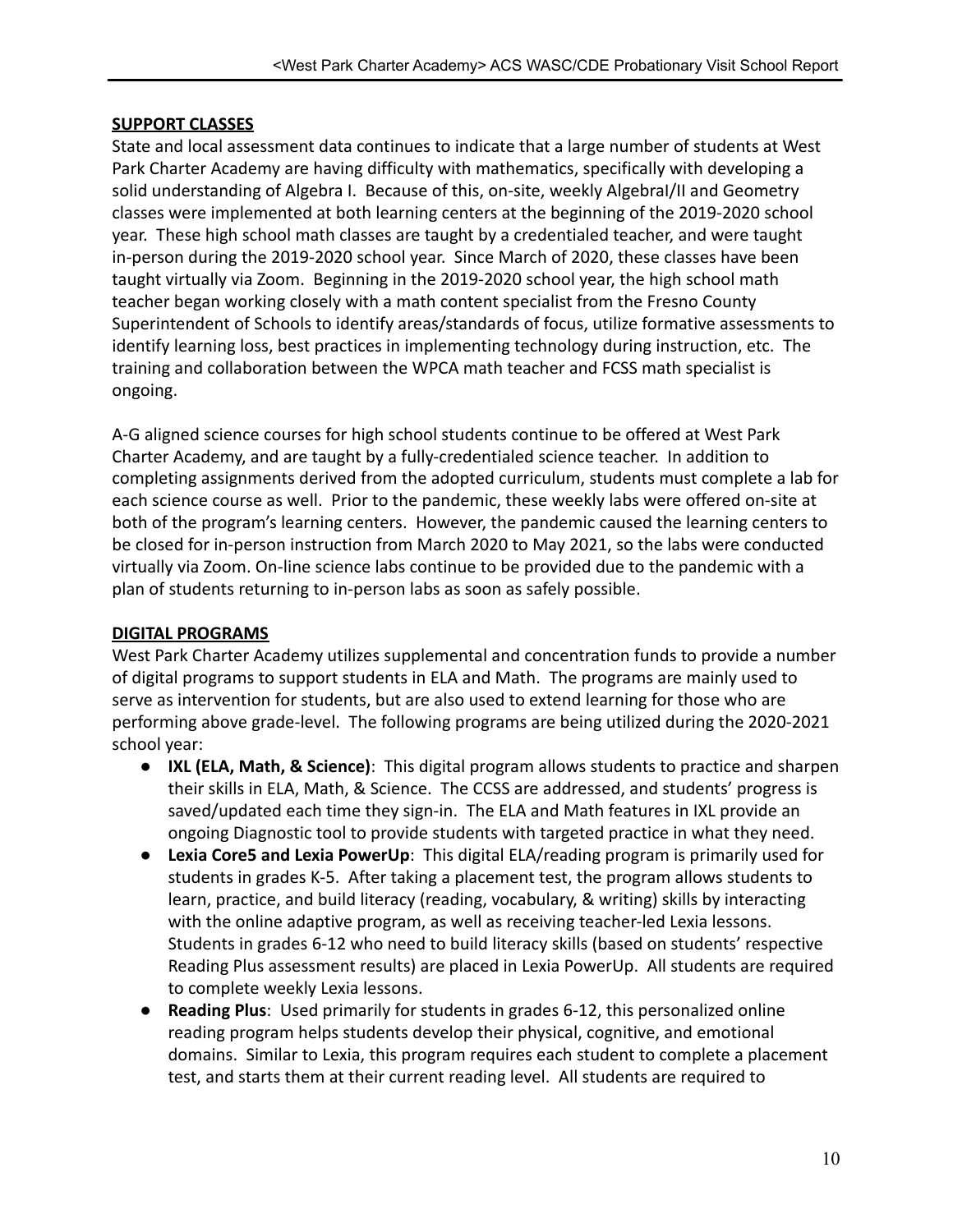**SUPPORT CLASSES**

State and local assessment data continues to indicate that a large number of students at West Park Charter Academy are having difficulty with mathematics, specifically with developing a solid understanding of Algebra I. Because of this, on-site, weekly AlgebraI/II and Geometry classes were implemented at both learning centers at the beginning of the 2019-2020 school year. These high school math classes are taught by a credentialed teacher, and were taught in-person during the 2019-2020 school year. Since March of 2020, these classes have been taught virtually via Zoom. Beginning in the 2019-2020 school year, the high school math teacher began working closely with a math content specialist from the Fresno County Superintendent of Schools to identify areas/standards of focus, utilize formative assessments to identify learning loss, best practices in implementing technology during instruction, etc. The training and collaboration between the WPCA math teacher and FCSS math specialist is ongoing.

A-G aligned science courses for high school students continue to be offered at West Park Charter Academy, and are taught by a fully-credentialed science teacher. In addition to completing assignments derived from the adopted curriculum, students must complete a lab for each science course as well. Prior to the pandemic, these weekly labs were offered on-site at both of the program's learning centers. However, the pandemic caused the learning centers to be closed for in-person instruction from March 2020 to May 2021, so the labs were conducted virtually via Zoom. On-line science labs continue to be provided due to the pandemic with a plan of students returning to in-person labs as soon as safely possible.

**DIGITAL PROGRAMS**

West Park Charter Academy utilizes supplemental and concentration funds to provide a number of digital programs to support students in ELA and Math. The programs are mainly used to serve as intervention for students, but are also used to extend learning for those who are performing above grade-level. The following programs are being utilized during the 2020-2021 school year:

- **IXL (ELA, Math, & Science)**: This digital program allows students to practice and sharpen their skills in ELA, Math, & Science. The CCSS are addressed, and students' progress is saved/updated each time they sign-in. The ELA and Math features in IXL provide an ongoing Diagnostic tool to provide students with targeted practice in what they need.
- **Lexia Core5 and Lexia PowerUp**: This digital ELA/reading program is primarily used for students in grades K-5. After taking a placement test, the program allows students to learn, practice, and build literacy (reading, vocabulary, & writing) skills by interacting with the online adaptive program, as well as receiving teacher-led Lexia lessons. Students in grades 6-12 who need to build literacy skills (based on students' respective Reading Plus assessment results) are placed in Lexia PowerUp. All students are required to complete weekly Lexia lessons.
- **Reading Plus**: Used primarily for students in grades 6-12, this personalized online reading program helps students develop their physical, cognitive, and emotional domains. Similar to Lexia, this program requires each student to complete a placement test, and starts them at their current reading level. All students are required to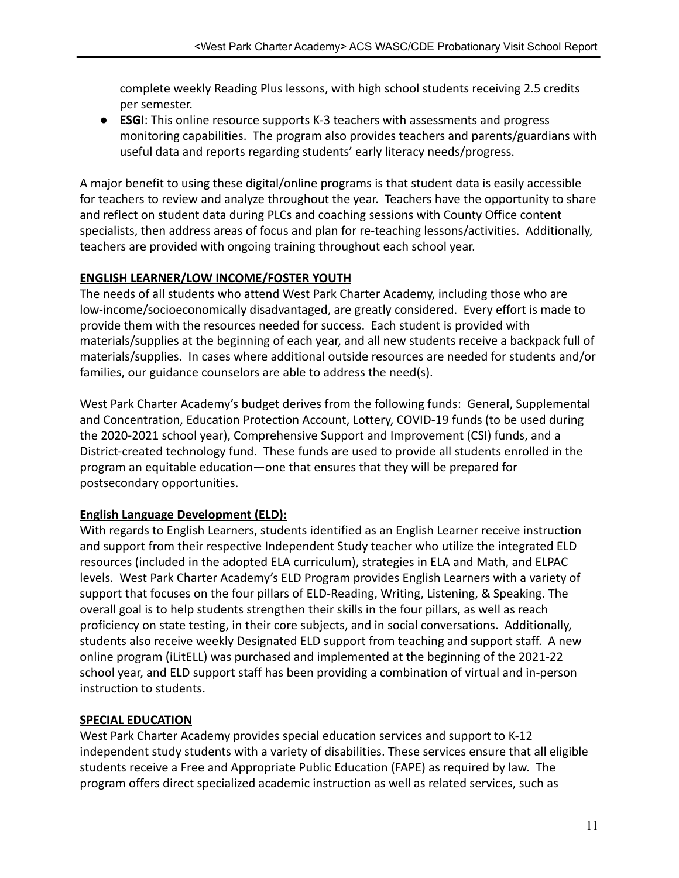complete weekly Reading Plus lessons, with high school students receiving 2.5 credits per semester.

- **ESGI**: This online resource supports K-3 teachers with assessments and progress monitoring capabilities. The program also provides teachers and parents/guardians with useful data and reports regarding students' early literacy needs/progress.

A major benefit to using these digital/online programs is that student data is easily accessible for teachers to review and analyze throughout the year. Teachers have the opportunity to share and reflect on student data during PLCs and coaching sessions with County Office content specialists, then address areas of focus and plan for re-teaching lessons/activities. Additionally, teachers are provided with ongoing training throughout each school year.

**ENGLISH LEARNER/LOW INCOME/FOSTER YOUTH**

The needs of all students who attend West Park Charter Academy, including those who are low-income/socioeconomically disadvantaged, are greatly considered. Every effort is made to provide them with the resources needed for success. Each student is provided with materials/supplies at the beginning of each year, and all new students receive a backpack full of materials/supplies. In cases where additional outside resources are needed for students and/or families, our guidance counselors are able to address the need(s).

West Park Charter Academy's budget derives from the following funds: General, Supplemental and Concentration, Education Protection Account, Lottery, COVID-19 funds (to be used during the 2020-2021 school year), Comprehensive Support and Improvement (CSI) funds, and a District-created technology fund. These funds are used to provide all students enrolled in the program an equitable education—one that ensures that they will be prepared for postsecondary opportunities.

**English Language Development (ELD):**

With regards to English Learners, students identified as an English Learner receive instruction and support from their respective Independent Study teacher who utilize the integrated ELD resources (included in the adopted ELA curriculum), strategies in ELA and Math, and ELPAC levels. West Park Charter Academy's ELD Program provides English Learners with a variety of support that focuses on the four pillars of ELD-Reading, Writing, Listening, & Speaking. The overall goal is to help students strengthen their skills in the four pillars, as well as reach proficiency on state testing, in their core subjects, and in social conversations. Additionally, students also receive weekly Designated ELD support from teaching and support staff. A new online program (iLitELL) was purchased and implemented at the beginning of the 2021-22 school year, and ELD support staff has been providing a combination of virtual and in-person instruction to students.

**SPECIAL EDUCATION**

West Park Charter Academy provides special education services and support to K-12 independent study students with a variety of disabilities. These services ensure that all eligible students receive a Free and Appropriate Public Education (FAPE) as required by law. The program offers direct specialized academic instruction as well as related services, such as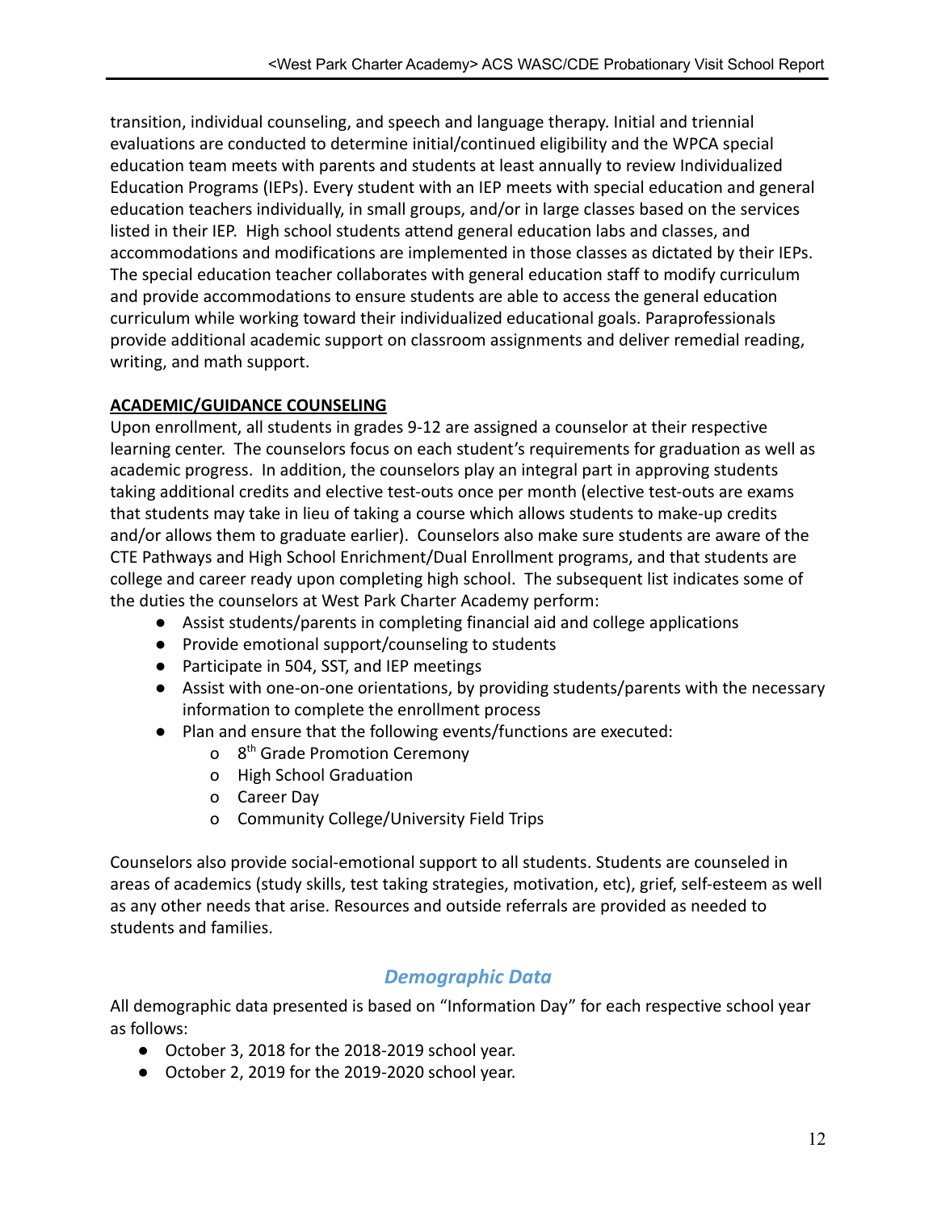transition, individual counseling, and speech and language therapy. Initial and triennial evaluations are conducted to determine initial/continued eligibility and the WPCA special education team meets with parents and students at least annually to review Individualized Education Programs (IEPs). Every student with an IEP meets with special education and general education teachers individually, in small groups, and/or in large classes based on the services listed in their IEP. High school students attend general education labs and classes, and accommodations and modifications are implemented in those classes as dictated by their IEPs. The special education teacher collaborates with general education staff to modify curriculum and provide accommodations to ensure students are able to access the general education curriculum while working toward their individualized educational goals. Paraprofessionals provide additional academic support on classroom assignments and deliver remedial reading, writing, and math support.

**ACADEMIC/GUIDANCE COUNSELING**

Upon enrollment, all students in grades 9-12 are assigned a counselor at their respective learning center. The counselors focus on each student's requirements for graduation as well as academic progress. In addition, the counselors play an integral part in approving students taking additional credits and elective test-outs once per month (elective test-outs are exams that students may take in lieu of taking a course which allows students to make-up credits and/or allows them to graduate earlier). Counselors also make sure students are aware of the CTE Pathways and High School Enrichment/Dual Enrollment programs, and that students are college and career ready upon completing high school. The subsequent list indicates some of the duties the counselors at West Park Charter Academy perform:

- Assist students/parents in completing financial aid and college applications
- Provide emotional support/counseling to students
- Participate in 504, SST, and IEP meetings
- Assist with one-on-one orientations, by providing students/parents with the necessary information to complete the enrollment process
- Plan and ensure that the following events/functions are executed:
  - 8th Grade Promotion Ceremony
  - High School Graduation
  - Career Day
  - Community College/University Field Trips

Counselors also provide social-emotional support to all students. Students are counseled in areas of academics (study skills, test taking strategies, motivation, etc), grief, self-esteem as well as any other needs that arise. Resources and outside referrals are provided as needed to students and families.

## *Demographic Data*

All demographic data presented is based on "Information Day" for each respective school year as follows:

- October 3, 2018 for the 2018-2019 school year.
- October 2, 2019 for the 2019-2020 school year.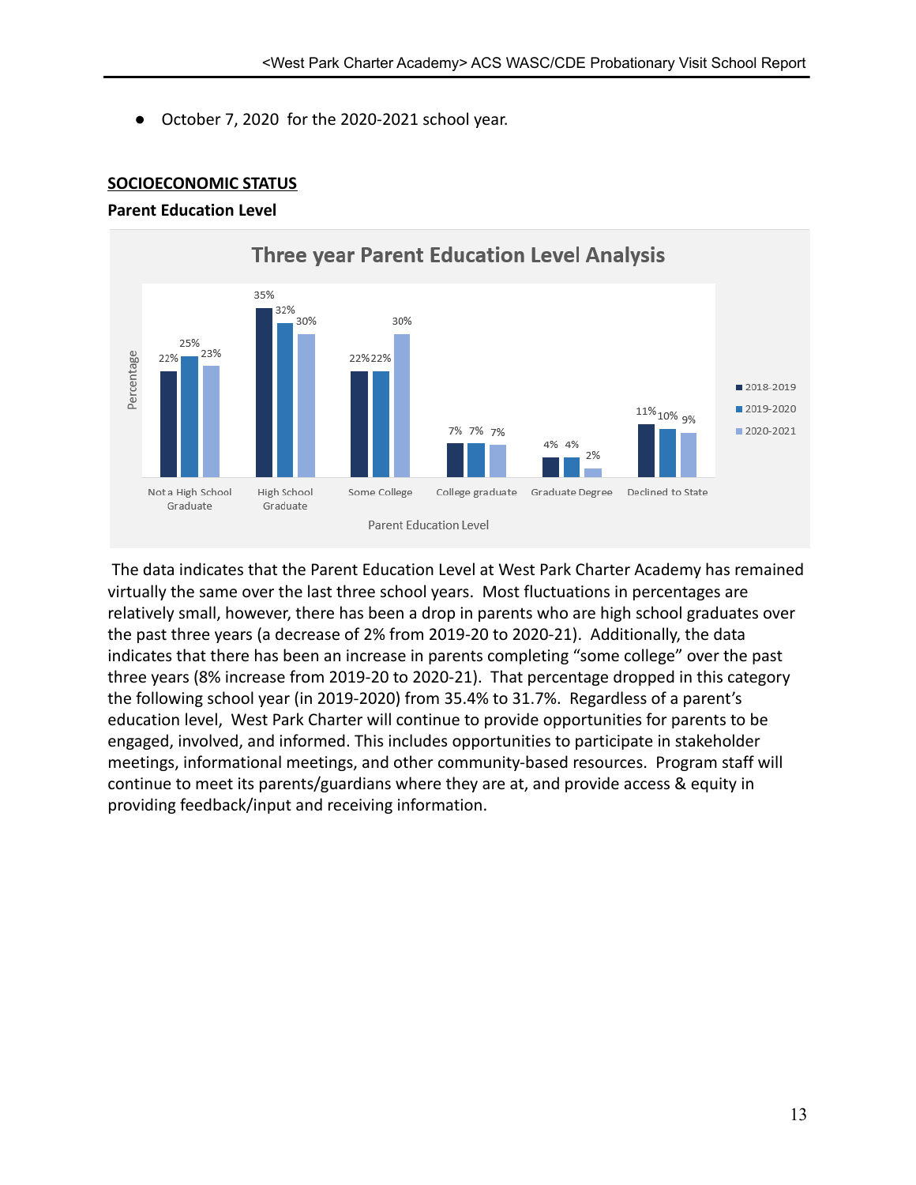- October 7, 2020 for the 2020-2021 school year.

## SOCIOECONOMIC STATUS

### Parent Education Level

**Three year Parent Education Level Analysis**

| Parent Education Level | 2018-2019 | 2019-2020 | 2020-2021 |
|---|---|---|---|
| Not a High School Graduate | 22% | 25% | 23% |
| High School Graduate | 35% | 32% | 30% |
| Some College | 22% | 22% | 30% |
| College graduate | 7% | 7% | 7% |
| Graduate Degree | 4% | 4% | 2% |
| Declined to State | 11% | 10% | 9% |

The data indicates that the Parent Education Level at West Park Charter Academy has remained virtually the same over the last three school years. Most fluctuations in percentages are relatively small, however, there has been a drop in parents who are high school graduates over the past three years (a decrease of 2% from 2019-20 to 2020-21). Additionally, the data indicates that there has been an increase in parents completing "some college" over the past three years (8% increase from 2019-20 to 2020-21). That percentage dropped in this category the following school year (in 2019-2020) from 35.4% to 31.7%. Regardless of a parent's education level, West Park Charter will continue to provide opportunities for parents to be engaged, involved, and informed. This includes opportunities to participate in stakeholder meetings, informational meetings, and other community-based resources. Program staff will continue to meet its parents/guardians where they are at, and provide access & equity in providing feedback/input and receiving information.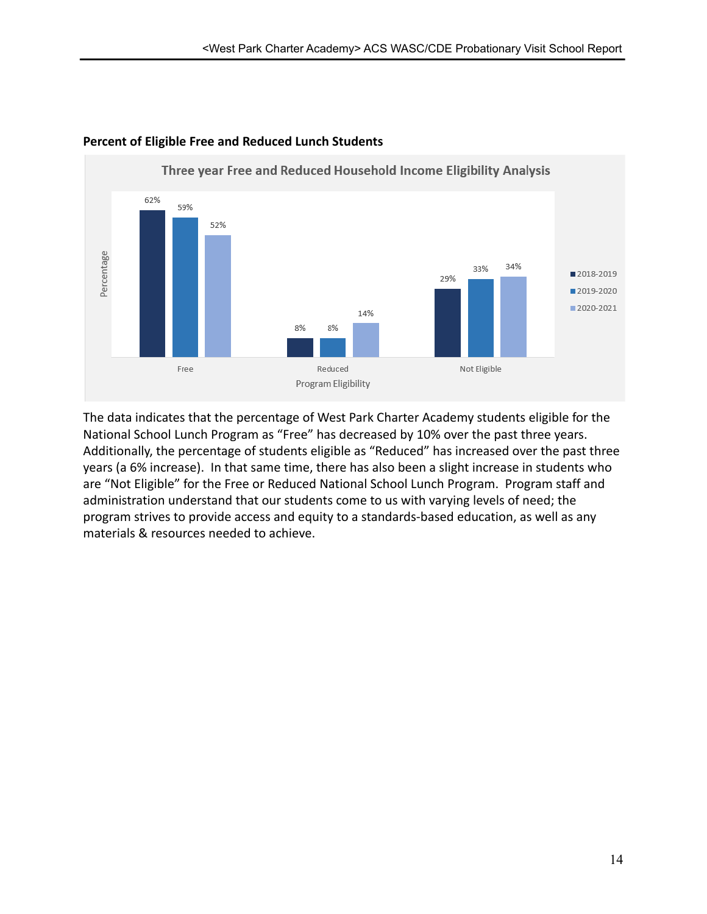**Percent of Eligible Free and Reduced Lunch Students**

Three year Free and Reduced Household Income Eligibility Analysis

| Program Eligibility | 2018-2019 | 2019-2020 | 2020-2021 |
|---|---|---|---|
| Free | 62% | 59% | 52% |
| Reduced | 8% | 8% | 14% |
| Not Eligible | 29% | 33% | 34% |

The data indicates that the percentage of West Park Charter Academy students eligible for the National School Lunch Program as "Free" has decreased by 10% over the past three years. Additionally, the percentage of students eligible as "Reduced" has increased over the past three years (a 6% increase). In that same time, there has also been a slight increase in students who are "Not Eligible" for the Free or Reduced National School Lunch Program. Program staff and administration understand that our students come to us with varying levels of need; the program strives to provide access and equity to a standards-based education, as well as any materials & resources needed to achieve.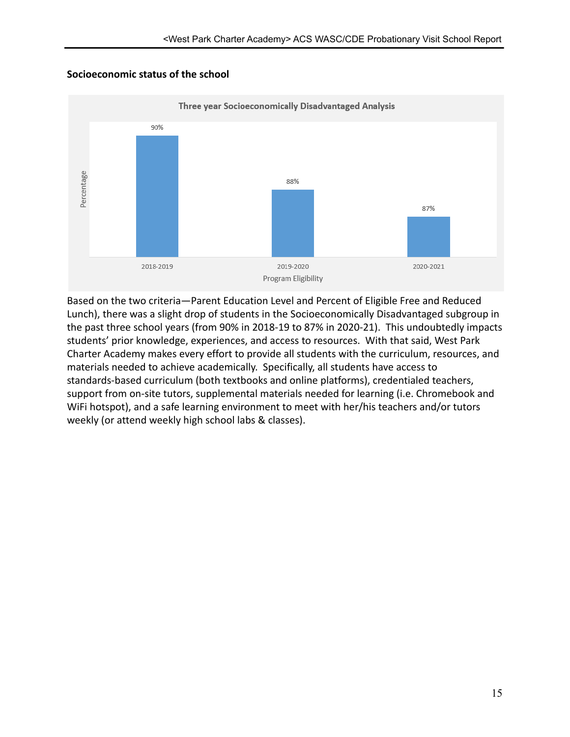**Socioeconomic status of the school**

**Three year Socioeconomically Disadvantaged Analysis**

| Program Eligibility | Percentage |
|---|---|
| 2018-2019 | 90% |
| 2019-2020 | 88% |
| 2020-2021 | 87% |

Based on the two criteria—Parent Education Level and Percent of Eligible Free and Reduced Lunch), there was a slight drop of students in the Socioeconomically Disadvantaged subgroup in the past three school years (from 90% in 2018-19 to 87% in 2020-21). This undoubtedly impacts students' prior knowledge, experiences, and access to resources. With that said, West Park Charter Academy makes every effort to provide all students with the curriculum, resources, and materials needed to achieve academically. Specifically, all students have access to standards-based curriculum (both textbooks and online platforms), credentialed teachers, support from on-site tutors, supplemental materials needed for learning (i.e. Chromebook and WiFi hotspot), and a safe learning environment to meet with her/his teachers and/or tutors weekly (or attend weekly high school labs & classes).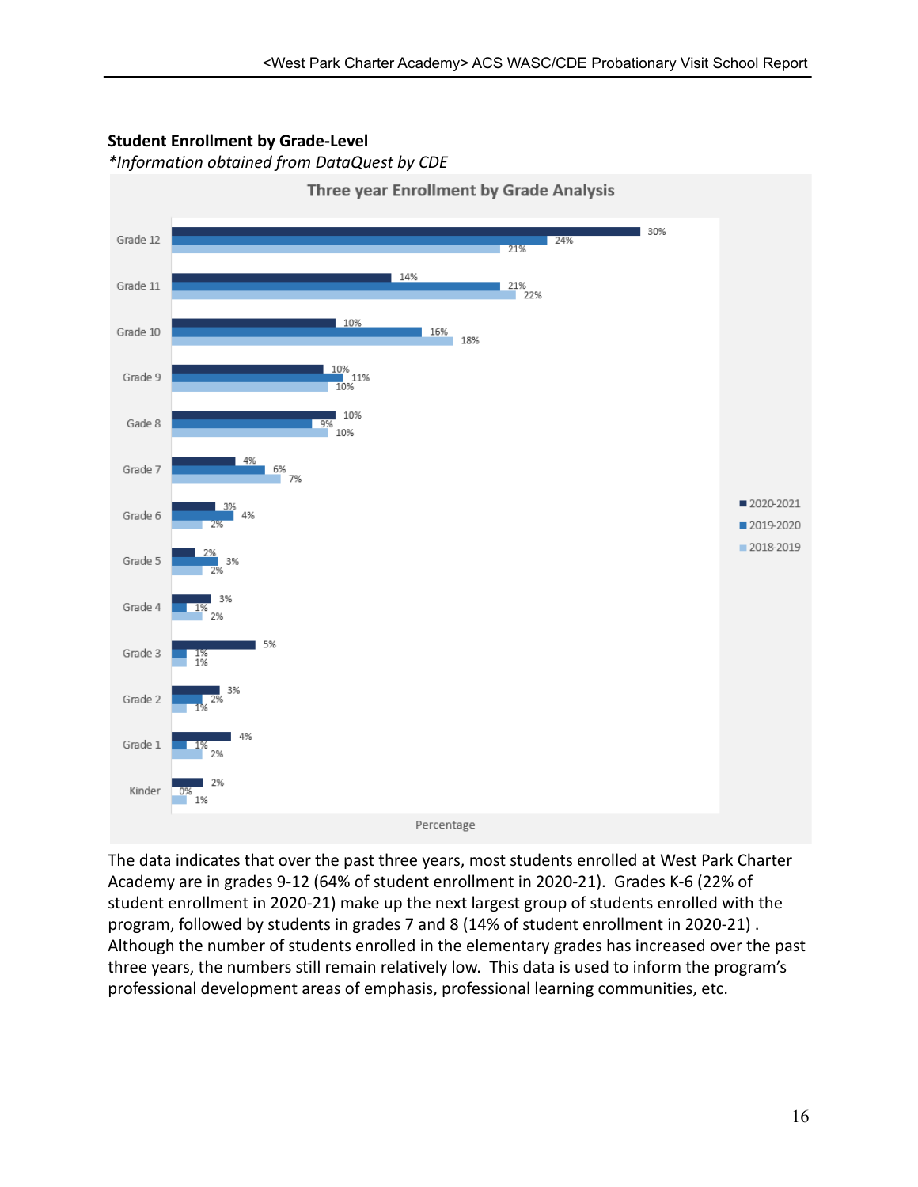**Student Enrollment by Grade-Level**

*\*Information obtained from DataQuest by CDE*

**Three year Enrollment by Grade Analysis**

| | 2020-2021 | 2019-2020 | 2018-2019 |
|---|---|---|---|
| Grade 12 | 30% | 24% | 21% |
| Grade 11 | 14% | 21% | 22% |
| Grade 10 | 10% | 16% | 18% |
| Grade 9 | 10% | 11% | 10% |
| Gade 8 | 10% | 9% | 10% |
| Grade 7 | 4% | 6% | 7% |
| Grade 6 | 3% | 4% | 2% |
| Grade 5 | 2% | 3% | 2% |
| Grade 4 | 3% | 1% | 2% |
| Grade 3 | 5% | 1% | 1% |
| Grade 2 | 3% | 2% | 1% |
| Grade 1 | 4% | 1% | 2% |
| Kinder | 2% | 0% | 1% |

Percentage

The data indicates that over the past three years, most students enrolled at West Park Charter Academy are in grades 9-12 (64% of student enrollment in 2020-21). Grades K-6 (22% of student enrollment in 2020-21) make up the next largest group of students enrolled with the program, followed by students in grades 7 and 8 (14% of student enrollment in 2020-21) . Although the number of students enrolled in the elementary grades has increased over the past three years, the numbers still remain relatively low. This data is used to inform the program's professional development areas of emphasis, professional learning communities, etc.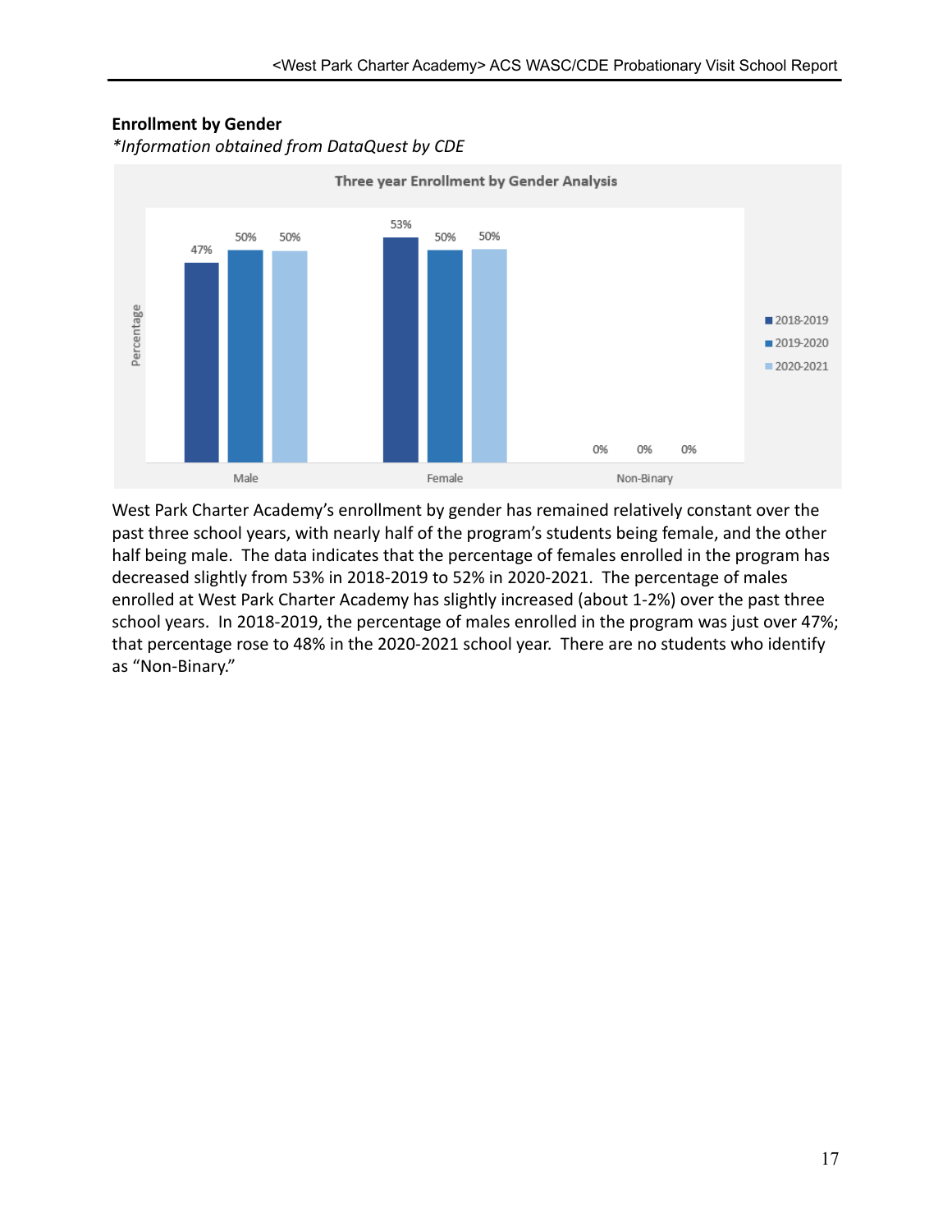**Enrollment by Gender**

*\*Information obtained from DataQuest by CDE*

West Park Charter Academy's enrollment by gender has remained relatively constant over the past three school years, with nearly half of the program's students being female, and the other half being male. The data indicates that the percentage of females enrolled in the program has decreased slightly from 53% in 2018-2019 to 52% in 2020-2021. The percentage of males enrolled at West Park Charter Academy has slightly increased (about 1-2%) over the past three school years. In 2018-2019, the percentage of males enrolled in the program was just over 47%; that percentage rose to 48% in the 2020-2021 school year. There are no students who identify as "Non-Binary."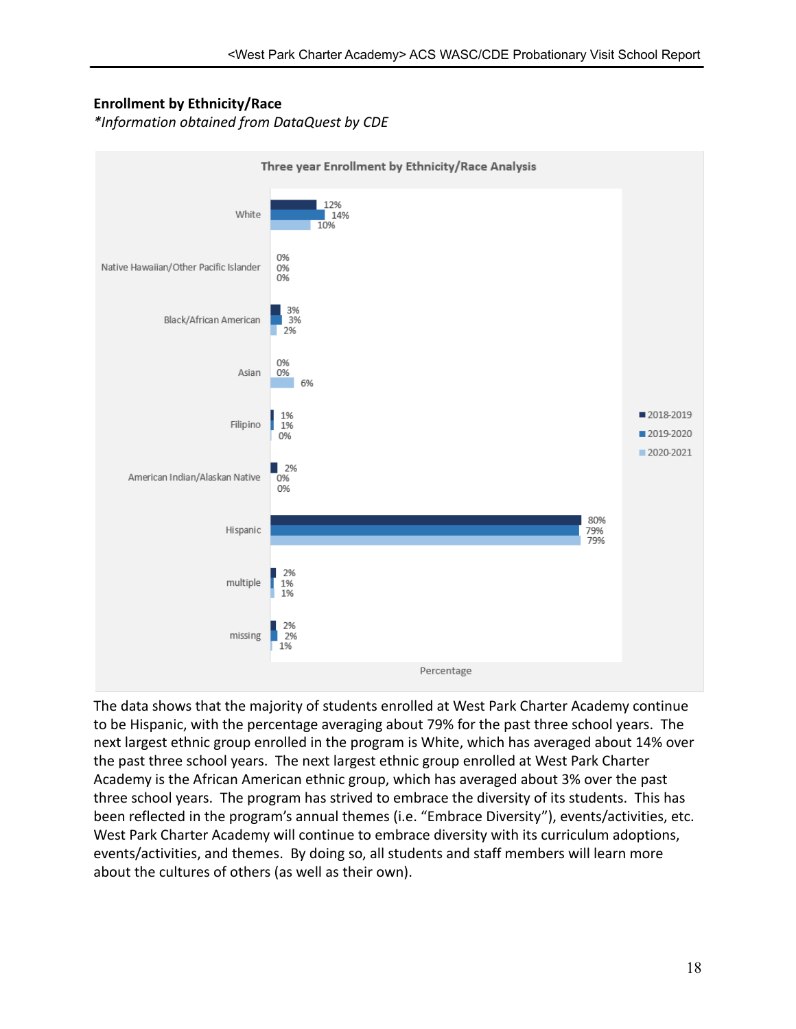**Enrollment by Ethnicity/Race**

*\*Information obtained from DataQuest by CDE*

**Three year Enrollment by Ethnicity/Race Analysis**

| Ethnicity/Race | 2018-2019 | 2019-2020 | 2020-2021 |
|---|---|---|---|
| White | 12% | 14% | 10% |
| Native Hawaiian/Other Pacific Islander | 0% | 0% | 0% |
| Black/African American | 3% | 3% | 2% |
| Asian | 0% | 0% | 6% |
| Filipino | 1% | 1% | 0% |
| American Indian/Alaskan Native | 2% | 0% | 0% |
| Hispanic | 80% | 79% | 79% |
| multiple | 2% | 1% | 1% |
| missing | 2% | 2% | 1% |

Percentage

The data shows that the majority of students enrolled at West Park Charter Academy continue to be Hispanic, with the percentage averaging about 79% for the past three school years. The next largest ethnic group enrolled in the program is White, which has averaged about 14% over the past three school years. The next largest ethnic group enrolled at West Park Charter Academy is the African American ethnic group, which has averaged about 3% over the past three school years. The program has strived to embrace the diversity of its students. This has been reflected in the program's annual themes (i.e. "Embrace Diversity"), events/activities, etc. West Park Charter Academy will continue to embrace diversity with its curriculum adoptions, events/activities, and themes. By doing so, all students and staff members will learn more about the cultures of others (as well as their own).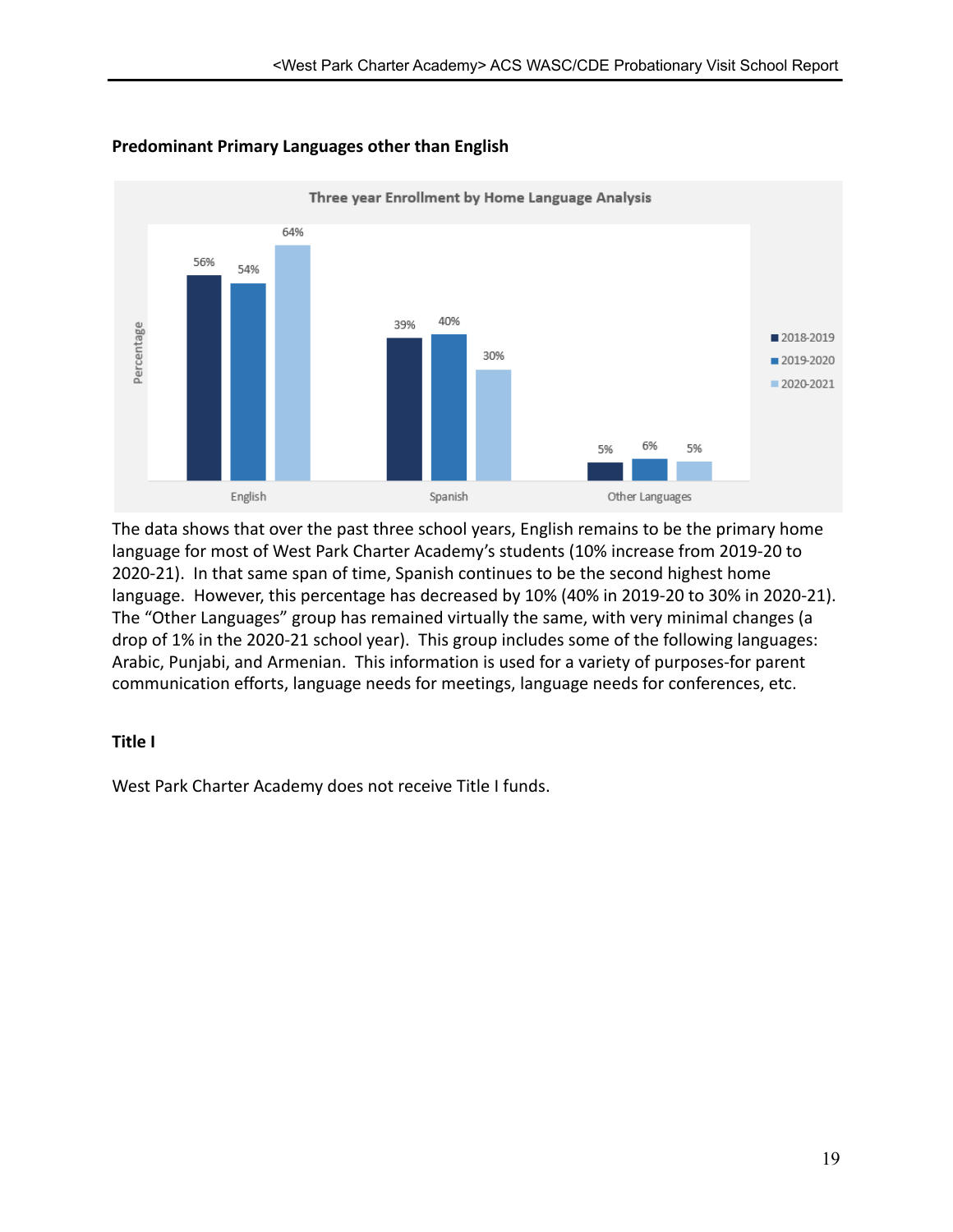**Predominant Primary Languages other than English**

**Three year Enrollment by Home Language Analysis**

| | 2018-2019 | 2019-2020 | 2020-2021 |
|---|---|---|---|
| English | 56% | 54% | 64% |
| Spanish | 39% | 40% | 30% |
| Other Languages | 5% | 6% | 5% |

The data shows that over the past three school years, English remains to be the primary home language for most of West Park Charter Academy's students (10% increase from 2019-20 to 2020-21). In that same span of time, Spanish continues to be the second highest home language. However, this percentage has decreased by 10% (40% in 2019-20 to 30% in 2020-21). The "Other Languages" group has remained virtually the same, with very minimal changes (a drop of 1% in the 2020-21 school year). This group includes some of the following languages: Arabic, Punjabi, and Armenian. This information is used for a variety of purposes-for parent communication efforts, language needs for meetings, language needs for conferences, etc.

**Title I**

West Park Charter Academy does not receive Title I funds.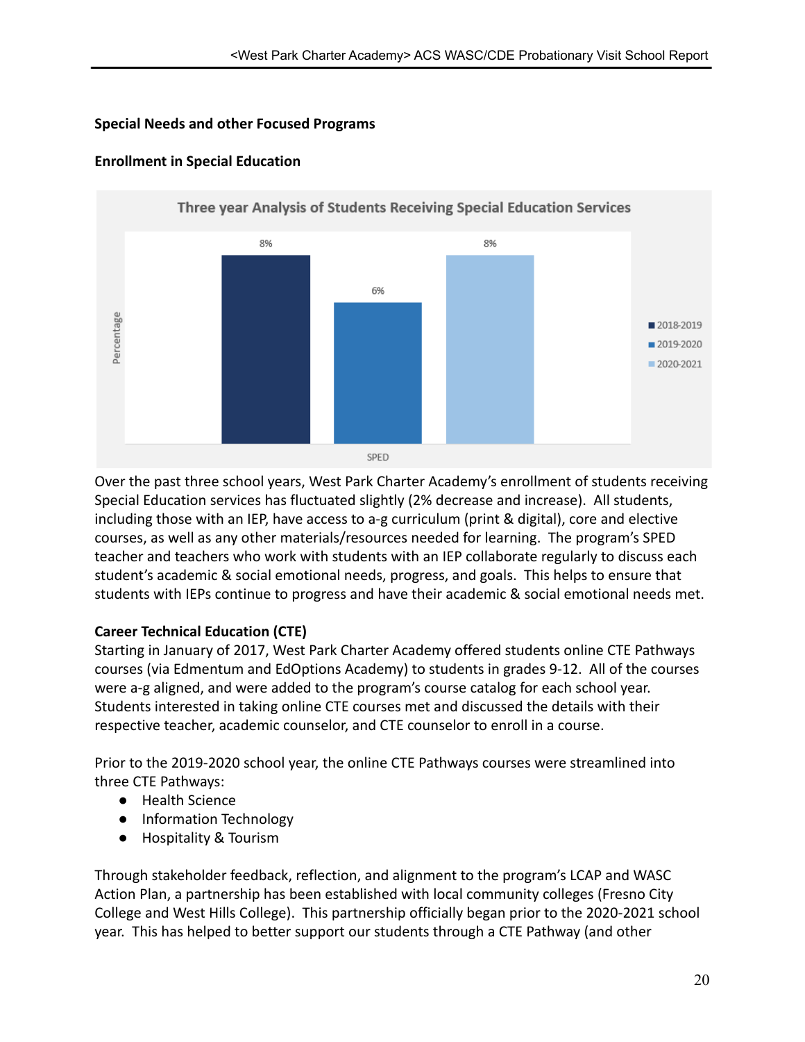### Special Needs and other Focused Programs

### Enrollment in Special Education

**Three year Analysis of Students Receiving Special Education Services**

| | 2018-2019 | 2019-2020 | 2020-2021 |
|---|---|---|---|
| SPED | 8% | 6% | 8% |

Over the past three school years, West Park Charter Academy's enrollment of students receiving Special Education services has fluctuated slightly (2% decrease and increase). All students, including those with an IEP, have access to a-g curriculum (print & digital), core and elective courses, as well as any other materials/resources needed for learning. The program's SPED teacher and teachers who work with students with an IEP collaborate regularly to discuss each student's academic & social emotional needs, progress, and goals. This helps to ensure that students with IEPs continue to progress and have their academic & social emotional needs met.

### Career Technical Education (CTE)

Starting in January of 2017, West Park Charter Academy offered students online CTE Pathways courses (via Edmentum and EdOptions Academy) to students in grades 9-12. All of the courses were a-g aligned, and were added to the program's course catalog for each school year. Students interested in taking online CTE courses met and discussed the details with their respective teacher, academic counselor, and CTE counselor to enroll in a course.

Prior to the 2019-2020 school year, the online CTE Pathways courses were streamlined into three CTE Pathways:

- Health Science
- Information Technology
- Hospitality & Tourism

Through stakeholder feedback, reflection, and alignment to the program's LCAP and WASC Action Plan, a partnership has been established with local community colleges (Fresno City College and West Hills College). This partnership officially began prior to the 2020-2021 school year. This has helped to better support our students through a CTE Pathway (and other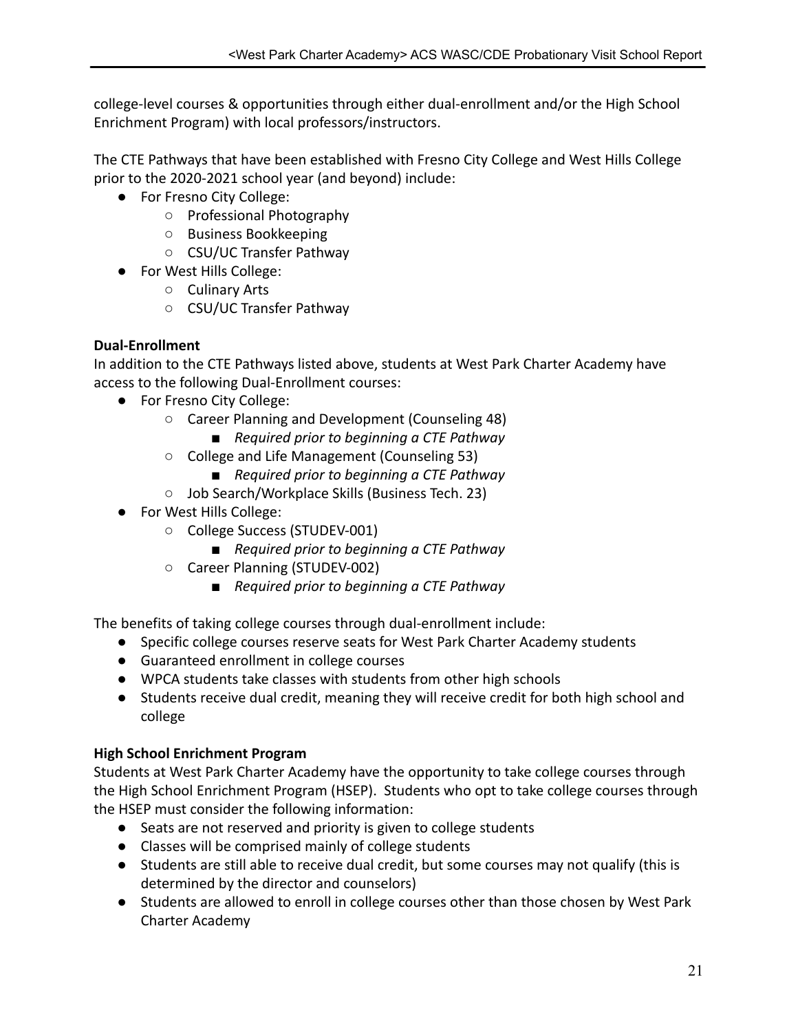college-level courses & opportunities through either dual-enrollment and/or the High School Enrichment Program) with local professors/instructors.

The CTE Pathways that have been established with Fresno City College and West Hills College prior to the 2020-2021 school year (and beyond) include:

- For Fresno City College:
  - Professional Photography
  - Business Bookkeeping
  - CSU/UC Transfer Pathway
- For West Hills College:
  - Culinary Arts
  - CSU/UC Transfer Pathway

**Dual-Enrollment**

In addition to the CTE Pathways listed above, students at West Park Charter Academy have access to the following Dual-Enrollment courses:

- For Fresno City College:
  - Career Planning and Development (Counseling 48)
    - *Required prior to beginning a CTE Pathway*
  - College and Life Management (Counseling 53)
    - *Required prior to beginning a CTE Pathway*
  - Job Search/Workplace Skills (Business Tech. 23)
- For West Hills College:
  - College Success (STUDEV-001)
    - *Required prior to beginning a CTE Pathway*
  - Career Planning (STUDEV-002)
    - *Required prior to beginning a CTE Pathway*

The benefits of taking college courses through dual-enrollment include:

- Specific college courses reserve seats for West Park Charter Academy students
- Guaranteed enrollment in college courses
- WPCA students take classes with students from other high schools
- Students receive dual credit, meaning they will receive credit for both high school and college

**High School Enrichment Program**

Students at West Park Charter Academy have the opportunity to take college courses through the High School Enrichment Program (HSEP). Students who opt to take college courses through the HSEP must consider the following information:

- Seats are not reserved and priority is given to college students
- Classes will be comprised mainly of college students
- Students are still able to receive dual credit, but some courses may not qualify (this is determined by the director and counselors)
- Students are allowed to enroll in college courses other than those chosen by West Park Charter Academy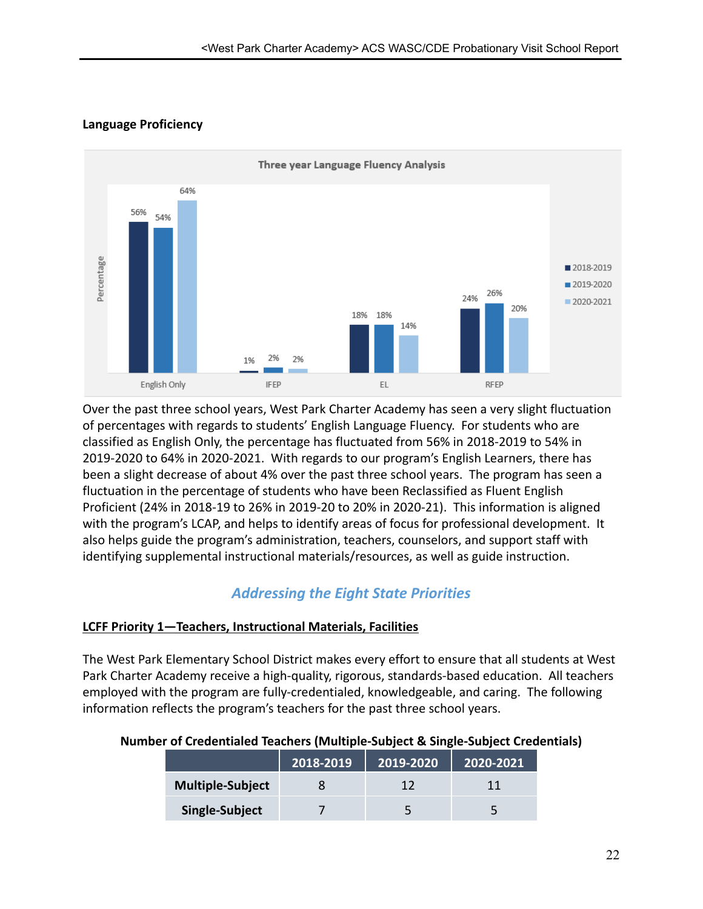## Language Proficiency

**Three year Language Fluency Analysis**

| | 2018-2019 | 2019-2020 | 2020-2021 |
|---|---|---|---|
| English Only | 56% | 54% | 64% |
| IFEP | 1% | 2% | 2% |
| EL | 18% | 18% | 14% |
| RFEP | 24% | 26% | 20% |

Over the past three school years, West Park Charter Academy has seen a very slight fluctuation of percentages with regards to students' English Language Fluency. For students who are classified as English Only, the percentage has fluctuated from 56% in 2018-2019 to 54% in 2019-2020 to 64% in 2020-2021. With regards to our program's English Learners, there has been a slight decrease of about 4% over the past three school years. The program has seen a fluctuation in the percentage of students who have been Reclassified as Fluent English Proficient (24% in 2018-19 to 26% in 2019-20 to 20% in 2020-21). This information is aligned with the program's LCAP, and helps to identify areas of focus for professional development. It also helps guide the program's administration, teachers, counselors, and support staff with identifying supplemental instructional materials/resources, as well as guide instruction.

## *Addressing the Eight State Priorities*

### LCFF Priority 1—Teachers, Instructional Materials, Facilities

The West Park Elementary School District makes every effort to ensure that all students at West Park Charter Academy receive a high-quality, rigorous, standards-based education. All teachers employed with the program are fully-credentialed, knowledgeable, and caring. The following information reflects the program's teachers for the past three school years.

**Number of Credentialed Teachers (Multiple-Subject & Single-Subject Credentials)**

| | 2018-2019 | 2019-2020 | 2020-2021 |
|---|---|---|---|
| **Multiple-Subject** | 8 | 12 | 11 |
| **Single-Subject** | 7 | 5 | 5 |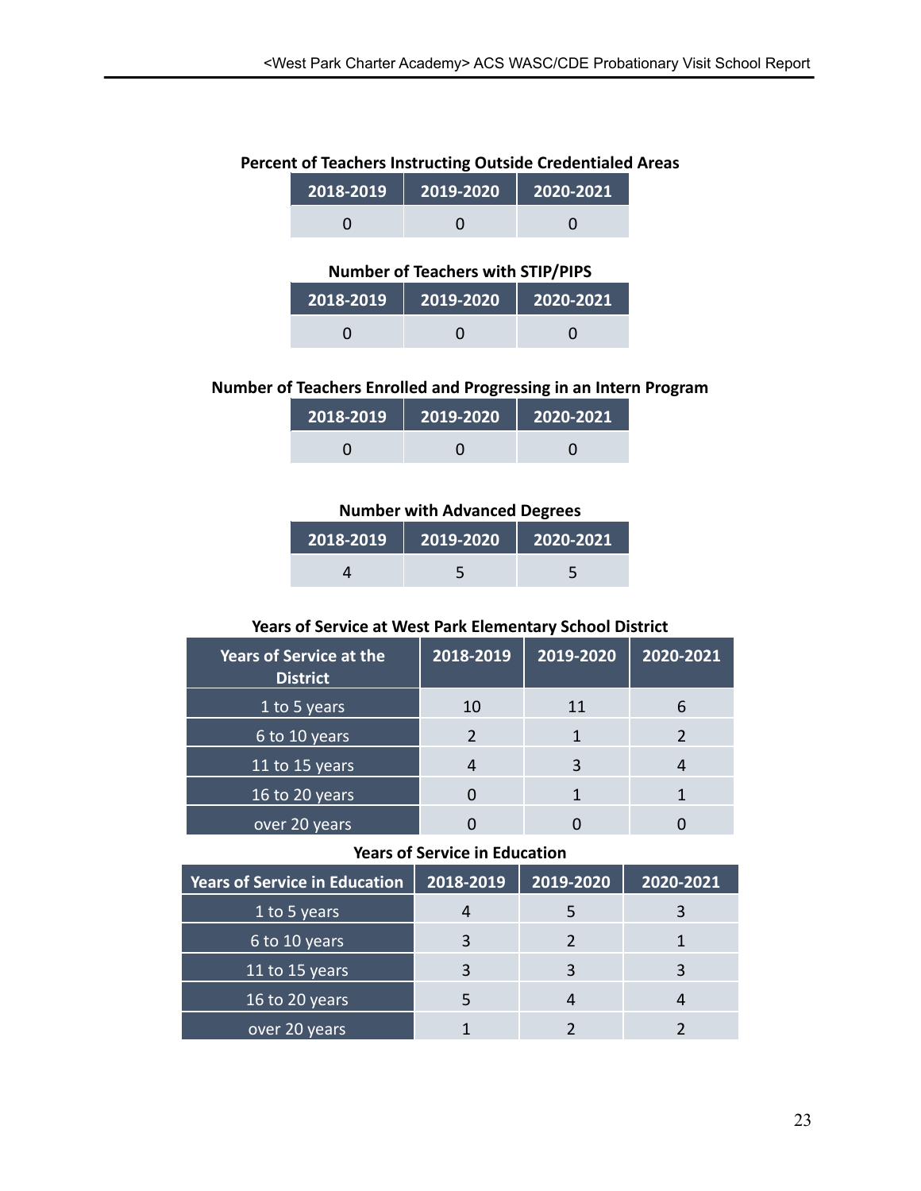**Percent of Teachers Instructing Outside Credentialed Areas**

| 2018-2019 | 2019-2020 | 2020-2021 |
|---|---|---|
| 0 | 0 | 0 |

**Number of Teachers with STIP/PIPS**

| 2018-2019 | 2019-2020 | 2020-2021 |
|---|---|---|
| 0 | 0 | 0 |

**Number of Teachers Enrolled and Progressing in an Intern Program**

| 2018-2019 | 2019-2020 | 2020-2021 |
|---|---|---|
| 0 | 0 | 0 |

**Number with Advanced Degrees**

| 2018-2019 | 2019-2020 | 2020-2021 |
|---|---|---|
| 4 | 5 | 5 |

**Years of Service at West Park Elementary School District**

| Years of Service at the District | 2018-2019 | 2019-2020 | 2020-2021 |
|---|---|---|---|
| 1 to 5 years | 10 | 11 | 6 |
| 6 to 10 years | 2 | 1 | 2 |
| 11 to 15 years | 4 | 3 | 4 |
| 16 to 20 years | 0 | 1 | 1 |
| over 20 years | 0 | 0 | 0 |

**Years of Service in Education**

| Years of Service in Education | 2018-2019 | 2019-2020 | 2020-2021 |
|---|---|---|---|
| 1 to 5 years | 4 | 5 | 3 |
| 6 to 10 years | 3 | 2 | 1 |
| 11 to 15 years | 3 | 3 | 3 |
| 16 to 20 years | 5 | 4 | 4 |
| over 20 years | 1 | 2 | 2 |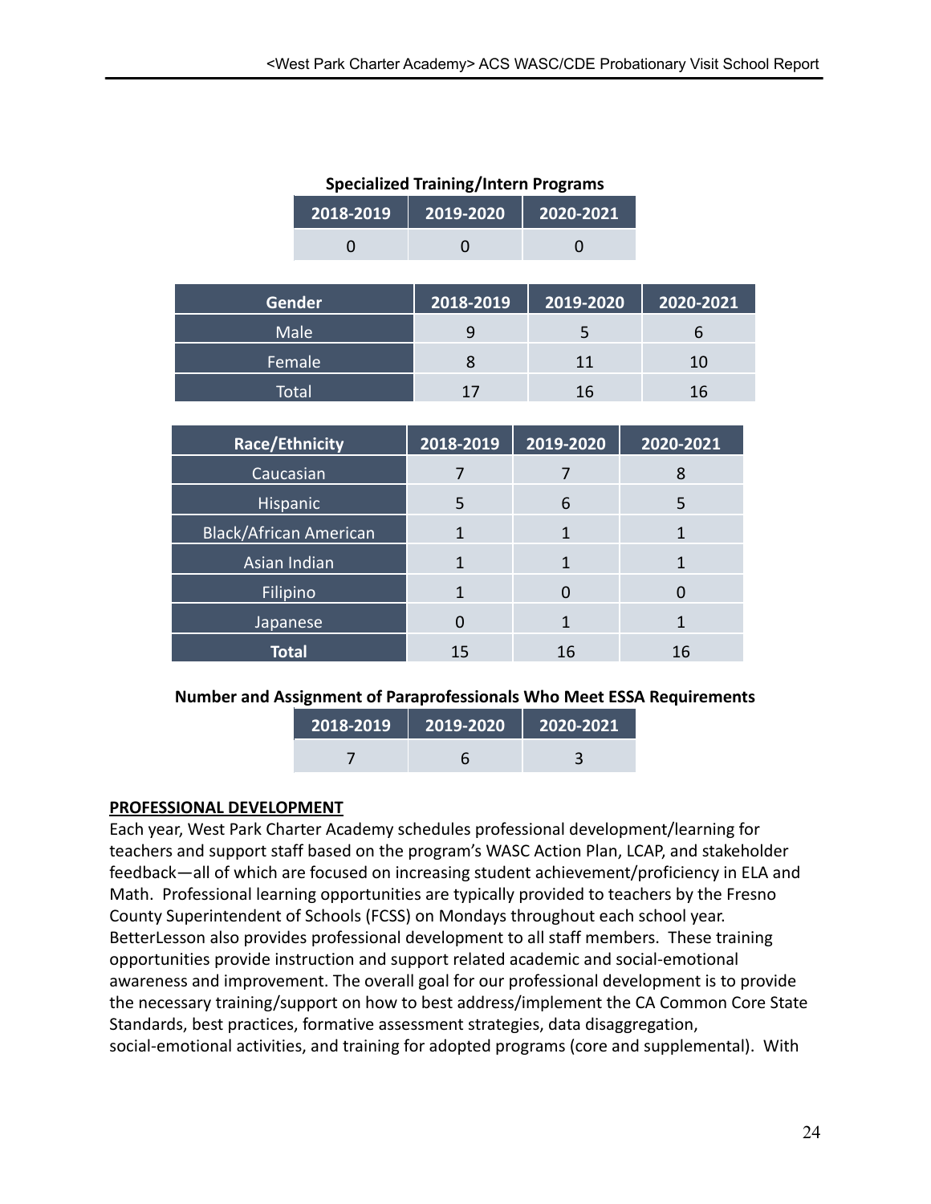**Specialized Training/Intern Programs**

| 2018-2019 | 2019-2020 | 2020-2021 |
|---|---|---|
| 0 | 0 | 0 |

| Gender | 2018-2019 | 2019-2020 | 2020-2021 |
|---|---|---|---|
| Male | 9 | 5 | 6 |
| Female | 8 | 11 | 10 |
| Total | 17 | 16 | 16 |

| Race/Ethnicity | 2018-2019 | 2019-2020 | 2020-2021 |
|---|---|---|---|
| Caucasian | 7 | 7 | 8 |
| Hispanic | 5 | 6 | 5 |
| Black/African American | 1 | 1 | 1 |
| Asian Indian | 1 | 1 | 1 |
| Filipino | 1 | 0 | 0 |
| Japanese | 0 | 1 | 1 |
| **Total** | 15 | 16 | 16 |

**Number and Assignment of Paraprofessionals Who Meet ESSA Requirements**

| 2018-2019 | 2019-2020 | 2020-2021 |
|---|---|---|
| 7 | 6 | 3 |

**PROFESSIONAL DEVELOPMENT**

Each year, West Park Charter Academy schedules professional development/learning for teachers and support staff based on the program's WASC Action Plan, LCAP, and stakeholder feedback—all of which are focused on increasing student achievement/proficiency in ELA and Math. Professional learning opportunities are typically provided to teachers by the Fresno County Superintendent of Schools (FCSS) on Mondays throughout each school year. BetterLesson also provides professional development to all staff members. These training opportunities provide instruction and support related academic and social-emotional awareness and improvement. The overall goal for our professional development is to provide the necessary training/support on how to best address/implement the CA Common Core State Standards, best practices, formative assessment strategies, data disaggregation, social-emotional activities, and training for adopted programs (core and supplemental). With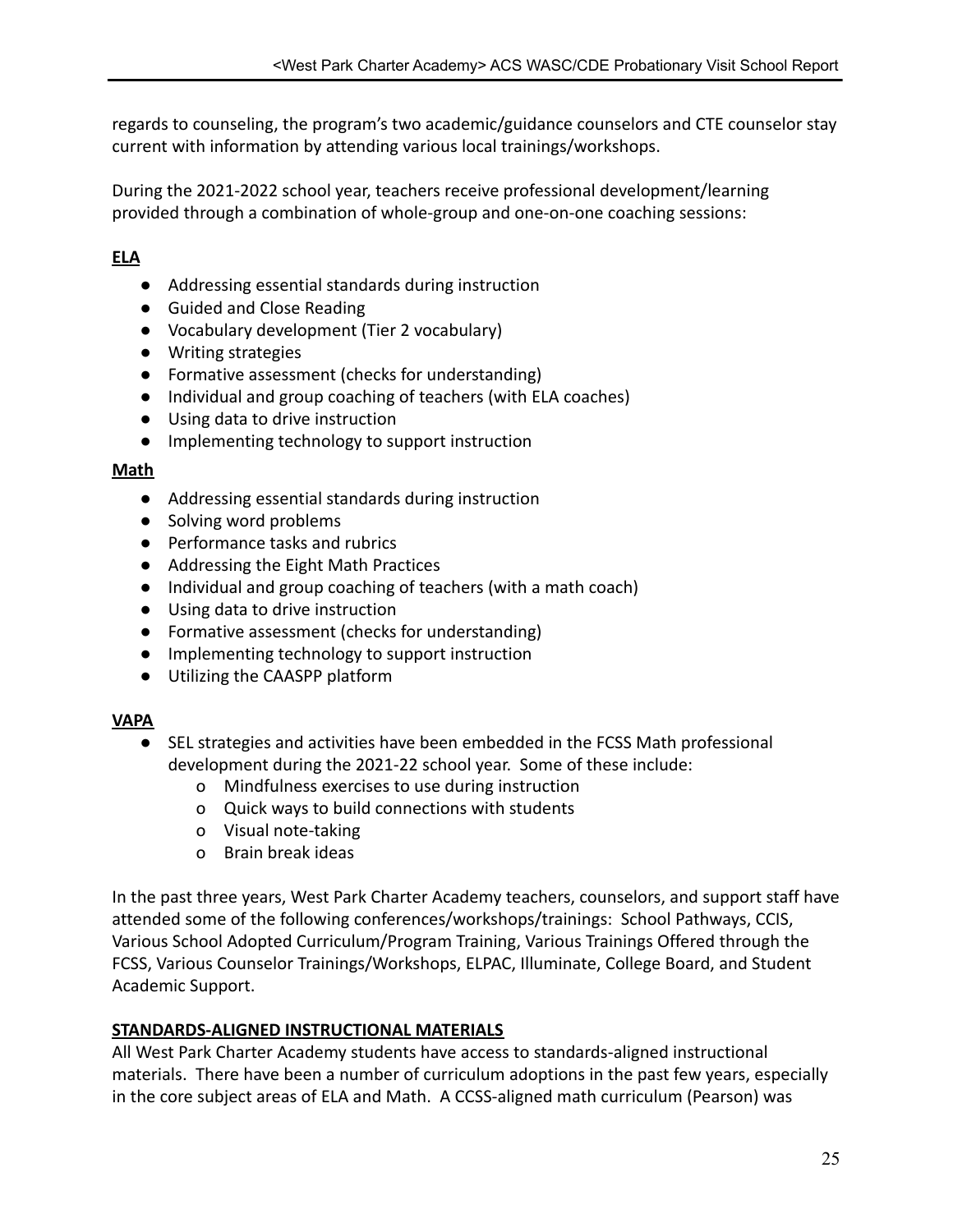regards to counseling, the program's two academic/guidance counselors and CTE counselor stay current with information by attending various local trainings/workshops.

During the 2021-2022 school year, teachers receive professional development/learning provided through a combination of whole-group and one-on-one coaching sessions:

**ELA**

- Addressing essential standards during instruction
- Guided and Close Reading
- Vocabulary development (Tier 2 vocabulary)
- Writing strategies
- Formative assessment (checks for understanding)
- Individual and group coaching of teachers (with ELA coaches)
- Using data to drive instruction
- Implementing technology to support instruction

**Math**

- Addressing essential standards during instruction
- Solving word problems
- Performance tasks and rubrics
- Addressing the Eight Math Practices
- Individual and group coaching of teachers (with a math coach)
- Using data to drive instruction
- Formative assessment (checks for understanding)
- Implementing technology to support instruction
- Utilizing the CAASPP platform

**VAPA**

- SEL strategies and activities have been embedded in the FCSS Math professional development during the 2021-22 school year. Some of these include:
    - Mindfulness exercises to use during instruction
    - Quick ways to build connections with students
    - Visual note-taking
    - Brain break ideas

In the past three years, West Park Charter Academy teachers, counselors, and support staff have attended some of the following conferences/workshops/trainings: School Pathways, CCIS, Various School Adopted Curriculum/Program Training, Various Trainings Offered through the FCSS, Various Counselor Trainings/Workshops, ELPAC, Illuminate, College Board, and Student Academic Support.

**STANDARDS-ALIGNED INSTRUCTIONAL MATERIALS**

All West Park Charter Academy students have access to standards-aligned instructional materials. There have been a number of curriculum adoptions in the past few years, especially in the core subject areas of ELA and Math. A CCSS-aligned math curriculum (Pearson) was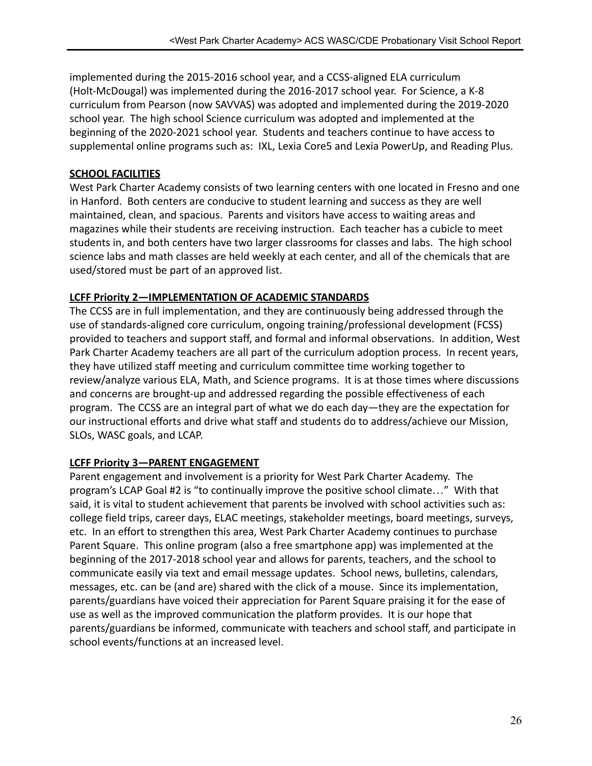implemented during the 2015-2016 school year, and a CCSS-aligned ELA curriculum (Holt-McDougal) was implemented during the 2016-2017 school year. For Science, a K-8 curriculum from Pearson (now SAVVAS) was adopted and implemented during the 2019-2020 school year. The high school Science curriculum was adopted and implemented at the beginning of the 2020-2021 school year. Students and teachers continue to have access to supplemental online programs such as: IXL, Lexia Core5 and Lexia PowerUp, and Reading Plus.

**SCHOOL FACILITIES**

West Park Charter Academy consists of two learning centers with one located in Fresno and one in Hanford. Both centers are conducive to student learning and success as they are well maintained, clean, and spacious. Parents and visitors have access to waiting areas and magazines while their students are receiving instruction. Each teacher has a cubicle to meet students in, and both centers have two larger classrooms for classes and labs. The high school science labs and math classes are held weekly at each center, and all of the chemicals that are used/stored must be part of an approved list.

**LCFF Priority 2—IMPLEMENTATION OF ACADEMIC STANDARDS**

The CCSS are in full implementation, and they are continuously being addressed through the use of standards-aligned core curriculum, ongoing training/professional development (FCSS) provided to teachers and support staff, and formal and informal observations. In addition, West Park Charter Academy teachers are all part of the curriculum adoption process. In recent years, they have utilized staff meeting and curriculum committee time working together to review/analyze various ELA, Math, and Science programs. It is at those times where discussions and concerns are brought-up and addressed regarding the possible effectiveness of each program. The CCSS are an integral part of what we do each day—they are the expectation for our instructional efforts and drive what staff and students do to address/achieve our Mission, SLOs, WASC goals, and LCAP.

**LCFF Priority 3—PARENT ENGAGEMENT**

Parent engagement and involvement is a priority for West Park Charter Academy. The program's LCAP Goal #2 is "to continually improve the positive school climate…" With that said, it is vital to student achievement that parents be involved with school activities such as: college field trips, career days, ELAC meetings, stakeholder meetings, board meetings, surveys, etc. In an effort to strengthen this area, West Park Charter Academy continues to purchase Parent Square. This online program (also a free smartphone app) was implemented at the beginning of the 2017-2018 school year and allows for parents, teachers, and the school to communicate easily via text and email message updates. School news, bulletins, calendars, messages, etc. can be (and are) shared with the click of a mouse. Since its implementation, parents/guardians have voiced their appreciation for Parent Square praising it for the ease of use as well as the improved communication the platform provides. It is our hope that parents/guardians be informed, communicate with teachers and school staff, and participate in school events/functions at an increased level.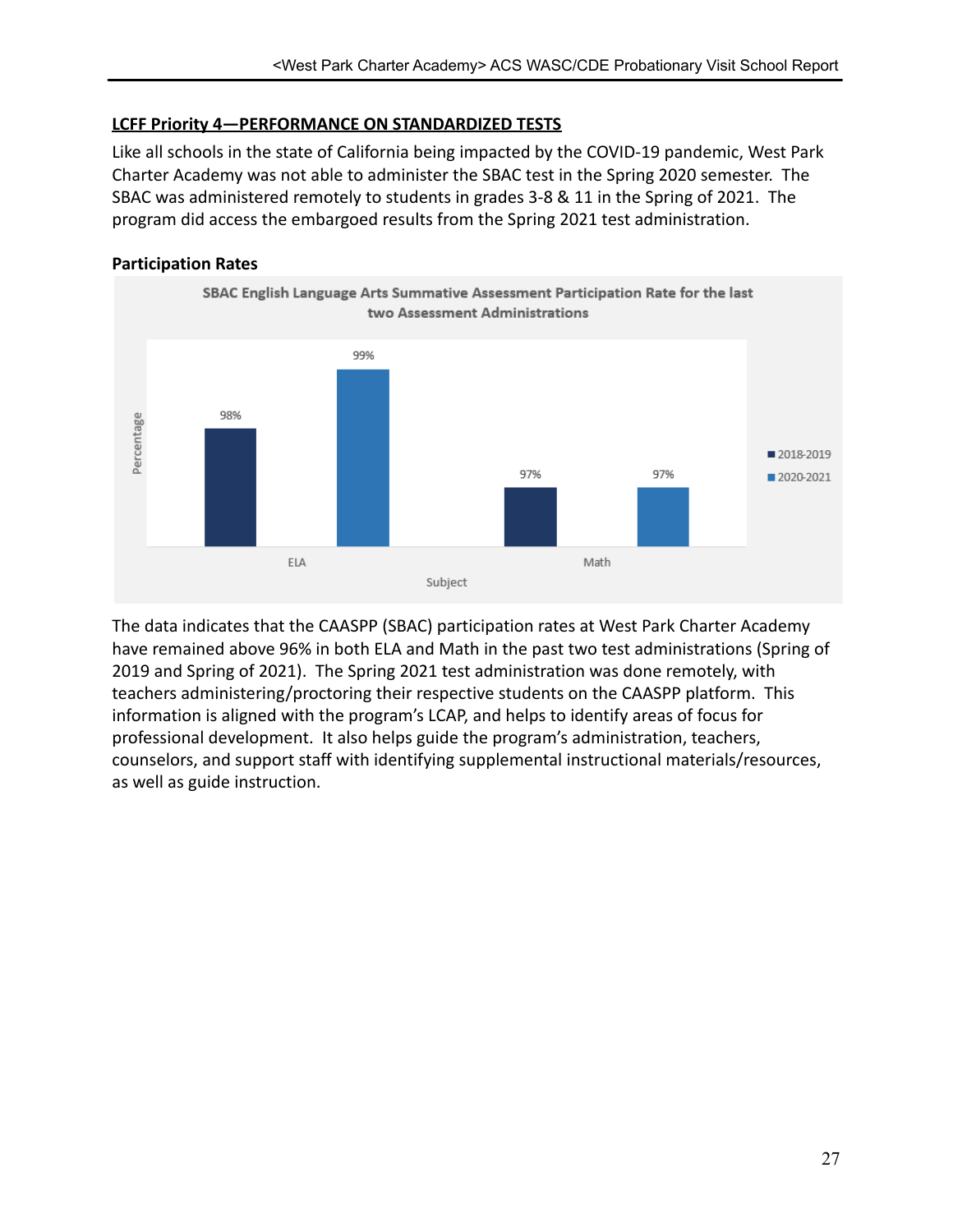## LCFF Priority 4—PERFORMANCE ON STANDARDIZED TESTS

Like all schools in the state of California being impacted by the COVID-19 pandemic, West Park Charter Academy was not able to administer the SBAC test in the Spring 2020 semester. The SBAC was administered remotely to students in grades 3-8 & 11 in the Spring of 2021. The program did access the embargoed results from the Spring 2021 test administration.

### Participation Rates

**SBAC English Language Arts Summative Assessment Participation Rate for the last two Assessment Administrations**

| Subject | 2018-2019 | 2020-2021 |
|---|---|---|
| ELA | 98% | 99% |
| Math | 97% | 97% |

The data indicates that the CAASPP (SBAC) participation rates at West Park Charter Academy have remained above 96% in both ELA and Math in the past two test administrations (Spring of 2019 and Spring of 2021). The Spring 2021 test administration was done remotely, with teachers administering/proctoring their respective students on the CAASPP platform. This information is aligned with the program's LCAP, and helps to identify areas of focus for professional development. It also helps guide the program's administration, teachers, counselors, and support staff with identifying supplemental instructional materials/resources, as well as guide instruction.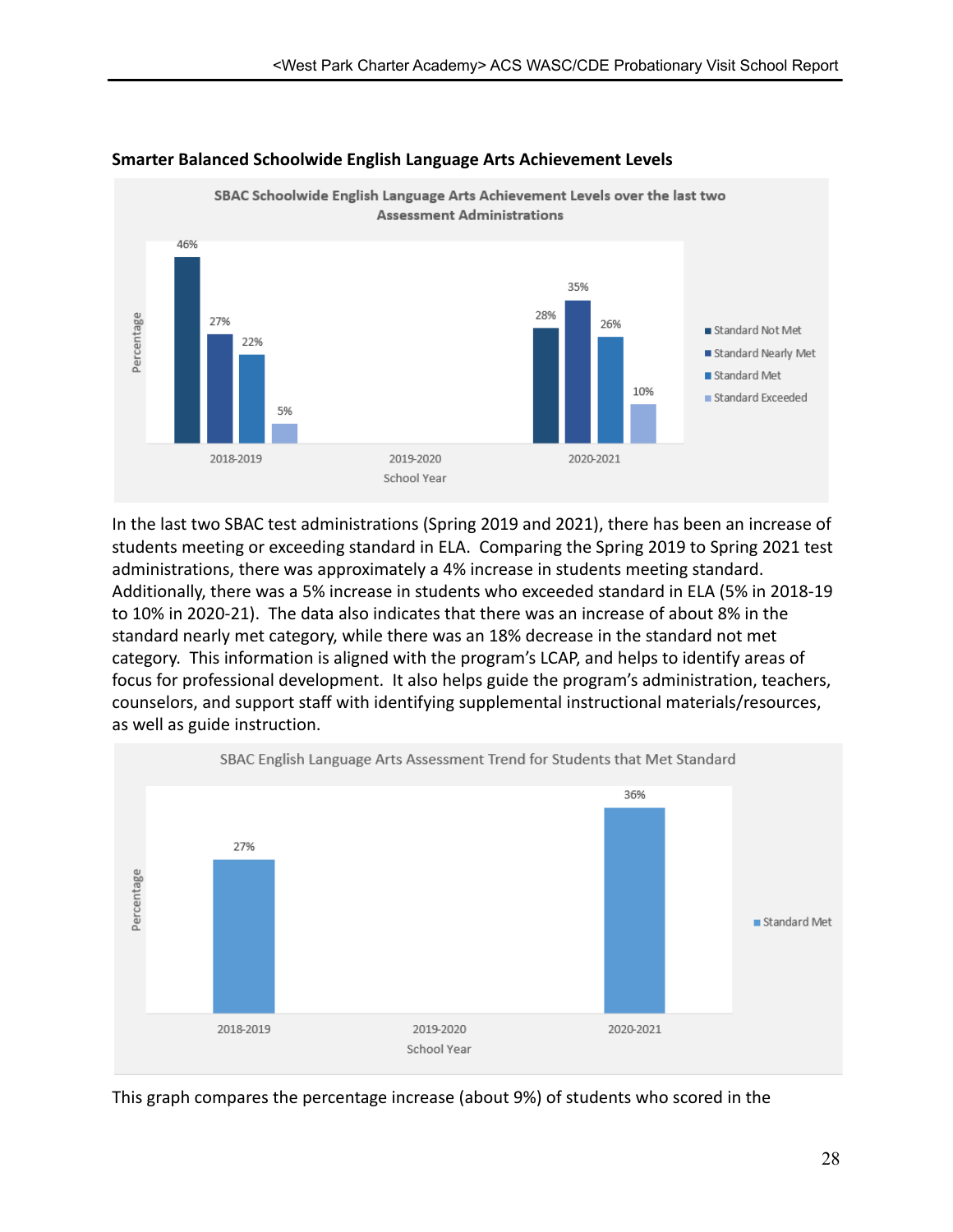**Smarter Balanced Schoolwide English Language Arts Achievement Levels**

In the last two SBAC test administrations (Spring 2019 and 2021), there has been an increase of students meeting or exceeding standard in ELA. Comparing the Spring 2019 to Spring 2021 test administrations, there was approximately a 4% increase in students meeting standard. Additionally, there was a 5% increase in students who exceeded standard in ELA (5% in 2018-19 to 10% in 2020-21). The data also indicates that there was an increase of about 8% in the standard nearly met category, while there was an 18% decrease in the standard not met category. This information is aligned with the program's LCAP, and helps to identify areas of focus for professional development. It also helps guide the program's administration, teachers, counselors, and support staff with identifying supplemental instructional materials/resources, as well as guide instruction.

This graph compares the percentage increase (about 9%) of students who scored in the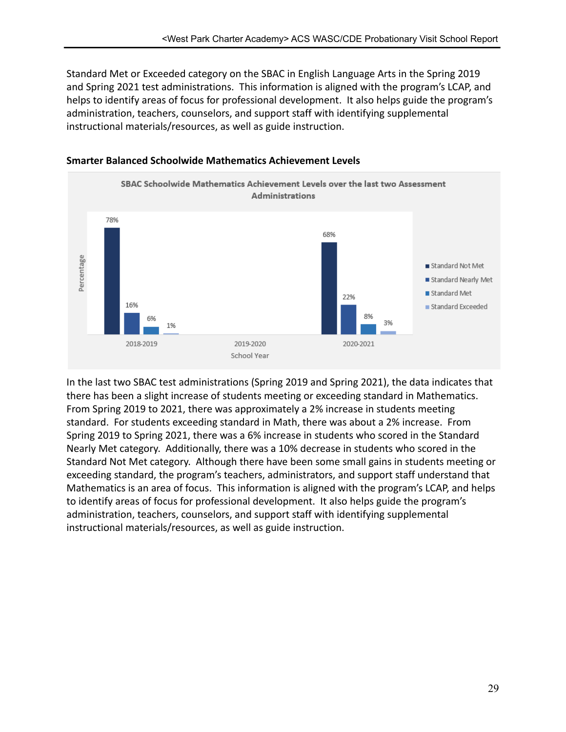Standard Met or Exceeded category on the SBAC in English Language Arts in the Spring 2019 and Spring 2021 test administrations. This information is aligned with the program's LCAP, and helps to identify areas of focus for professional development. It also helps guide the program's administration, teachers, counselors, and support staff with identifying supplemental instructional materials/resources, as well as guide instruction.

**Smarter Balanced Schoolwide Mathematics Achievement Levels**

**SBAC Schoolwide Mathematics Achievement Levels over the last two Assessment Administrations**

| School Year | Standard Not Met | Standard Nearly Met | Standard Met | Standard Exceeded |
|---|---|---|---|---|
| 2018-2019 | 78% | 16% | 6% | 1% |
| 2019-2020 | | | | |
| 2020-2021 | 68% | 22% | 8% | 3% |

In the last two SBAC test administrations (Spring 2019 and Spring 2021), the data indicates that there has been a slight increase of students meeting or exceeding standard in Mathematics. From Spring 2019 to 2021, there was approximately a 2% increase in students meeting standard. For students exceeding standard in Math, there was about a 2% increase. From Spring 2019 to Spring 2021, there was a 6% increase in students who scored in the Standard Nearly Met category. Additionally, there was a 10% decrease in students who scored in the Standard Not Met category. Although there have been some small gains in students meeting or exceeding standard, the program's teachers, administrators, and support staff understand that Mathematics is an area of focus. This information is aligned with the program's LCAP, and helps to identify areas of focus for professional development. It also helps guide the program's administration, teachers, counselors, and support staff with identifying supplemental instructional materials/resources, as well as guide instruction.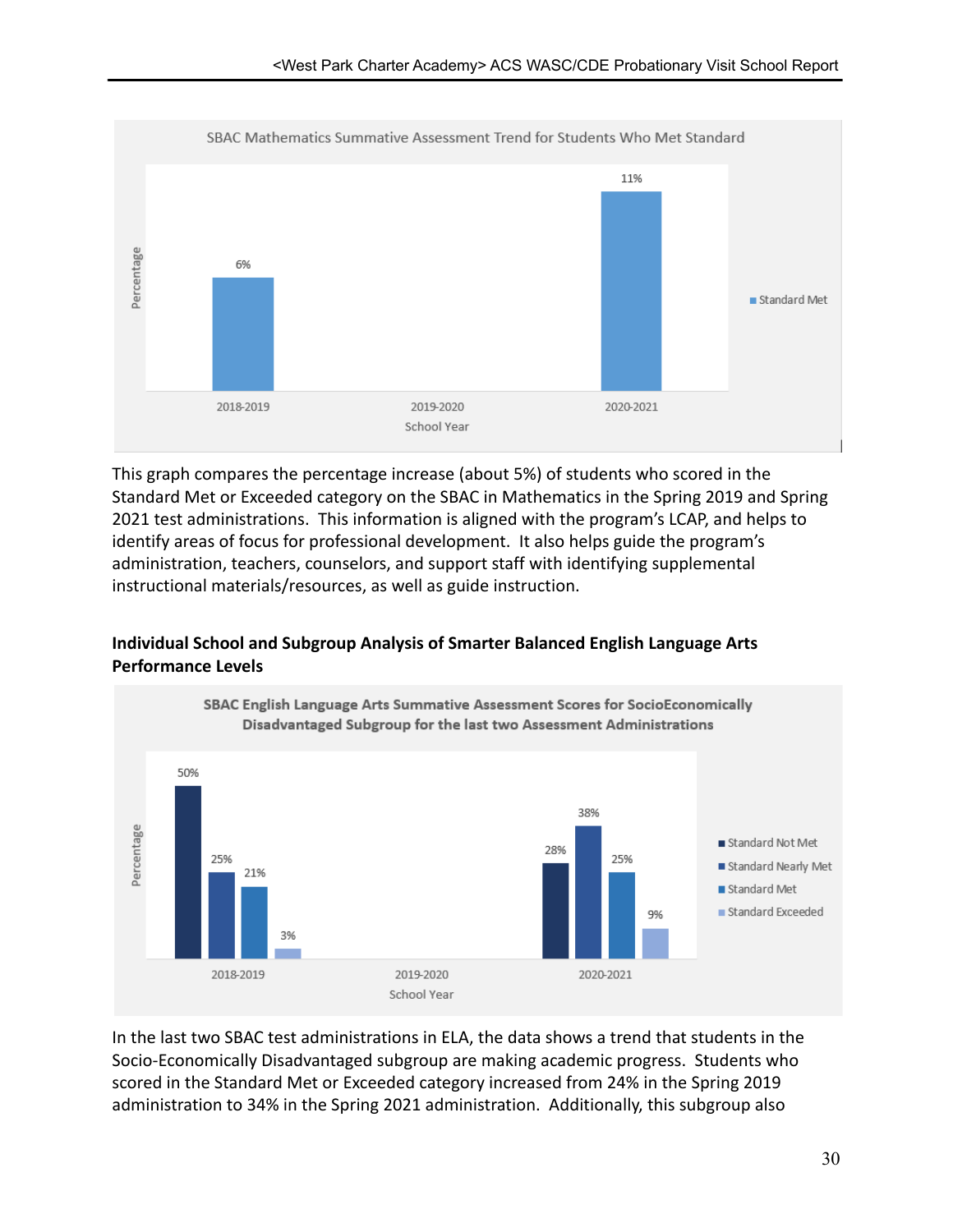SBAC Mathematics Summative Assessment Trend for Students Who Met Standard

| School Year | Standard Met |
|---|---|
| 2018-2019 | 6% |
| 2019-2020 | |
| 2020-2021 | 11% |

This graph compares the percentage increase (about 5%) of students who scored in the Standard Met or Exceeded category on the SBAC in Mathematics in the Spring 2019 and Spring 2021 test administrations. This information is aligned with the program's LCAP, and helps to identify areas of focus for professional development. It also helps guide the program's administration, teachers, counselors, and support staff with identifying supplemental instructional materials/resources, as well as guide instruction.

**Individual School and Subgroup Analysis of Smarter Balanced English Language Arts Performance Levels**

SBAC English Language Arts Summative Assessment Scores for SocioEconomically Disadvantaged Subgroup for the last two Assessment Administrations

| School Year | Standard Not Met | Standard Nearly Met | Standard Met | Standard Exceeded |
|---|---|---|---|---|
| 2018-2019 | 50% | 25% | 21% | 3% |
| 2019-2020 | | | | |
| 2020-2021 | 28% | 38% | 25% | 9% |

In the last two SBAC test administrations in ELA, the data shows a trend that students in the Socio-Economically Disadvantaged subgroup are making academic progress. Students who scored in the Standard Met or Exceeded category increased from 24% in the Spring 2019 administration to 34% in the Spring 2021 administration. Additionally, this subgroup also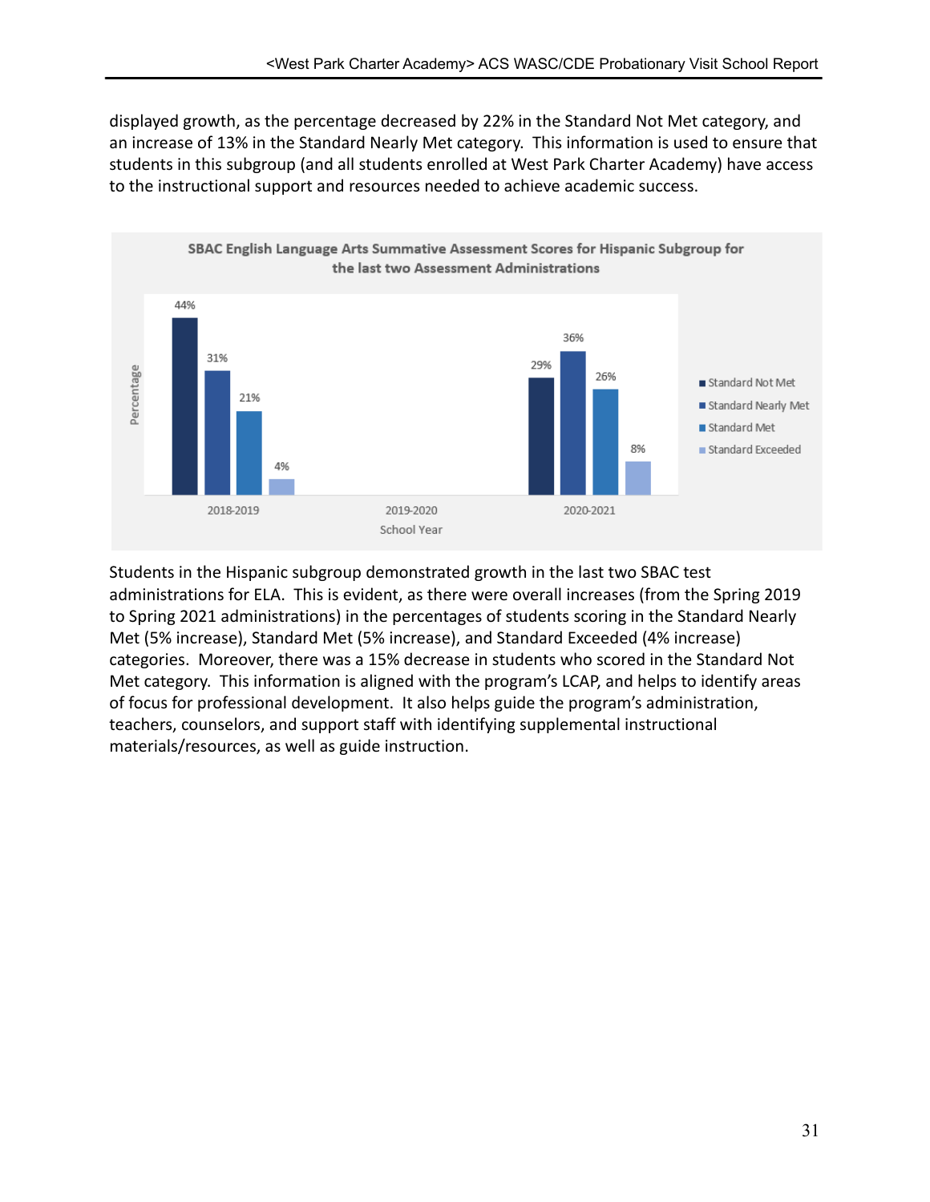displayed growth, as the percentage decreased by 22% in the Standard Not Met category, and an increase of 13% in the Standard Nearly Met category. This information is used to ensure that students in this subgroup (and all students enrolled at West Park Charter Academy) have access to the instructional support and resources needed to achieve academic success.

**SBAC English Language Arts Summative Assessment Scores for Hispanic Subgroup for the last two Assessment Administrations**

| School Year | Standard Not Met | Standard Nearly Met | Standard Met | Standard Exceeded |
|---|---|---|---|---|
| 2018-2019 | 44% | 31% | 21% | 4% |
| 2019-2020 | | | | |
| 2020-2021 | 29% | 36% | 26% | 8% |

Students in the Hispanic subgroup demonstrated growth in the last two SBAC test administrations for ELA. This is evident, as there were overall increases (from the Spring 2019 to Spring 2021 administrations) in the percentages of students scoring in the Standard Nearly Met (5% increase), Standard Met (5% increase), and Standard Exceeded (4% increase) categories. Moreover, there was a 15% decrease in students who scored in the Standard Not Met category. This information is aligned with the program's LCAP, and helps to identify areas of focus for professional development. It also helps guide the program's administration, teachers, counselors, and support staff with identifying supplemental instructional materials/resources, as well as guide instruction.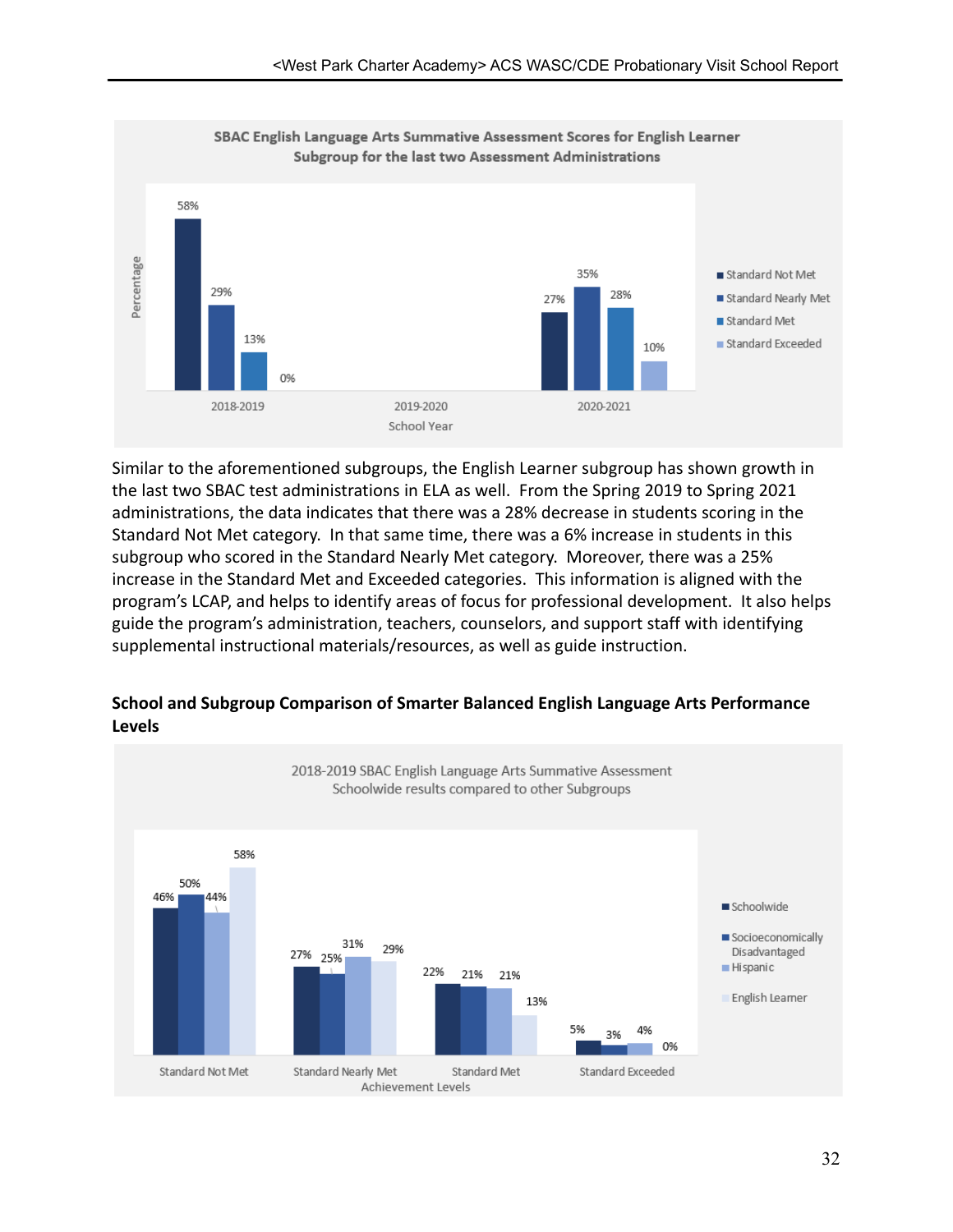**SBAC English Language Arts Summative Assessment Scores for English Learner Subgroup for the last two Assessment Administrations**

| School Year | Standard Not Met | Standard Nearly Met | Standard Met | Standard Exceeded |
|---|---|---|---|---|
| 2018-2019 | 58% | 29% | 13% | 0% |
| 2019-2020 | | | | |
| 2020-2021 | 27% | 35% | 28% | 10% |

Similar to the aforementioned subgroups, the English Learner subgroup has shown growth in the last two SBAC test administrations in ELA as well. From the Spring 2019 to Spring 2021 administrations, the data indicates that there was a 28% decrease in students scoring in the Standard Not Met category. In that same time, there was a 6% increase in students in this subgroup who scored in the Standard Nearly Met category. Moreover, there was a 25% increase in the Standard Met and Exceeded categories. This information is aligned with the program's LCAP, and helps to identify areas of focus for professional development. It also helps guide the program's administration, teachers, counselors, and support staff with identifying supplemental instructional materials/resources, as well as guide instruction.

**School and Subgroup Comparison of Smarter Balanced English Language Arts Performance Levels**

2018-2019 SBAC English Language Arts Summative Assessment Schoolwide results compared to other Subgroups

| Achievement Levels | Schoolwide | Socioeconomically Disadvantaged | Hispanic | English Learner |
|---|---|---|---|---|
| Standard Not Met | 46% | 50% | 44% | 58% |
| Standard Nearly Met | 27% | 25% | 31% | 29% |
| Standard Met | 22% | 21% | 21% | 13% |
| Standard Exceeded | 5% | 3% | 4% | 0% |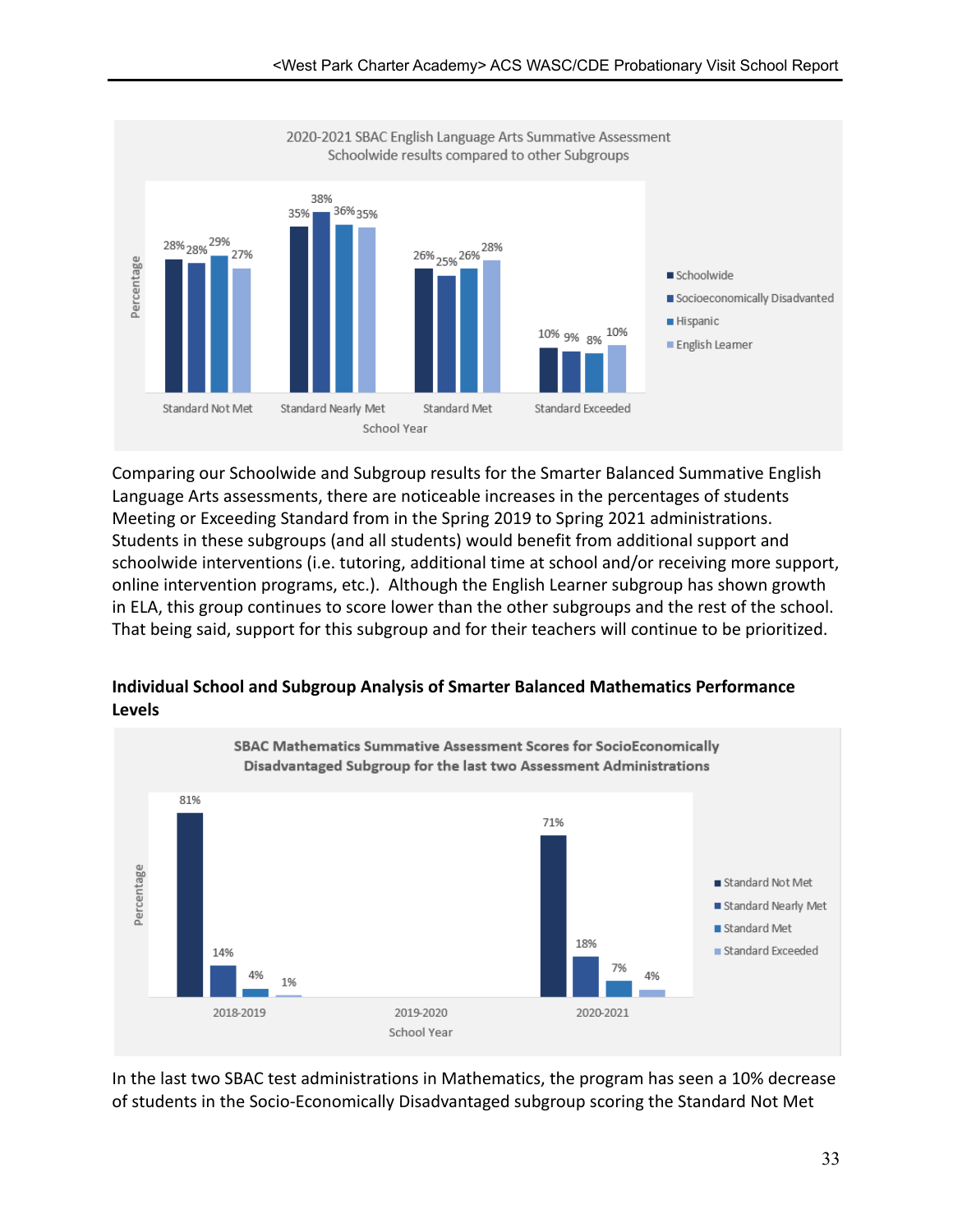| 2020-2021 SBAC English Language Arts Summative Assessment Schoolwide results compared to other Subgroups | Schoolwide | Socioeconomically Disadvanted | Hispanic | English Learner |
|---|---|---|---|---|
| Standard Not Met | 28% | 28% | 29% | 27% |
| Standard Nearly Met | 35% | 38% | 36% | 35% |
| Standard Met | 26% | 25% | 26% | 28% |
| Standard Exceeded | 10% | 9% | 8% | 10% |

Comparing our Schoolwide and Subgroup results for the Smarter Balanced Summative English Language Arts assessments, there are noticeable increases in the percentages of students Meeting or Exceeding Standard from in the Spring 2019 to Spring 2021 administrations. Students in these subgroups (and all students) would benefit from additional support and schoolwide interventions (i.e. tutoring, additional time at school and/or receiving more support, online intervention programs, etc.). Although the English Learner subgroup has shown growth in ELA, this group continues to score lower than the other subgroups and the rest of the school. That being said, support for this subgroup and for their teachers will continue to be prioritized.

**Individual School and Subgroup Analysis of Smarter Balanced Mathematics Performance Levels**

| SBAC Mathematics Summative Assessment Scores for SocioEconomically Disadvantaged Subgroup for the last two Assessment Administrations | Standard Not Met | Standard Nearly Met | Standard Met | Standard Exceeded |
|---|---|---|---|---|
| 2018-2019 | 81% | 14% | 4% | 1% |
| 2019-2020 | | | | |
| 2020-2021 | 71% | 18% | 7% | 4% |

In the last two SBAC test administrations in Mathematics, the program has seen a 10% decrease of students in the Socio-Economically Disadvantaged subgroup scoring the Standard Not Met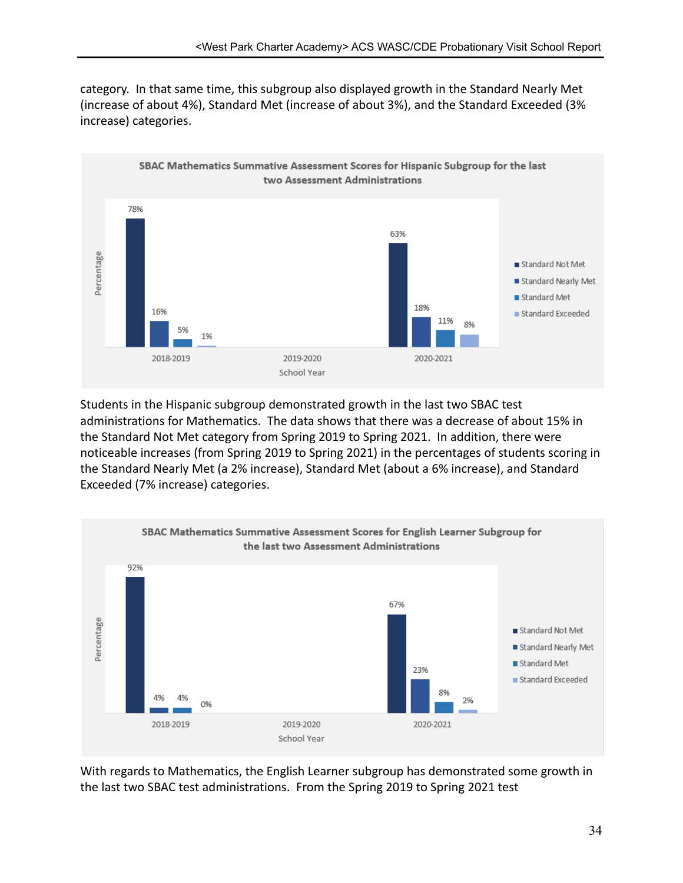category. In that same time, this subgroup also displayed growth in the Standard Nearly Met (increase of about 4%), Standard Met (increase of about 3%), and the Standard Exceeded (3% increase) categories.

**SBAC Mathematics Summative Assessment Scores for Hispanic Subgroup for the last two Assessment Administrations**

| School Year | Standard Not Met | Standard Nearly Met | Standard Met | Standard Exceeded |
|---|---|---|---|---|
| 2018-2019 | 78% | 16% | 5% | 1% |
| 2019-2020 | | | | |
| 2020-2021 | 63% | 18% | 11% | 8% |

Students in the Hispanic subgroup demonstrated growth in the last two SBAC test administrations for Mathematics. The data shows that there was a decrease of about 15% in the Standard Not Met category from Spring 2019 to Spring 2021. In addition, there were noticeable increases (from Spring 2019 to Spring 2021) in the percentages of students scoring in the Standard Nearly Met (a 2% increase), Standard Met (about a 6% increase), and Standard Exceeded (7% increase) categories.

**SBAC Mathematics Summative Assessment Scores for English Learner Subgroup for the last two Assessment Administrations**

| School Year | Standard Not Met | Standard Nearly Met | Standard Met | Standard Exceeded |
|---|---|---|---|---|
| 2018-2019 | 92% | 4% | 4% | 0% |
| 2019-2020 | | | | |
| 2020-2021 | 67% | 23% | 8% | 2% |

With regards to Mathematics, the English Learner subgroup has demonstrated some growth in the last two SBAC test administrations. From the Spring 2019 to Spring 2021 test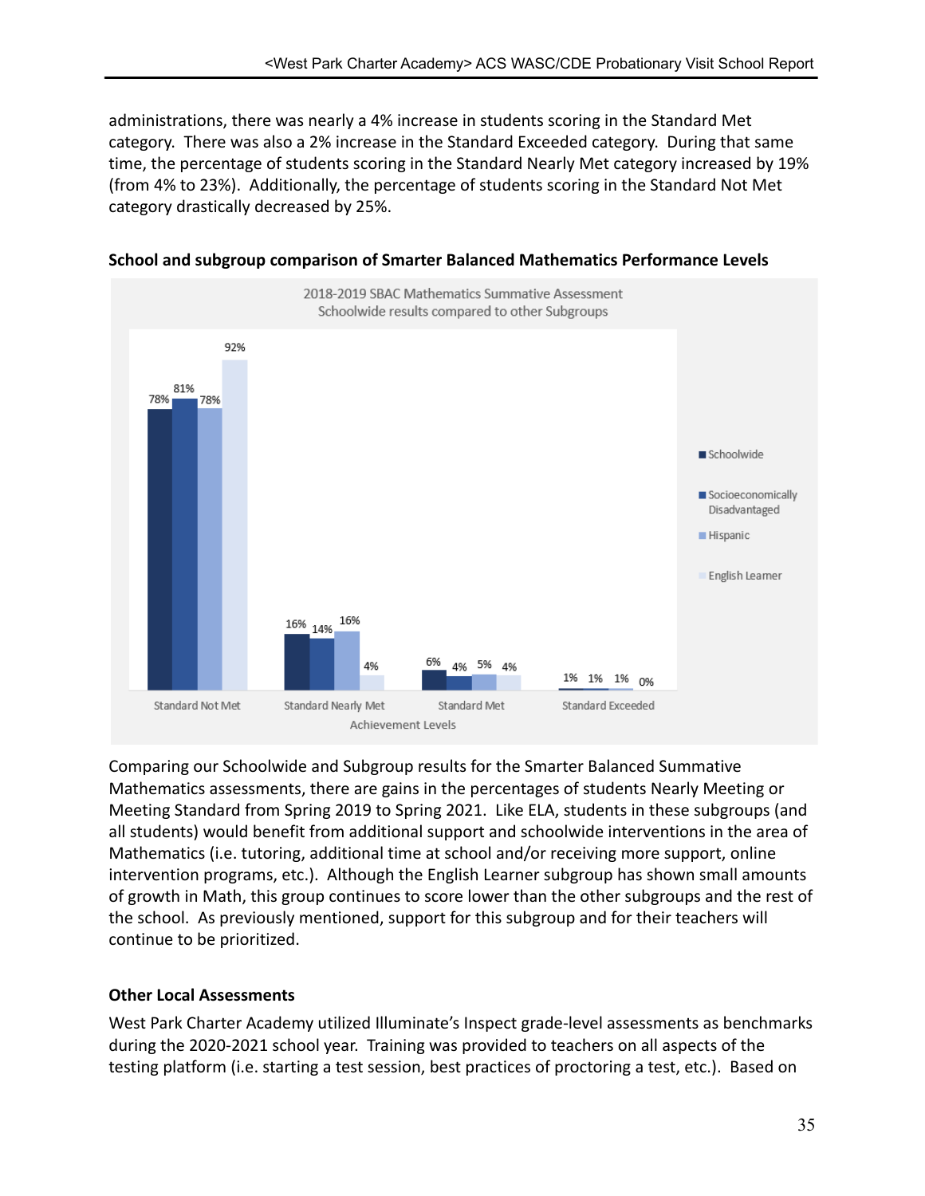administrations, there was nearly a 4% increase in students scoring in the Standard Met category. There was also a 2% increase in the Standard Exceeded category. During that same time, the percentage of students scoring in the Standard Nearly Met category increased by 19% (from 4% to 23%). Additionally, the percentage of students scoring in the Standard Not Met category drastically decreased by 25%.

**School and subgroup comparison of Smarter Balanced Mathematics Performance Levels**

2018-2019 SBAC Mathematics Summative Assessment
Schoolwide results compared to other Subgroups

| Achievement Levels | Schoolwide | Socioeconomically Disadvantaged | Hispanic | English Learner |
|---|---|---|---|---|
| Standard Not Met | 78% | 81% | 78% | 92% |
| Standard Nearly Met | 16% | 14% | 16% | 4% |
| Standard Met | 6% | 4% | 5% | 4% |
| Standard Exceeded | 1% | 1% | 1% | 0% |

Comparing our Schoolwide and Subgroup results for the Smarter Balanced Summative Mathematics assessments, there are gains in the percentages of students Nearly Meeting or Meeting Standard from Spring 2019 to Spring 2021. Like ELA, students in these subgroups (and all students) would benefit from additional support and schoolwide interventions in the area of Mathematics (i.e. tutoring, additional time at school and/or receiving more support, online intervention programs, etc.). Although the English Learner subgroup has shown small amounts of growth in Math, this group continues to score lower than the other subgroups and the rest of the school. As previously mentioned, support for this subgroup and for their teachers will continue to be prioritized.

**Other Local Assessments**

West Park Charter Academy utilized Illuminate's Inspect grade-level assessments as benchmarks during the 2020-2021 school year. Training was provided to teachers on all aspects of the testing platform (i.e. starting a test session, best practices of proctoring a test, etc.). Based on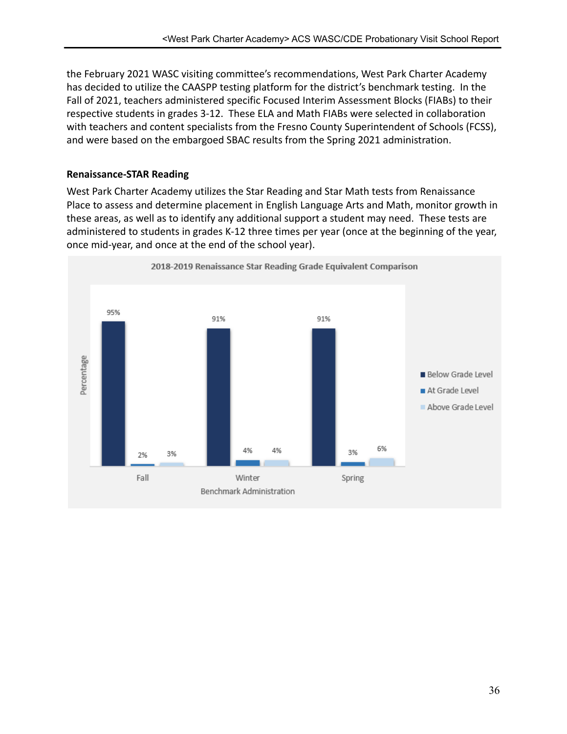the February 2021 WASC visiting committee's recommendations, West Park Charter Academy has decided to utilize the CAASPP testing platform for the district's benchmark testing. In the Fall of 2021, teachers administered specific Focused Interim Assessment Blocks (FIABs) to their respective students in grades 3-12. These ELA and Math FIABs were selected in collaboration with teachers and content specialists from the Fresno County Superintendent of Schools (FCSS), and were based on the embargoed SBAC results from the Spring 2021 administration.

**Renaissance-STAR Reading**

West Park Charter Academy utilizes the Star Reading and Star Math tests from Renaissance Place to assess and determine placement in English Language Arts and Math, monitor growth in these areas, as well as to identify any additional support a student may need. These tests are administered to students in grades K-12 three times per year (once at the beginning of the year, once mid-year, and once at the end of the school year).

**2018-2019 Renaissance Star Reading Grade Equivalent Comparison**

| Benchmark Administration | Below Grade Level | At Grade Level | Above Grade Level |
| --- | --- | --- | --- |
| Fall | 95% | 2% | 3% |
| Winter | 91% | 4% | 4% |
| Spring | 91% | 3% | 6% |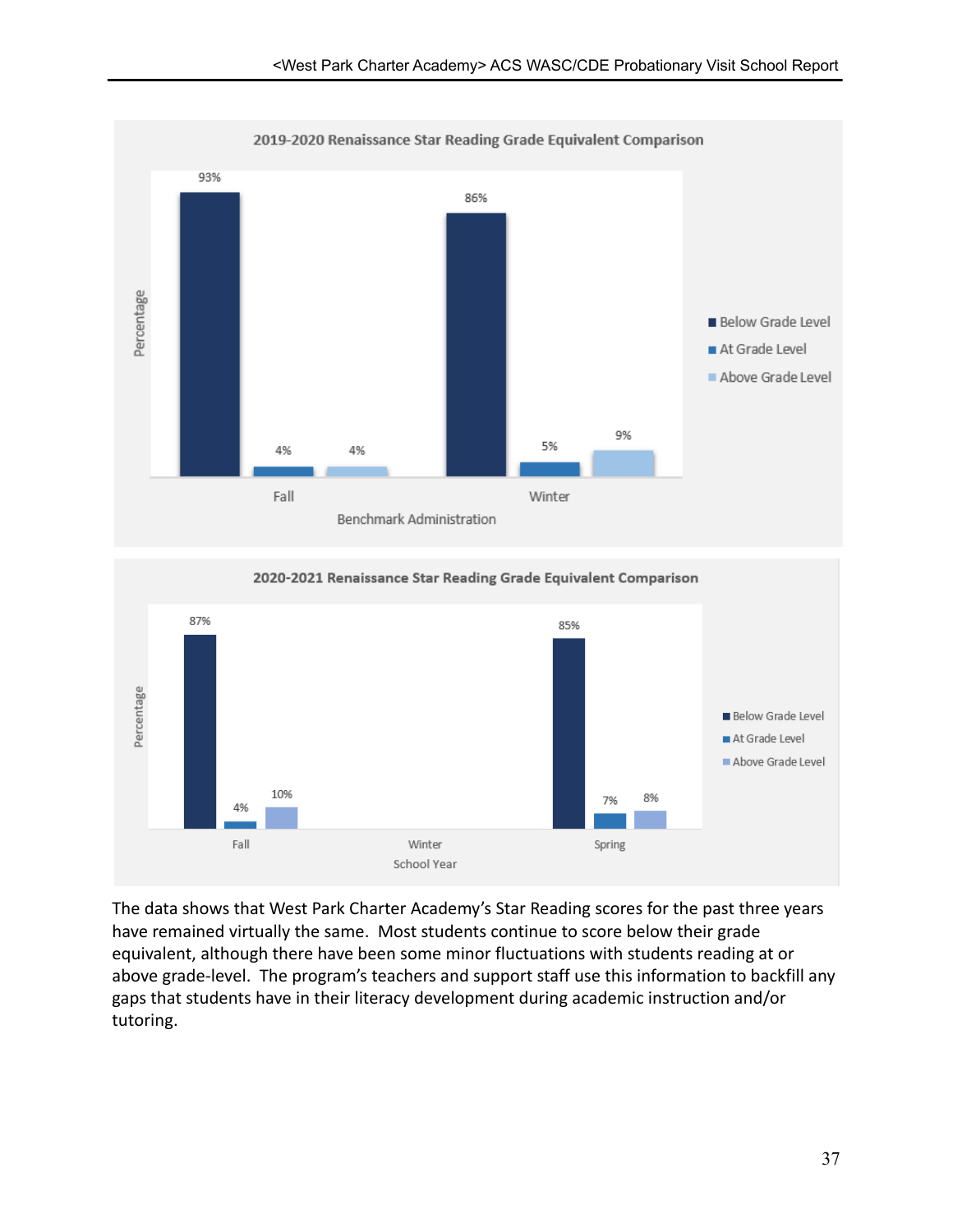**2019-2020 Renaissance Star Reading Grade Equivalent Comparison**

| Benchmark Administration | Below Grade Level | At Grade Level | Above Grade Level |
|---|---|---|---|
| Fall | 93% | 4% | 4% |
| Winter | 86% | 5% | 9% |

**2020-2021 Renaissance Star Reading Grade Equivalent Comparison**

| School Year | Below Grade Level | At Grade Level | Above Grade Level |
|---|---|---|---|
| Fall | 87% | 4% | 10% |
| Winter | | | |
| Spring | 85% | 7% | 8% |

The data shows that West Park Charter Academy's Star Reading scores for the past three years have remained virtually the same. Most students continue to score below their grade equivalent, although there have been some minor fluctuations with students reading at or above grade-level. The program's teachers and support staff use this information to backfill any gaps that students have in their literacy development during academic instruction and/or tutoring.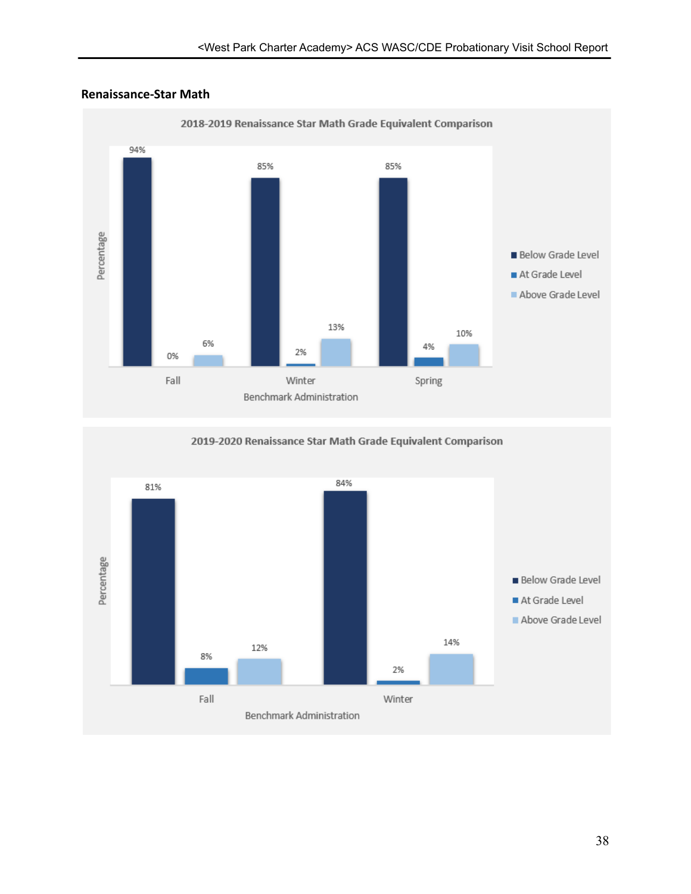## Renaissance-Star Math

**2018-2019 Renaissance Star Math Grade Equivalent Comparison**

| Benchmark Administration | Below Grade Level | At Grade Level | Above Grade Level |
|---|---|---|---|
| Fall | 94% | 0% | 6% |
| Winter | 85% | 2% | 13% |
| Spring | 85% | 4% | 10% |

**2019-2020 Renaissance Star Math Grade Equivalent Comparison**

| Benchmark Administration | Below Grade Level | At Grade Level | Above Grade Level |
|---|---|---|---|
| Fall | 81% | 8% | 12% |
| Winter | 84% | 2% | 14% |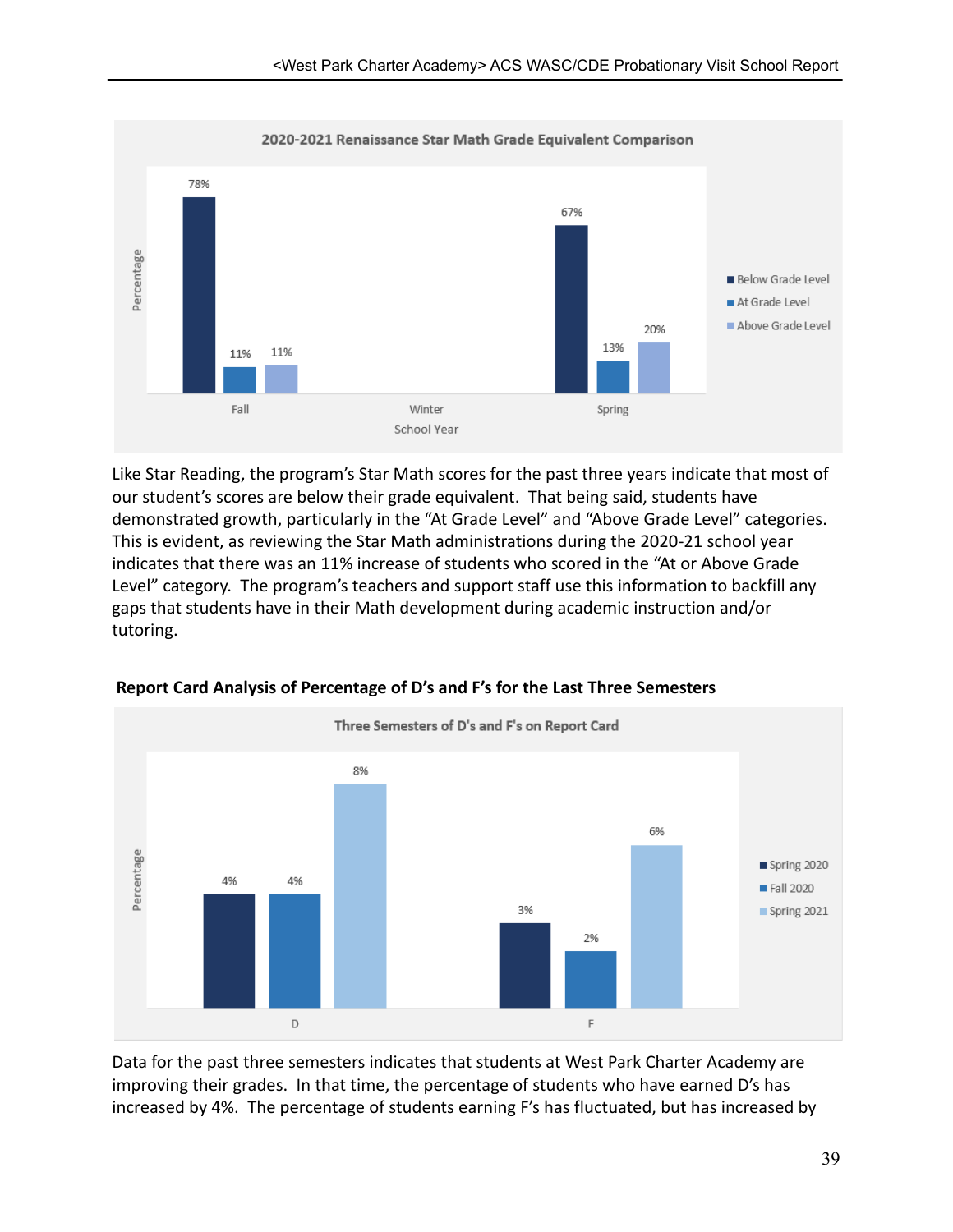**2020-2021 Renaissance Star Math Grade Equivalent Comparison**

| School Year | Below Grade Level | At Grade Level | Above Grade Level |
|---|---|---|---|
| Fall | 78% | 11% | 11% |
| Winter | | | |
| Spring | 67% | 13% | 20% |

Like Star Reading, the program's Star Math scores for the past three years indicate that most of our student's scores are below their grade equivalent. That being said, students have demonstrated growth, particularly in the "At Grade Level" and "Above Grade Level" categories. This is evident, as reviewing the Star Math administrations during the 2020-21 school year indicates that there was an 11% increase of students who scored in the "At or Above Grade Level" category. The program's teachers and support staff use this information to backfill any gaps that students have in their Math development during academic instruction and/or tutoring.

### Report Card Analysis of Percentage of D's and F's for the Last Three Semesters

**Three Semesters of D's and F's on Report Card**

| Grade | Spring 2020 | Fall 2020 | Spring 2021 |
|---|---|---|---|
| D | 4% | 4% | 8% |
| F | 3% | 2% | 6% |

Data for the past three semesters indicates that students at West Park Charter Academy are improving their grades. In that time, the percentage of students who have earned D's has increased by 4%. The percentage of students earning F's has fluctuated, but has increased by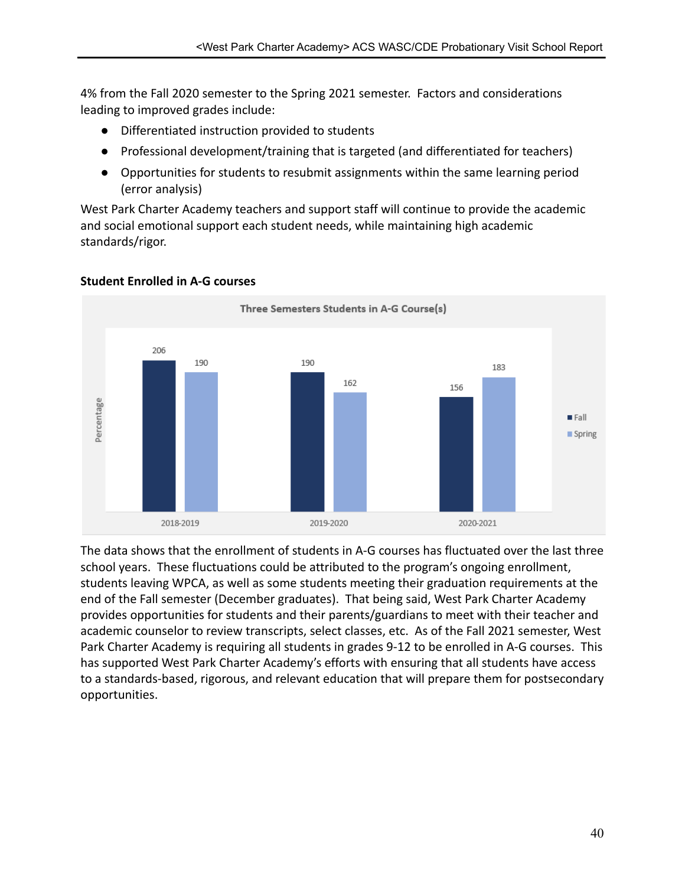4% from the Fall 2020 semester to the Spring 2021 semester. Factors and considerations leading to improved grades include:

- Differentiated instruction provided to students
- Professional development/training that is targeted (and differentiated for teachers)
- Opportunities for students to resubmit assignments within the same learning period (error analysis)

West Park Charter Academy teachers and support staff will continue to provide the academic and social emotional support each student needs, while maintaining high academic standards/rigor.

**Student Enrolled in A-G courses**

**Three Semesters Students in A-G Course(s)**

| | Fall | Spring |
|---|---|---|
| 2018-2019 | 206 | 190 |
| 2019-2020 | 190 | 162 |
| 2020-2021 | 156 | 183 |

The data shows that the enrollment of students in A-G courses has fluctuated over the last three school years. These fluctuations could be attributed to the program's ongoing enrollment, students leaving WPCA, as well as some students meeting their graduation requirements at the end of the Fall semester (December graduates). That being said, West Park Charter Academy provides opportunities for students and their parents/guardians to meet with their teacher and academic counselor to review transcripts, select classes, etc. As of the Fall 2021 semester, West Park Charter Academy is requiring all students in grades 9-12 to be enrolled in A-G courses. This has supported West Park Charter Academy's efforts with ensuring that all students have access to a standards-based, rigorous, and relevant education that will prepare them for postsecondary opportunities.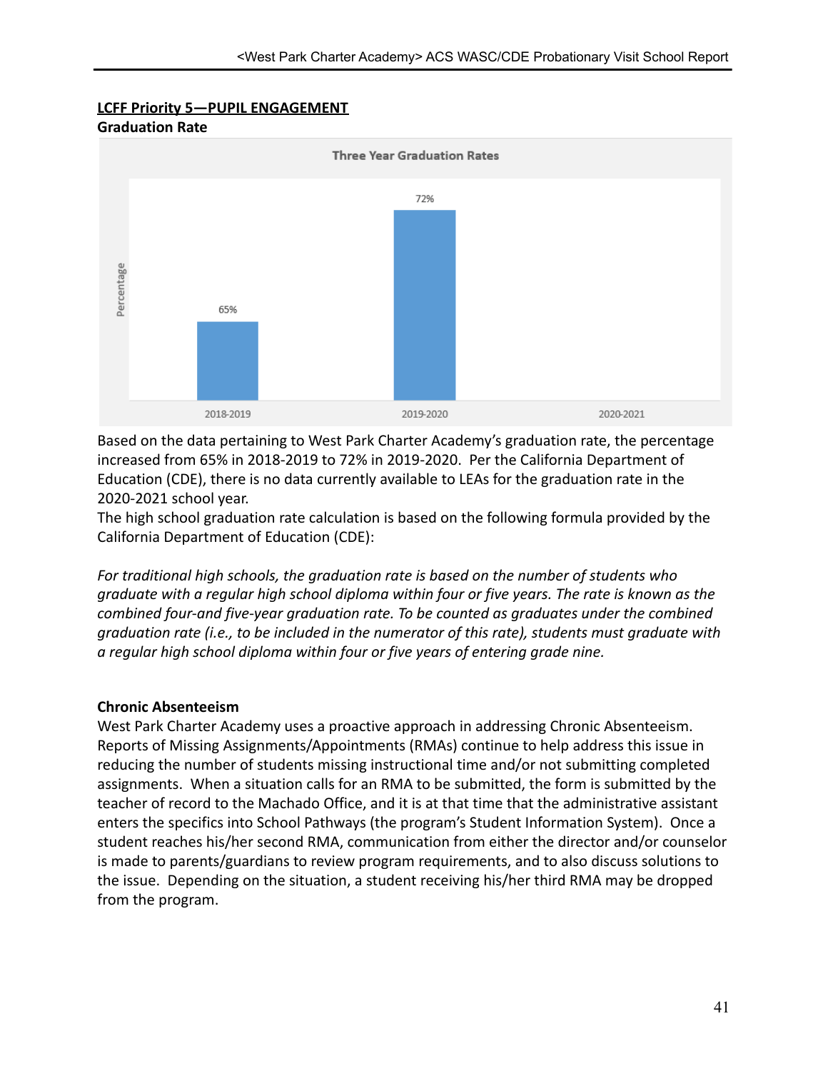**LCFF Priority 5—PUPIL ENGAGEMENT**

**Graduation Rate**

| Three Year Graduation Rates | Percentage |
|---|---|
| 2018-2019 | 65% |
| 2019-2020 | 72% |
| 2020-2021 | |

Based on the data pertaining to West Park Charter Academy's graduation rate, the percentage increased from 65% in 2018-2019 to 72% in 2019-2020. Per the California Department of Education (CDE), there is no data currently available to LEAs for the graduation rate in the 2020-2021 school year.

The high school graduation rate calculation is based on the following formula provided by the California Department of Education (CDE):

*For traditional high schools, the graduation rate is based on the number of students who graduate with a regular high school diploma within four or five years. The rate is known as the combined four-and five-year graduation rate. To be counted as graduates under the combined graduation rate (i.e., to be included in the numerator of this rate), students must graduate with a regular high school diploma within four or five years of entering grade nine.*

**Chronic Absenteeism**

West Park Charter Academy uses a proactive approach in addressing Chronic Absenteeism. Reports of Missing Assignments/Appointments (RMAs) continue to help address this issue in reducing the number of students missing instructional time and/or not submitting completed assignments. When a situation calls for an RMA to be submitted, the form is submitted by the teacher of record to the Machado Office, and it is at that time that the administrative assistant enters the specifics into School Pathways (the program's Student Information System). Once a student reaches his/her second RMA, communication from either the director and/or counselor is made to parents/guardians to review program requirements, and to also discuss solutions to the issue. Depending on the situation, a student receiving his/her third RMA may be dropped from the program.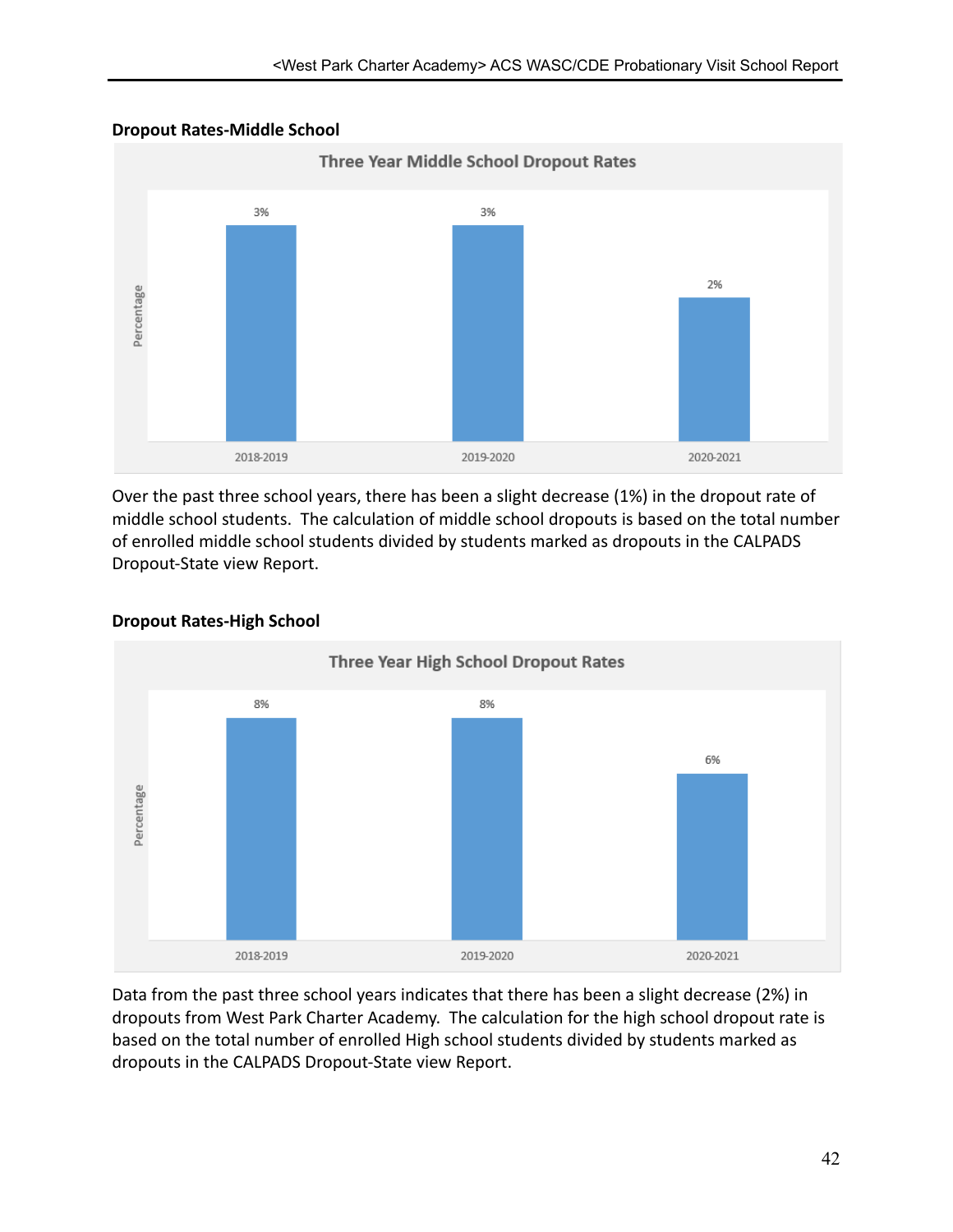**Dropout Rates-Middle School**

**Three Year Middle School Dropout Rates**

| | 2018-2019 | 2019-2020 | 2020-2021 |
|---|---|---|---|
| Percentage | 3% | 3% | 2% |

Over the past three school years, there has been a slight decrease (1%) in the dropout rate of middle school students. The calculation of middle school dropouts is based on the total number of enrolled middle school students divided by students marked as dropouts in the CALPADS Dropout-State view Report.

**Dropout Rates-High School**

**Three Year High School Dropout Rates**

| | 2018-2019 | 2019-2020 | 2020-2021 |
|---|---|---|---|
| Percentage | 8% | 8% | 6% |

Data from the past three school years indicates that there has been a slight decrease (2%) in dropouts from West Park Charter Academy. The calculation for the high school dropout rate is based on the total number of enrolled High school students divided by students marked as dropouts in the CALPADS Dropout-State view Report.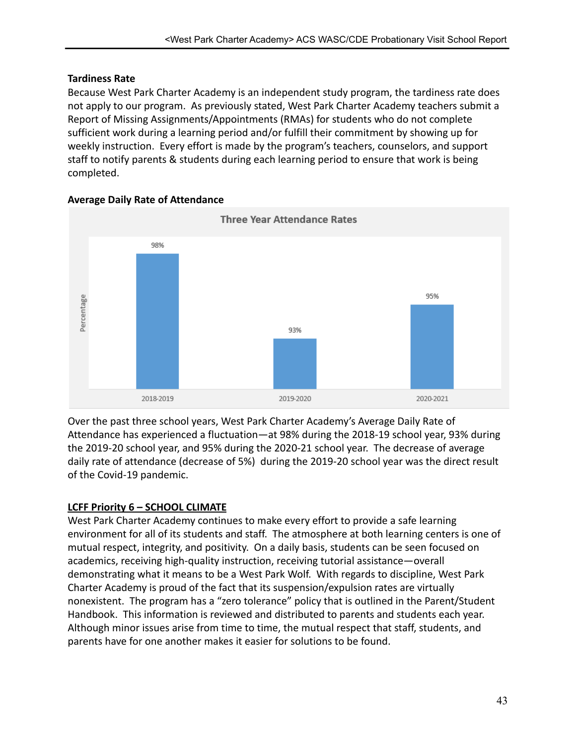**Tardiness Rate**

Because West Park Charter Academy is an independent study program, the tardiness rate does not apply to our program. As previously stated, West Park Charter Academy teachers submit a Report of Missing Assignments/Appointments (RMAs) for students who do not complete sufficient work during a learning period and/or fulfill their commitment by showing up for weekly instruction. Every effort is made by the program's teachers, counselors, and support staff to notify parents & students during each learning period to ensure that work is being completed.

**Average Daily Rate of Attendance**

Three Year Attendance Rates

| School Year | Percentage |
|---|---|
| 2018-2019 | 98% |
| 2019-2020 | 93% |
| 2020-2021 | 95% |

Over the past three school years, West Park Charter Academy's Average Daily Rate of Attendance has experienced a fluctuation—at 98% during the 2018-19 school year, 93% during the 2019-20 school year, and 95% during the 2020-21 school year. The decrease of average daily rate of attendance (decrease of 5%) during the 2019-20 school year was the direct result of the Covid-19 pandemic.

**LCFF Priority 6 – SCHOOL CLIMATE**

West Park Charter Academy continues to make every effort to provide a safe learning environment for all of its students and staff. The atmosphere at both learning centers is one of mutual respect, integrity, and positivity. On a daily basis, students can be seen focused on academics, receiving high-quality instruction, receiving tutorial assistance—overall demonstrating what it means to be a West Park Wolf. With regards to discipline, West Park Charter Academy is proud of the fact that its suspension/expulsion rates are virtually nonexistent. The program has a "zero tolerance" policy that is outlined in the Parent/Student Handbook. This information is reviewed and distributed to parents and students each year. Although minor issues arise from time to time, the mutual respect that staff, students, and parents have for one another makes it easier for solutions to be found.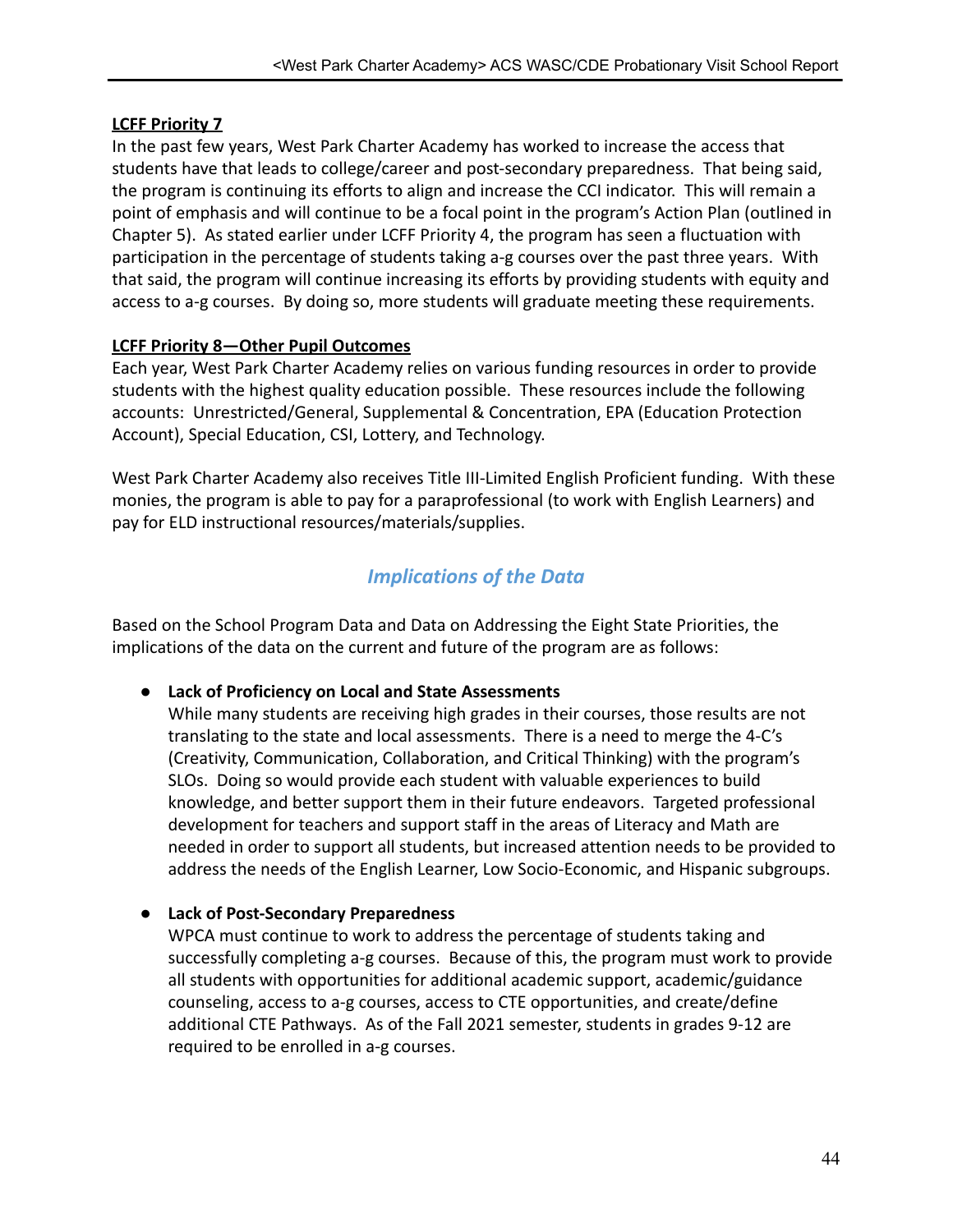**LCFF Priority 7**

In the past few years, West Park Charter Academy has worked to increase the access that students have that leads to college/career and post-secondary preparedness. That being said, the program is continuing its efforts to align and increase the CCI indicator. This will remain a point of emphasis and will continue to be a focal point in the program's Action Plan (outlined in Chapter 5). As stated earlier under LCFF Priority 4, the program has seen a fluctuation with participation in the percentage of students taking a-g courses over the past three years. With that said, the program will continue increasing its efforts by providing students with equity and access to a-g courses. By doing so, more students will graduate meeting these requirements.

**LCFF Priority 8—Other Pupil Outcomes**

Each year, West Park Charter Academy relies on various funding resources in order to provide students with the highest quality education possible. These resources include the following accounts: Unrestricted/General, Supplemental & Concentration, EPA (Education Protection Account), Special Education, CSI, Lottery, and Technology.

West Park Charter Academy also receives Title III-Limited English Proficient funding. With these monies, the program is able to pay for a paraprofessional (to work with English Learners) and pay for ELD instructional resources/materials/supplies.

## *Implications of the Data*

Based on the School Program Data and Data on Addressing the Eight State Priorities, the implications of the data on the current and future of the program are as follows:

- **Lack of Proficiency on Local and State Assessments**
  While many students are receiving high grades in their courses, those results are not translating to the state and local assessments. There is a need to merge the 4-C's (Creativity, Communication, Collaboration, and Critical Thinking) with the program's SLOs. Doing so would provide each student with valuable experiences to build knowledge, and better support them in their future endeavors. Targeted professional development for teachers and support staff in the areas of Literacy and Math are needed in order to support all students, but increased attention needs to be provided to address the needs of the English Learner, Low Socio-Economic, and Hispanic subgroups.

- **Lack of Post-Secondary Preparedness**
  WPCA must continue to work to address the percentage of students taking and successfully completing a-g courses. Because of this, the program must work to provide all students with opportunities for additional academic support, academic/guidance counseling, access to a-g courses, access to CTE opportunities, and create/define additional CTE Pathways. As of the Fall 2021 semester, students in grades 9-12 are required to be enrolled in a-g courses.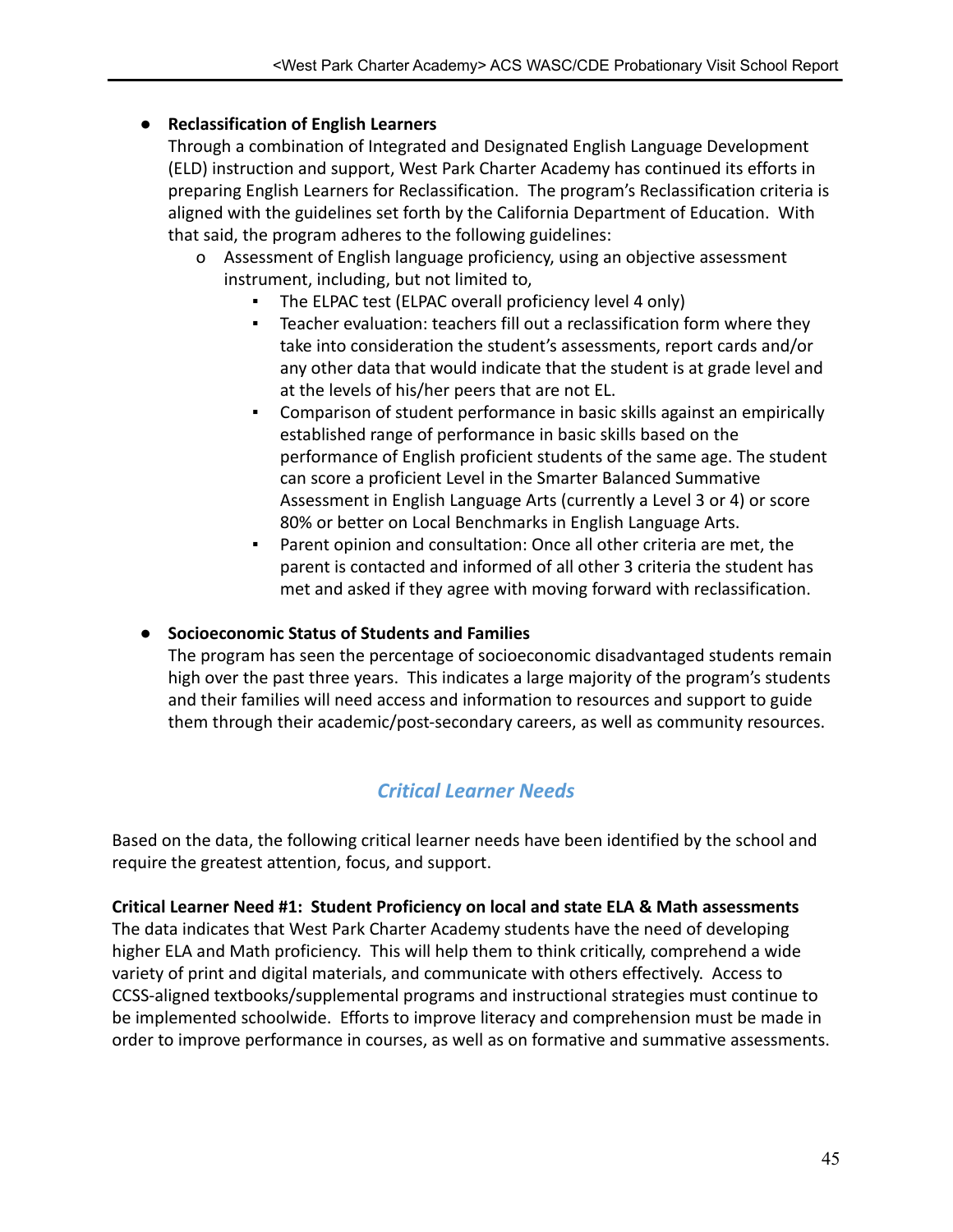- **Reclassification of English Learners**
  Through a combination of Integrated and Designated English Language Development (ELD) instruction and support, West Park Charter Academy has continued its efforts in preparing English Learners for Reclassification. The program's Reclassification criteria is aligned with the guidelines set forth by the California Department of Education. With that said, the program adheres to the following guidelines:
  - Assessment of English language proficiency, using an objective assessment instrument, including, but not limited to,
    - The ELPAC test (ELPAC overall proficiency level 4 only)
    - Teacher evaluation: teachers fill out a reclassification form where they take into consideration the student's assessments, report cards and/or any other data that would indicate that the student is at grade level and at the levels of his/her peers that are not EL.
    - Comparison of student performance in basic skills against an empirically established range of performance in basic skills based on the performance of English proficient students of the same age. The student can score a proficient Level in the Smarter Balanced Summative Assessment in English Language Arts (currently a Level 3 or 4) or score 80% or better on Local Benchmarks in English Language Arts.
    - Parent opinion and consultation: Once all other criteria are met, the parent is contacted and informed of all other 3 criteria the student has met and asked if they agree with moving forward with reclassification.

- **Socioeconomic Status of Students and Families**
  The program has seen the percentage of socioeconomic disadvantaged students remain high over the past three years. This indicates a large majority of the program's students and their families will need access and information to resources and support to guide them through their academic/post-secondary careers, as well as community resources.

## *Critical Learner Needs*

Based on the data, the following critical learner needs have been identified by the school and require the greatest attention, focus, and support.

**Critical Learner Need #1: Student Proficiency on local and state ELA & Math assessments**
The data indicates that West Park Charter Academy students have the need of developing higher ELA and Math proficiency. This will help them to think critically, comprehend a wide variety of print and digital materials, and communicate with others effectively. Access to CCSS-aligned textbooks/supplemental programs and instructional strategies must continue to be implemented schoolwide. Efforts to improve literacy and comprehension must be made in order to improve performance in courses, as well as on formative and summative assessments.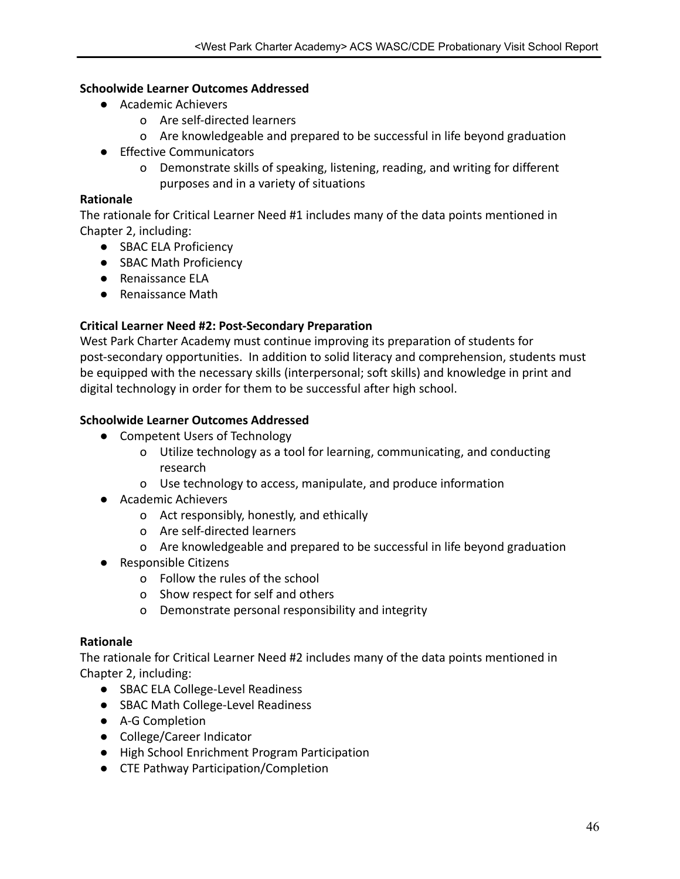**Schoolwide Learner Outcomes Addressed**

- Academic Achievers
  - Are self-directed learners
  - Are knowledgeable and prepared to be successful in life beyond graduation
- Effective Communicators
  - Demonstrate skills of speaking, listening, reading, and writing for different purposes and in a variety of situations

**Rationale**

The rationale for Critical Learner Need #1 includes many of the data points mentioned in Chapter 2, including:

- SBAC ELA Proficiency
- SBAC Math Proficiency
- Renaissance ELA
- Renaissance Math

**Critical Learner Need #2: Post-Secondary Preparation**

West Park Charter Academy must continue improving its preparation of students for post-secondary opportunities. In addition to solid literacy and comprehension, students must be equipped with the necessary skills (interpersonal; soft skills) and knowledge in print and digital technology in order for them to be successful after high school.

**Schoolwide Learner Outcomes Addressed**

- Competent Users of Technology
  - Utilize technology as a tool for learning, communicating, and conducting research
  - Use technology to access, manipulate, and produce information
- Academic Achievers
  - Act responsibly, honestly, and ethically
  - Are self-directed learners
  - Are knowledgeable and prepared to be successful in life beyond graduation
- Responsible Citizens
  - Follow the rules of the school
  - Show respect for self and others
  - Demonstrate personal responsibility and integrity

**Rationale**

The rationale for Critical Learner Need #2 includes many of the data points mentioned in Chapter 2, including:

- SBAC ELA College-Level Readiness
- SBAC Math College-Level Readiness
- A-G Completion
- College/Career Indicator
- High School Enrichment Program Participation
- CTE Pathway Participation/Completion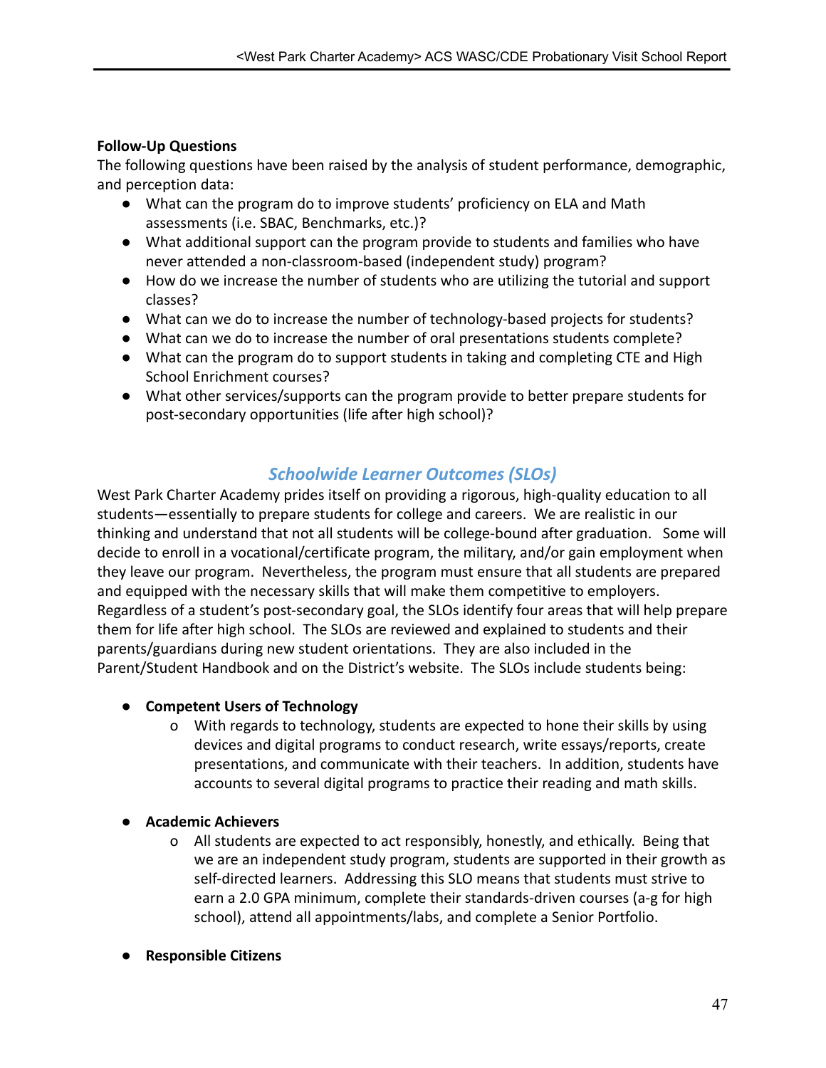**Follow-Up Questions**

The following questions have been raised by the analysis of student performance, demographic, and perception data:

- What can the program do to improve students' proficiency on ELA and Math assessments (i.e. SBAC, Benchmarks, etc.)?
- What additional support can the program provide to students and families who have never attended a non-classroom-based (independent study) program?
- How do we increase the number of students who are utilizing the tutorial and support classes?
- What can we do to increase the number of technology-based projects for students?
- What can we do to increase the number of oral presentations students complete?
- What can the program do to support students in taking and completing CTE and High School Enrichment courses?
- What other services/supports can the program provide to better prepare students for post-secondary opportunities (life after high school)?

## *Schoolwide Learner Outcomes (SLOs)*

West Park Charter Academy prides itself on providing a rigorous, high-quality education to all students—essentially to prepare students for college and careers. We are realistic in our thinking and understand that not all students will be college-bound after graduation. Some will decide to enroll in a vocational/certificate program, the military, and/or gain employment when they leave our program. Nevertheless, the program must ensure that all students are prepared and equipped with the necessary skills that will make them competitive to employers. Regardless of a student's post-secondary goal, the SLOs identify four areas that will help prepare them for life after high school. The SLOs are reviewed and explained to students and their parents/guardians during new student orientations. They are also included in the Parent/Student Handbook and on the District's website. The SLOs include students being:

- **Competent Users of Technology**
  - With regards to technology, students are expected to hone their skills by using devices and digital programs to conduct research, write essays/reports, create presentations, and communicate with their teachers. In addition, students have accounts to several digital programs to practice their reading and math skills.

- **Academic Achievers**
  - All students are expected to act responsibly, honestly, and ethically. Being that we are an independent study program, students are supported in their growth as self-directed learners. Addressing this SLO means that students must strive to earn a 2.0 GPA minimum, complete their standards-driven courses (a-g for high school), attend all appointments/labs, and complete a Senior Portfolio.

- **Responsible Citizens**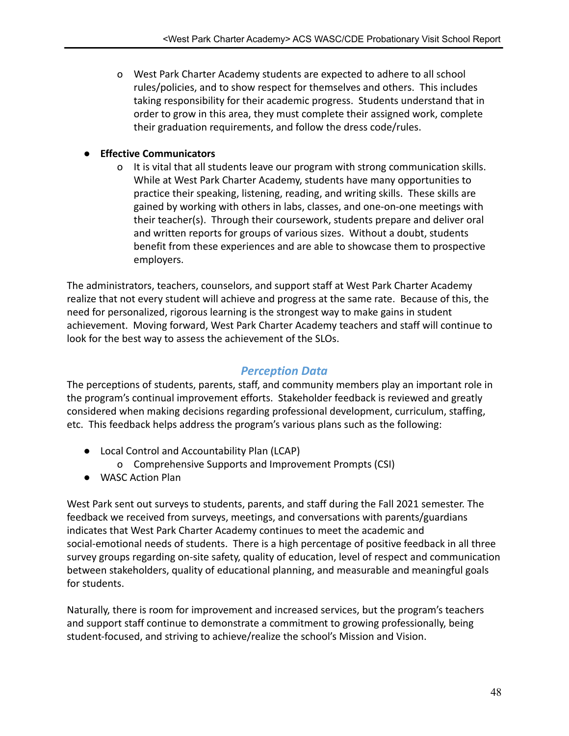- West Park Charter Academy students are expected to adhere to all school rules/policies, and to show respect for themselves and others. This includes taking responsibility for their academic progress. Students understand that in order to grow in this area, they must complete their assigned work, complete their graduation requirements, and follow the dress code/rules.

- **Effective Communicators**
  - It is vital that all students leave our program with strong communication skills. While at West Park Charter Academy, students have many opportunities to practice their speaking, listening, reading, and writing skills. These skills are gained by working with others in labs, classes, and one-on-one meetings with their teacher(s). Through their coursework, students prepare and deliver oral and written reports for groups of various sizes. Without a doubt, students benefit from these experiences and are able to showcase them to prospective employers.

The administrators, teachers, counselors, and support staff at West Park Charter Academy realize that not every student will achieve and progress at the same rate. Because of this, the need for personalized, rigorous learning is the strongest way to make gains in student achievement. Moving forward, West Park Charter Academy teachers and staff will continue to look for the best way to assess the achievement of the SLOs.

## *Perception Data*

The perceptions of students, parents, staff, and community members play an important role in the program's continual improvement efforts. Stakeholder feedback is reviewed and greatly considered when making decisions regarding professional development, curriculum, staffing, etc. This feedback helps address the program's various plans such as the following:

- Local Control and Accountability Plan (LCAP)
  - Comprehensive Supports and Improvement Prompts (CSI)
- WASC Action Plan

West Park sent out surveys to students, parents, and staff during the Fall 2021 semester. The feedback we received from surveys, meetings, and conversations with parents/guardians indicates that West Park Charter Academy continues to meet the academic and social-emotional needs of students. There is a high percentage of positive feedback in all three survey groups regarding on-site safety, quality of education, level of respect and communication between stakeholders, quality of educational planning, and measurable and meaningful goals for students.

Naturally, there is room for improvement and increased services, but the program's teachers and support staff continue to demonstrate a commitment to growing professionally, being student-focused, and striving to achieve/realize the school's Mission and Vision.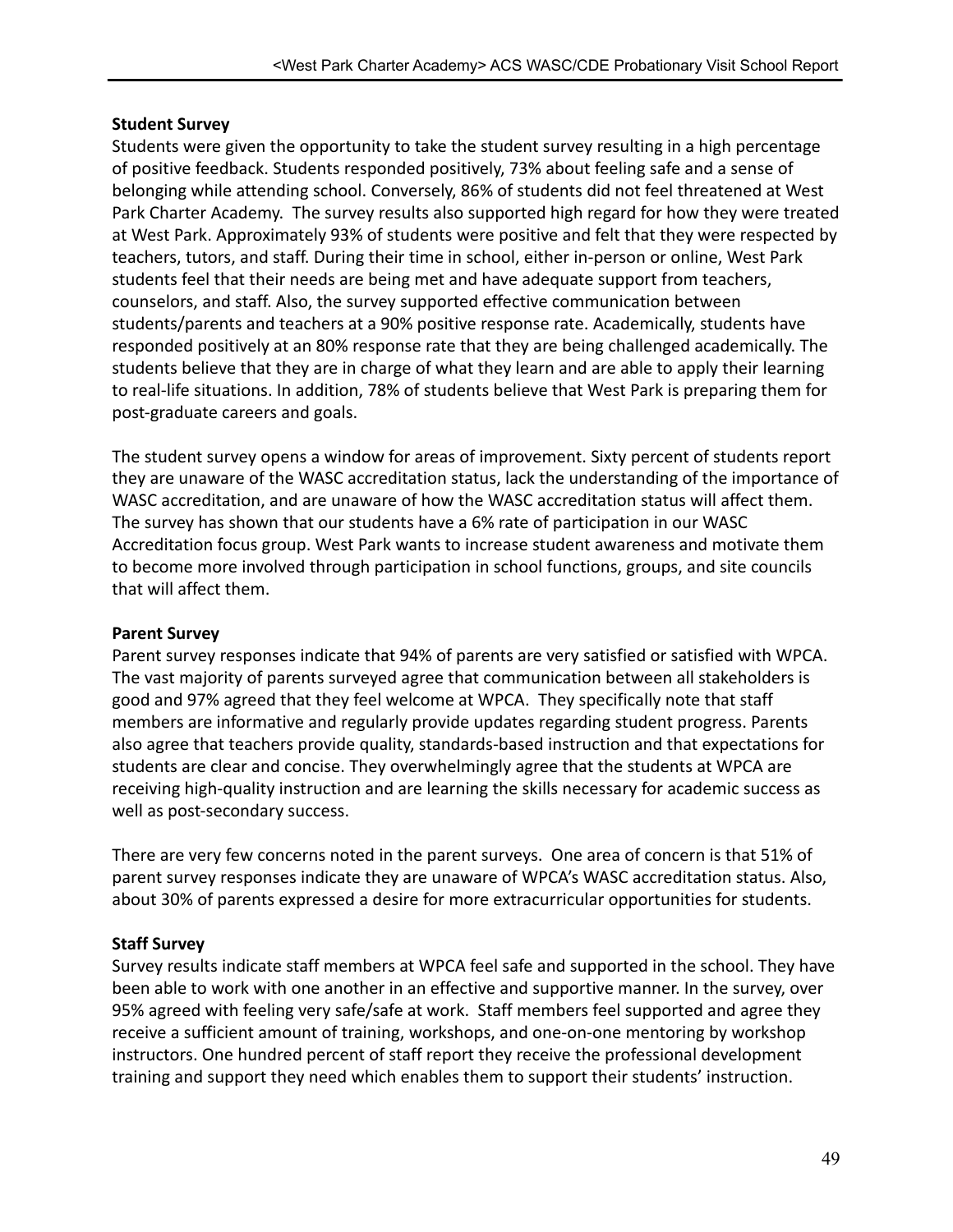**Student Survey**

Students were given the opportunity to take the student survey resulting in a high percentage of positive feedback. Students responded positively, 73% about feeling safe and a sense of belonging while attending school. Conversely, 86% of students did not feel threatened at West Park Charter Academy. The survey results also supported high regard for how they were treated at West Park. Approximately 93% of students were positive and felt that they were respected by teachers, tutors, and staff. During their time in school, either in-person or online, West Park students feel that their needs are being met and have adequate support from teachers, counselors, and staff. Also, the survey supported effective communication between students/parents and teachers at a 90% positive response rate. Academically, students have responded positively at an 80% response rate that they are being challenged academically. The students believe that they are in charge of what they learn and are able to apply their learning to real-life situations. In addition, 78% of students believe that West Park is preparing them for post-graduate careers and goals.

The student survey opens a window for areas of improvement. Sixty percent of students report they are unaware of the WASC accreditation status, lack the understanding of the importance of WASC accreditation, and are unaware of how the WASC accreditation status will affect them. The survey has shown that our students have a 6% rate of participation in our WASC Accreditation focus group. West Park wants to increase student awareness and motivate them to become more involved through participation in school functions, groups, and site councils that will affect them.

**Parent Survey**

Parent survey responses indicate that 94% of parents are very satisfied or satisfied with WPCA. The vast majority of parents surveyed agree that communication between all stakeholders is good and 97% agreed that they feel welcome at WPCA. They specifically note that staff members are informative and regularly provide updates regarding student progress. Parents also agree that teachers provide quality, standards-based instruction and that expectations for students are clear and concise. They overwhelmingly agree that the students at WPCA are receiving high-quality instruction and are learning the skills necessary for academic success as well as post-secondary success.

There are very few concerns noted in the parent surveys. One area of concern is that 51% of parent survey responses indicate they are unaware of WPCA's WASC accreditation status. Also, about 30% of parents expressed a desire for more extracurricular opportunities for students.

**Staff Survey**

Survey results indicate staff members at WPCA feel safe and supported in the school. They have been able to work with one another in an effective and supportive manner. In the survey, over 95% agreed with feeling very safe/safe at work. Staff members feel supported and agree they receive a sufficient amount of training, workshops, and one-on-one mentoring by workshop instructors. One hundred percent of staff report they receive the professional development training and support they need which enables them to support their students' instruction.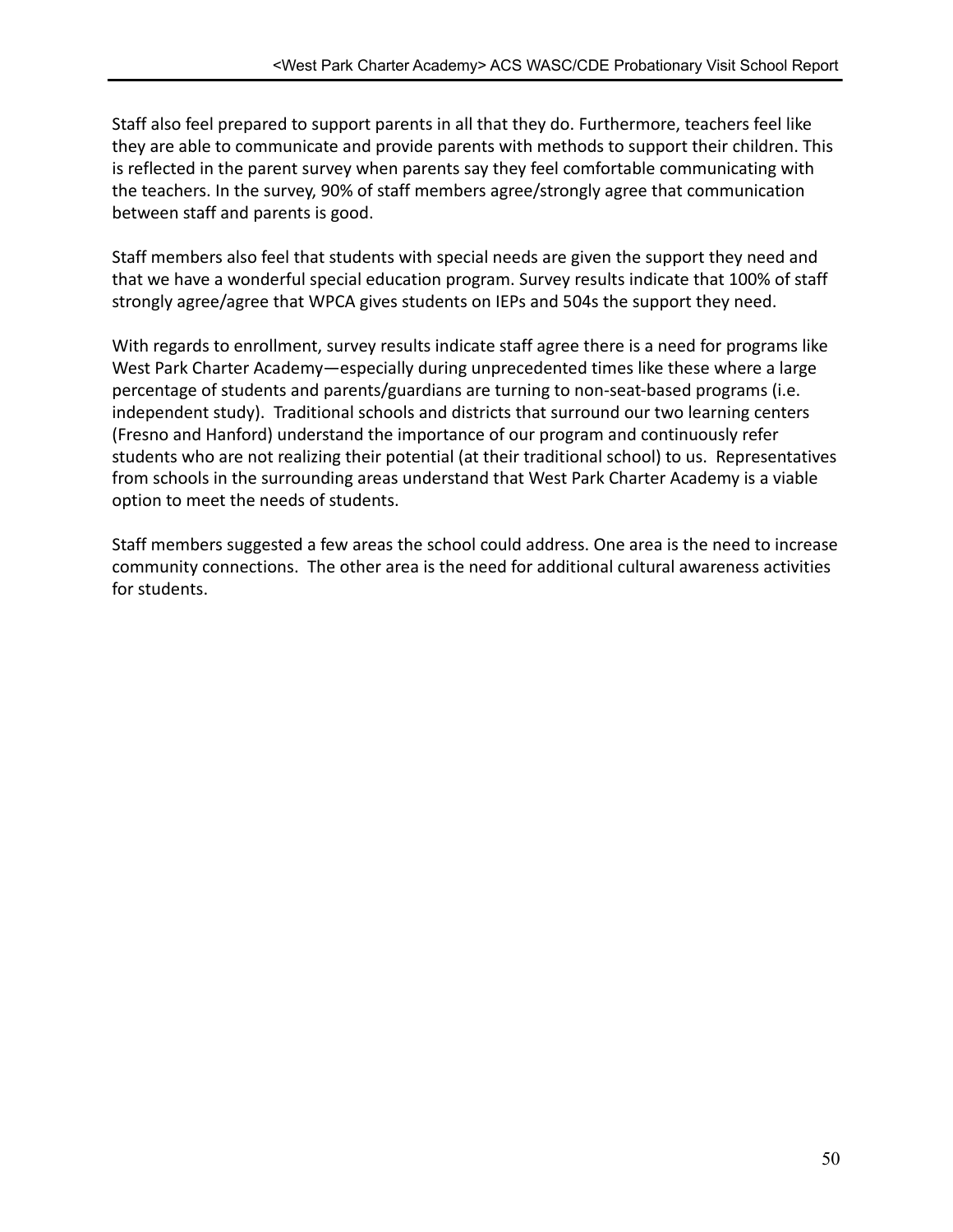Staff also feel prepared to support parents in all that they do. Furthermore, teachers feel like they are able to communicate and provide parents with methods to support their children. This is reflected in the parent survey when parents say they feel comfortable communicating with the teachers. In the survey, 90% of staff members agree/strongly agree that communication between staff and parents is good.

Staff members also feel that students with special needs are given the support they need and that we have a wonderful special education program. Survey results indicate that 100% of staff strongly agree/agree that WPCA gives students on IEPs and 504s the support they need.

With regards to enrollment, survey results indicate staff agree there is a need for programs like West Park Charter Academy—especially during unprecedented times like these where a large percentage of students and parents/guardians are turning to non-seat-based programs (i.e. independent study). Traditional schools and districts that surround our two learning centers (Fresno and Hanford) understand the importance of our program and continuously refer students who are not realizing their potential (at their traditional school) to us. Representatives from schools in the surrounding areas understand that West Park Charter Academy is a viable option to meet the needs of students.

Staff members suggested a few areas the school could address. One area is the need to increase community connections. The other area is the need for additional cultural awareness activities for students.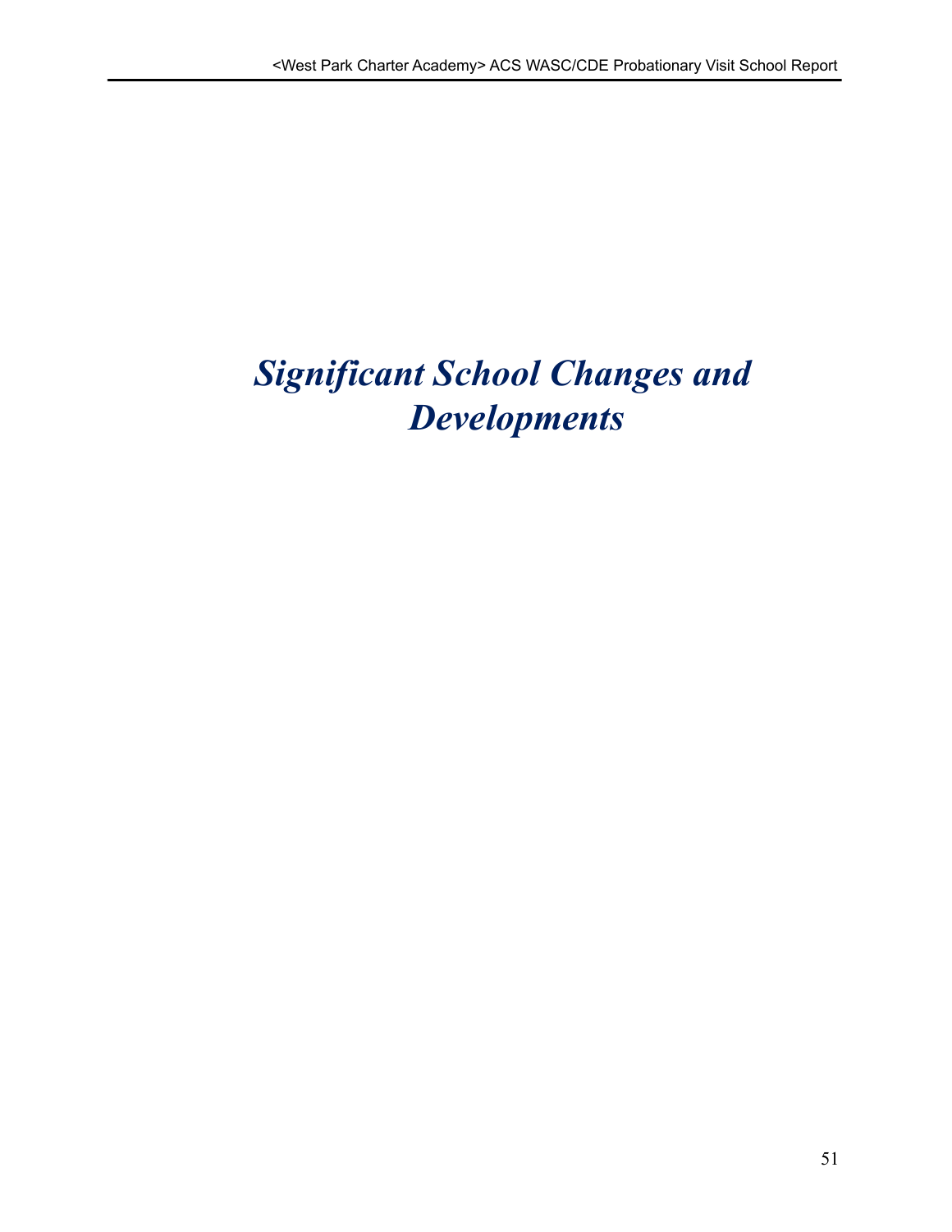# *Significant School Changes and Developments*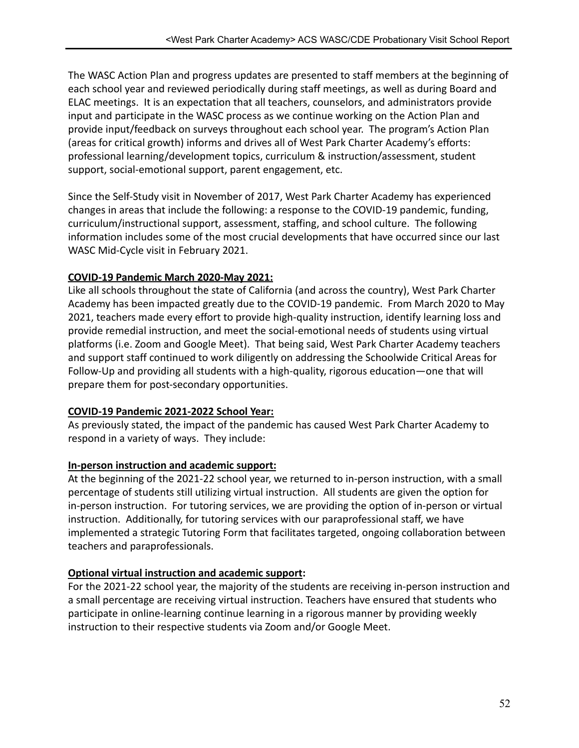The WASC Action Plan and progress updates are presented to staff members at the beginning of each school year and reviewed periodically during staff meetings, as well as during Board and ELAC meetings. It is an expectation that all teachers, counselors, and administrators provide input and participate in the WASC process as we continue working on the Action Plan and provide input/feedback on surveys throughout each school year. The program's Action Plan (areas for critical growth) informs and drives all of West Park Charter Academy's efforts: professional learning/development topics, curriculum & instruction/assessment, student support, social-emotional support, parent engagement, etc.

Since the Self-Study visit in November of 2017, West Park Charter Academy has experienced changes in areas that include the following: a response to the COVID-19 pandemic, funding, curriculum/instructional support, assessment, staffing, and school culture. The following information includes some of the most crucial developments that have occurred since our last WASC Mid-Cycle visit in February 2021.

**COVID-19 Pandemic March 2020-May 2021:**

Like all schools throughout the state of California (and across the country), West Park Charter Academy has been impacted greatly due to the COVID-19 pandemic. From March 2020 to May 2021, teachers made every effort to provide high-quality instruction, identify learning loss and provide remedial instruction, and meet the social-emotional needs of students using virtual platforms (i.e. Zoom and Google Meet). That being said, West Park Charter Academy teachers and support staff continued to work diligently on addressing the Schoolwide Critical Areas for Follow-Up and providing all students with a high-quality, rigorous education—one that will prepare them for post-secondary opportunities.

**COVID-19 Pandemic 2021-2022 School Year:**

As previously stated, the impact of the pandemic has caused West Park Charter Academy to respond in a variety of ways. They include:

**In-person instruction and academic support:**

At the beginning of the 2021-22 school year, we returned to in-person instruction, with a small percentage of students still utilizing virtual instruction. All students are given the option for in-person instruction. For tutoring services, we are providing the option of in-person or virtual instruction. Additionally, for tutoring services with our paraprofessional staff, we have implemented a strategic Tutoring Form that facilitates targeted, ongoing collaboration between teachers and paraprofessionals.

**Optional virtual instruction and academic support:**

For the 2021-22 school year, the majority of the students are receiving in-person instruction and a small percentage are receiving virtual instruction. Teachers have ensured that students who participate in online-learning continue learning in a rigorous manner by providing weekly instruction to their respective students via Zoom and/or Google Meet.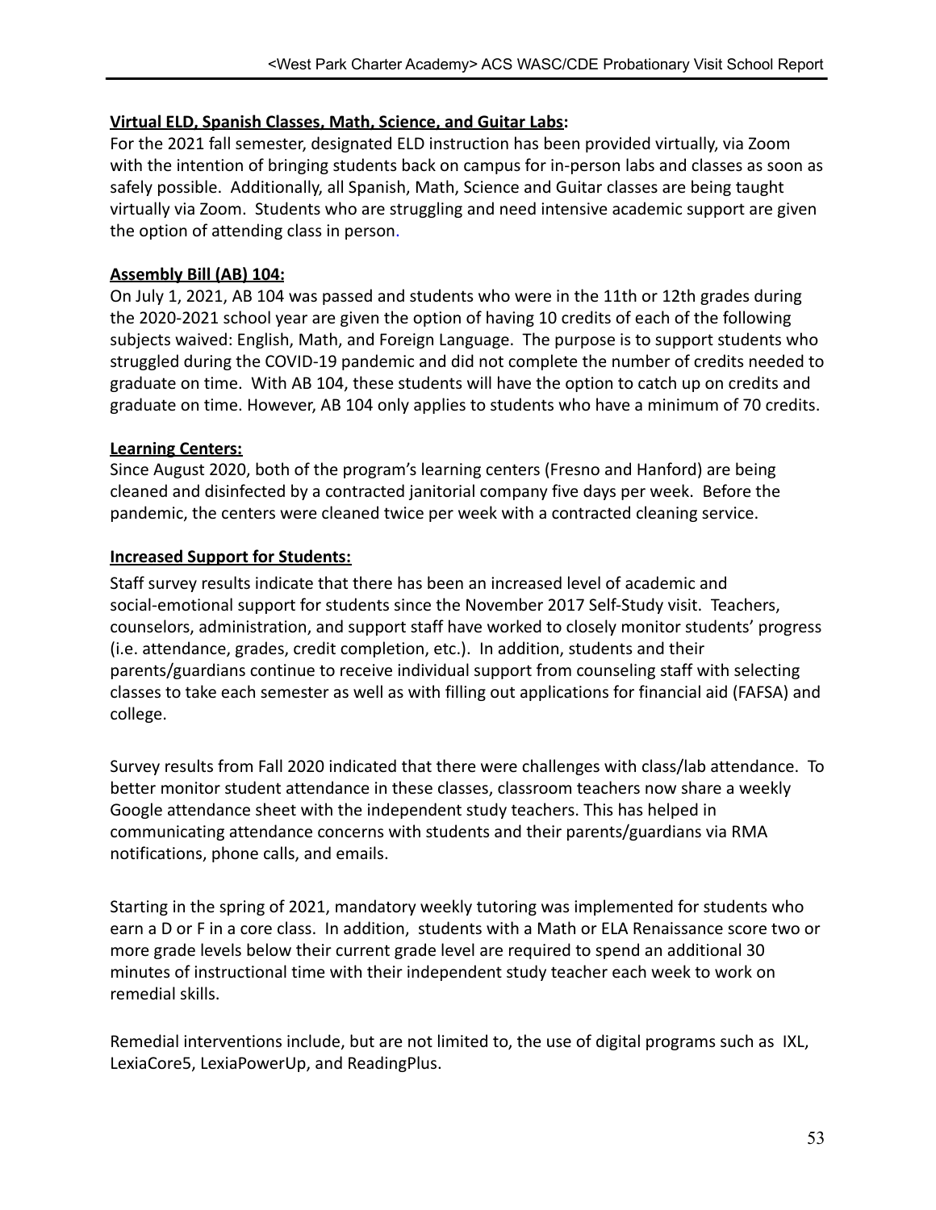**Virtual ELD, Spanish Classes, Math, Science, and Guitar Labs:**

For the 2021 fall semester, designated ELD instruction has been provided virtually, via Zoom with the intention of bringing students back on campus for in-person labs and classes as soon as safely possible. Additionally, all Spanish, Math, Science and Guitar classes are being taught virtually via Zoom. Students who are struggling and need intensive academic support are given the option of attending class in person.

**Assembly Bill (AB) 104:**

On July 1, 2021, AB 104 was passed and students who were in the 11th or 12th grades during the 2020-2021 school year are given the option of having 10 credits of each of the following subjects waived: English, Math, and Foreign Language. The purpose is to support students who struggled during the COVID-19 pandemic and did not complete the number of credits needed to graduate on time. With AB 104, these students will have the option to catch up on credits and graduate on time. However, AB 104 only applies to students who have a minimum of 70 credits.

**Learning Centers:**

Since August 2020, both of the program's learning centers (Fresno and Hanford) are being cleaned and disinfected by a contracted janitorial company five days per week. Before the pandemic, the centers were cleaned twice per week with a contracted cleaning service.

**Increased Support for Students:**

Staff survey results indicate that there has been an increased level of academic and social-emotional support for students since the November 2017 Self-Study visit. Teachers, counselors, administration, and support staff have worked to closely monitor students' progress (i.e. attendance, grades, credit completion, etc.). In addition, students and their parents/guardians continue to receive individual support from counseling staff with selecting classes to take each semester as well as with filling out applications for financial aid (FAFSA) and college.

Survey results from Fall 2020 indicated that there were challenges with class/lab attendance. To better monitor student attendance in these classes, classroom teachers now share a weekly Google attendance sheet with the independent study teachers. This has helped in communicating attendance concerns with students and their parents/guardians via RMA notifications, phone calls, and emails.

Starting in the spring of 2021, mandatory weekly tutoring was implemented for students who earn a D or F in a core class. In addition, students with a Math or ELA Renaissance score two or more grade levels below their current grade level are required to spend an additional 30 minutes of instructional time with their independent study teacher each week to work on remedial skills.

Remedial interventions include, but are not limited to, the use of digital programs such as IXL, LexiaCore5, LexiaPowerUp, and ReadingPlus.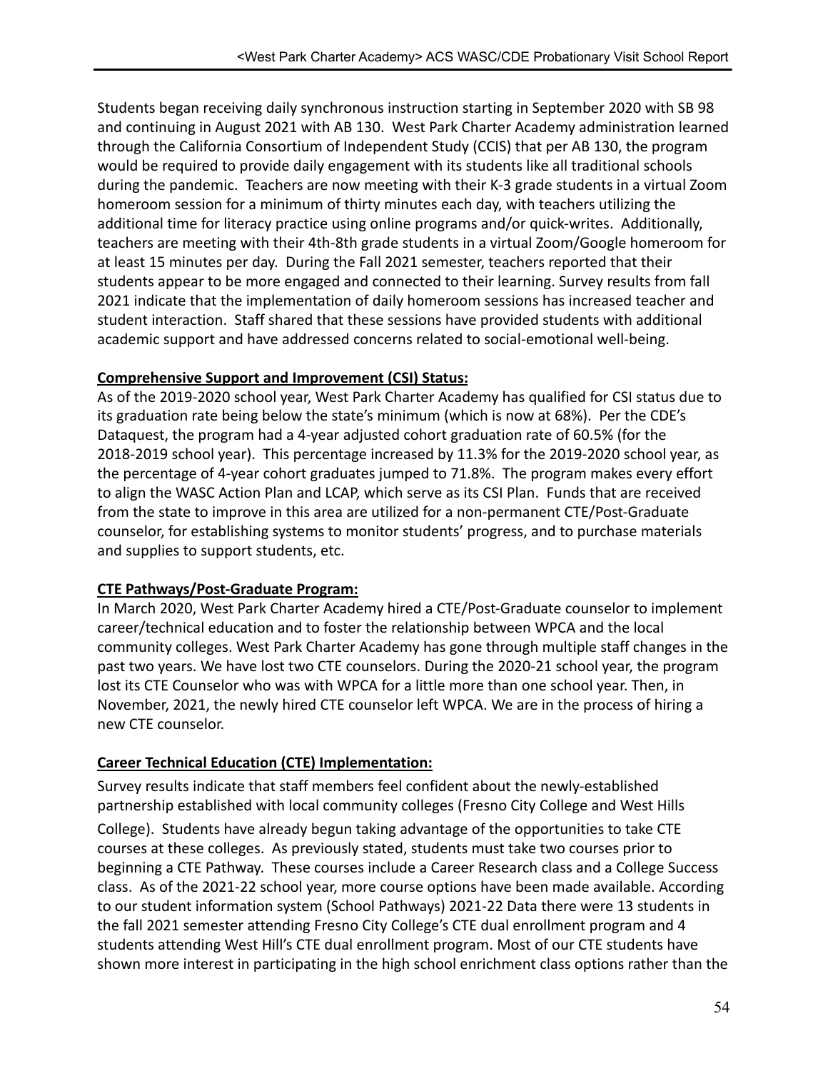Students began receiving daily synchronous instruction starting in September 2020 with SB 98 and continuing in August 2021 with AB 130. West Park Charter Academy administration learned through the California Consortium of Independent Study (CCIS) that per AB 130, the program would be required to provide daily engagement with its students like all traditional schools during the pandemic. Teachers are now meeting with their K-3 grade students in a virtual Zoom homeroom session for a minimum of thirty minutes each day, with teachers utilizing the additional time for literacy practice using online programs and/or quick-writes. Additionally, teachers are meeting with their 4th-8th grade students in a virtual Zoom/Google homeroom for at least 15 minutes per day. During the Fall 2021 semester, teachers reported that their students appear to be more engaged and connected to their learning. Survey results from fall 2021 indicate that the implementation of daily homeroom sessions has increased teacher and student interaction. Staff shared that these sessions have provided students with additional academic support and have addressed concerns related to social-emotional well-being.

**Comprehensive Support and Improvement (CSI) Status:**

As of the 2019-2020 school year, West Park Charter Academy has qualified for CSI status due to its graduation rate being below the state's minimum (which is now at 68%). Per the CDE's Dataquest, the program had a 4-year adjusted cohort graduation rate of 60.5% (for the 2018-2019 school year). This percentage increased by 11.3% for the 2019-2020 school year, as the percentage of 4-year cohort graduates jumped to 71.8%. The program makes every effort to align the WASC Action Plan and LCAP, which serve as its CSI Plan. Funds that are received from the state to improve in this area are utilized for a non-permanent CTE/Post-Graduate counselor, for establishing systems to monitor students' progress, and to purchase materials and supplies to support students, etc.

**CTE Pathways/Post-Graduate Program:**

In March 2020, West Park Charter Academy hired a CTE/Post-Graduate counselor to implement career/technical education and to foster the relationship between WPCA and the local community colleges. West Park Charter Academy has gone through multiple staff changes in the past two years. We have lost two CTE counselors. During the 2020-21 school year, the program lost its CTE Counselor who was with WPCA for a little more than one school year. Then, in November, 2021, the newly hired CTE counselor left WPCA. We are in the process of hiring a new CTE counselor.

**Career Technical Education (CTE) Implementation:**

Survey results indicate that staff members feel confident about the newly-established partnership established with local community colleges (Fresno City College and West Hills College). Students have already begun taking advantage of the opportunities to take CTE courses at these colleges. As previously stated, students must take two courses prior to beginning a CTE Pathway. These courses include a Career Research class and a College Success class. As of the 2021-22 school year, more course options have been made available. According to our student information system (School Pathways) 2021-22 Data there were 13 students in the fall 2021 semester attending Fresno City College's CTE dual enrollment program and 4 students attending West Hill's CTE dual enrollment program. Most of our CTE students have shown more interest in participating in the high school enrichment class options rather than the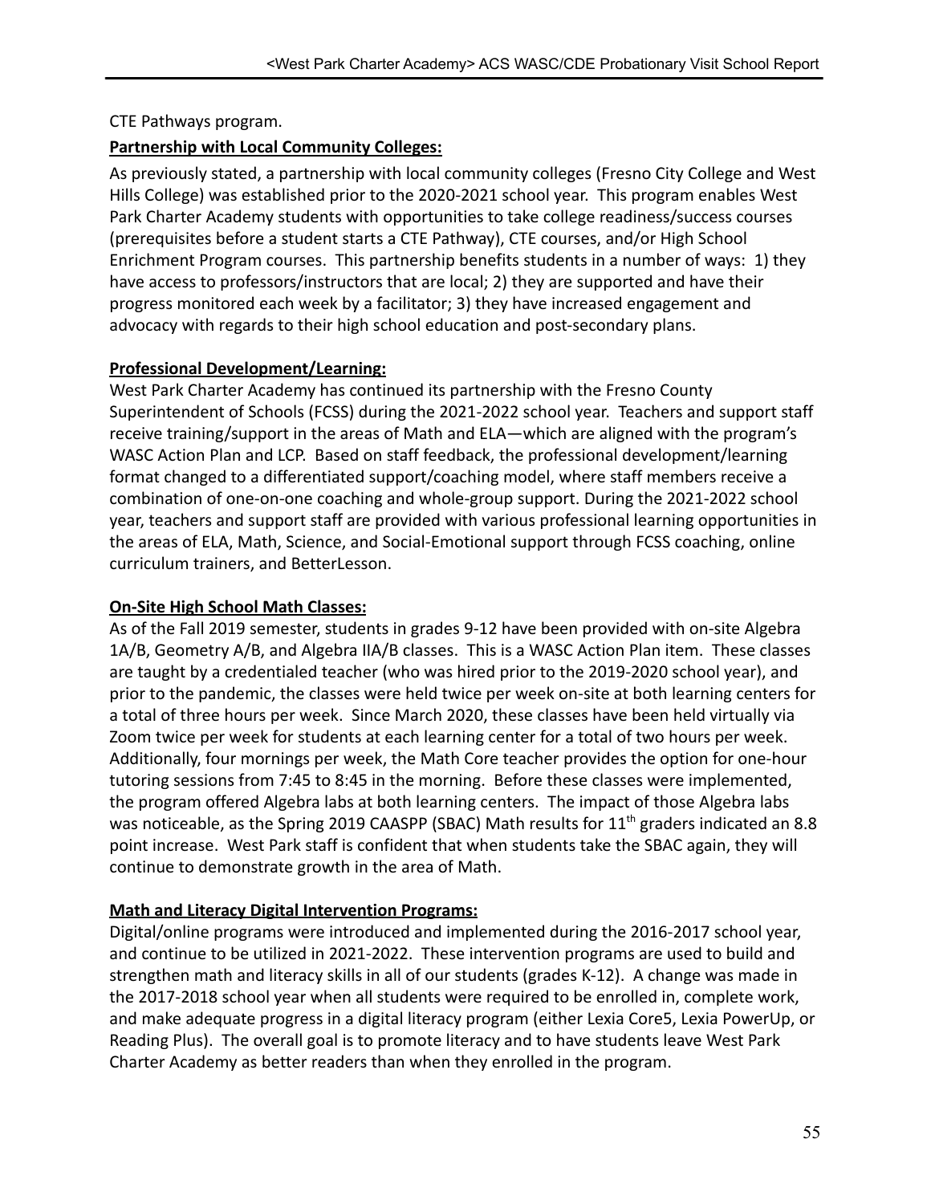CTE Pathways program.

**Partnership with Local Community Colleges:**

As previously stated, a partnership with local community colleges (Fresno City College and West Hills College) was established prior to the 2020-2021 school year. This program enables West Park Charter Academy students with opportunities to take college readiness/success courses (prerequisites before a student starts a CTE Pathway), CTE courses, and/or High School Enrichment Program courses. This partnership benefits students in a number of ways: 1) they have access to professors/instructors that are local; 2) they are supported and have their progress monitored each week by a facilitator; 3) they have increased engagement and advocacy with regards to their high school education and post-secondary plans.

**Professional Development/Learning:**

West Park Charter Academy has continued its partnership with the Fresno County Superintendent of Schools (FCSS) during the 2021-2022 school year. Teachers and support staff receive training/support in the areas of Math and ELA—which are aligned with the program's WASC Action Plan and LCP. Based on staff feedback, the professional development/learning format changed to a differentiated support/coaching model, where staff members receive a combination of one-on-one coaching and whole-group support. During the 2021-2022 school year, teachers and support staff are provided with various professional learning opportunities in the areas of ELA, Math, Science, and Social-Emotional support through FCSS coaching, online curriculum trainers, and BetterLesson.

**On-Site High School Math Classes:**

As of the Fall 2019 semester, students in grades 9-12 have been provided with on-site Algebra 1A/B, Geometry A/B, and Algebra IIA/B classes. This is a WASC Action Plan item. These classes are taught by a credentialed teacher (who was hired prior to the 2019-2020 school year), and prior to the pandemic, the classes were held twice per week on-site at both learning centers for a total of three hours per week. Since March 2020, these classes have been held virtually via Zoom twice per week for students at each learning center for a total of two hours per week. Additionally, four mornings per week, the Math Core teacher provides the option for one-hour tutoring sessions from 7:45 to 8:45 in the morning. Before these classes were implemented, the program offered Algebra labs at both learning centers. The impact of those Algebra labs was noticeable, as the Spring 2019 CAASPP (SBAC) Math results for 11th graders indicated an 8.8 point increase. West Park staff is confident that when students take the SBAC again, they will continue to demonstrate growth in the area of Math.

**Math and Literacy Digital Intervention Programs:**

Digital/online programs were introduced and implemented during the 2016-2017 school year, and continue to be utilized in 2021-2022. These intervention programs are used to build and strengthen math and literacy skills in all of our students (grades K-12). A change was made in the 2017-2018 school year when all students were required to be enrolled in, complete work, and make adequate progress in a digital literacy program (either Lexia Core5, Lexia PowerUp, or Reading Plus). The overall goal is to promote literacy and to have students leave West Park Charter Academy as better readers than when they enrolled in the program.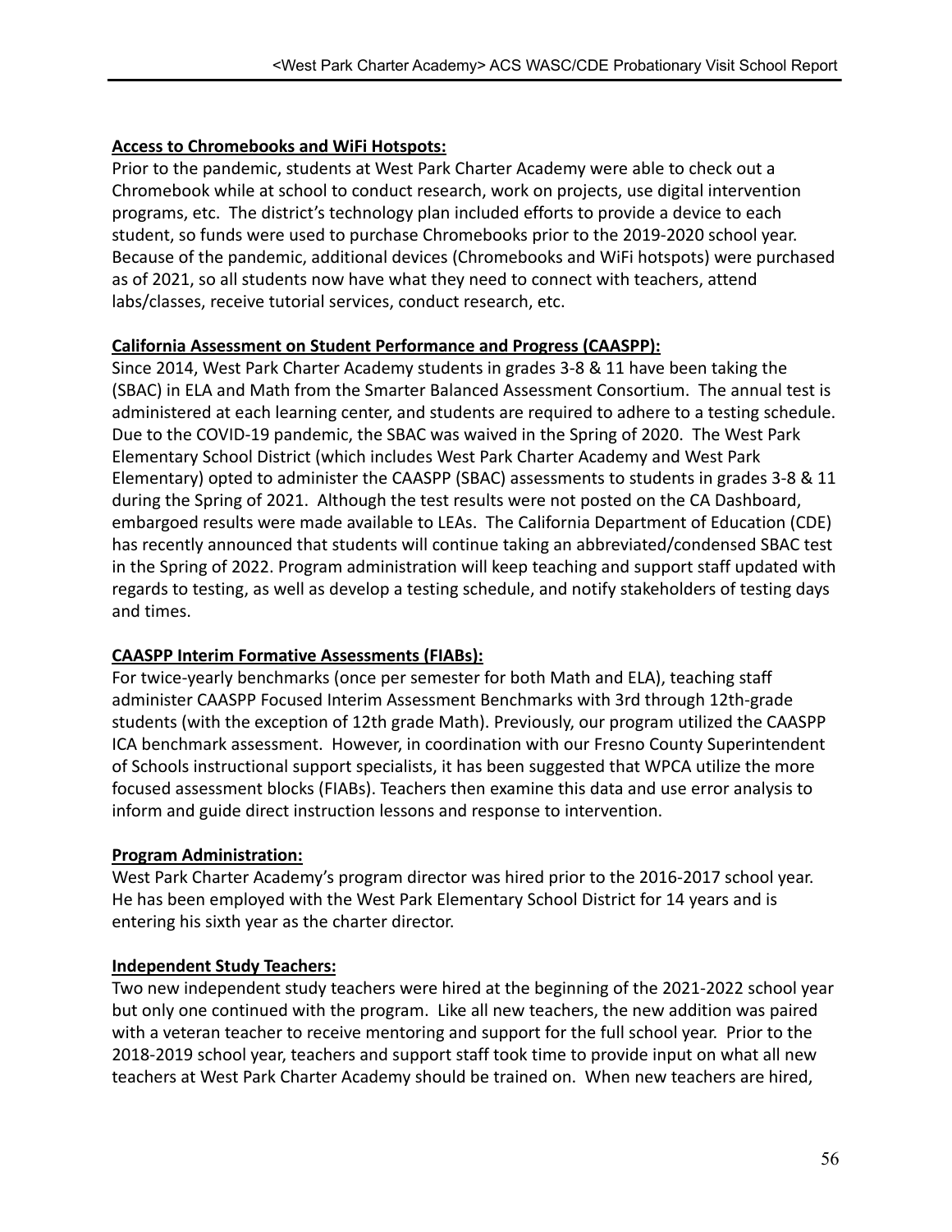**Access to Chromebooks and WiFi Hotspots:**

Prior to the pandemic, students at West Park Charter Academy were able to check out a Chromebook while at school to conduct research, work on projects, use digital intervention programs, etc. The district's technology plan included efforts to provide a device to each student, so funds were used to purchase Chromebooks prior to the 2019-2020 school year. Because of the pandemic, additional devices (Chromebooks and WiFi hotspots) were purchased as of 2021, so all students now have what they need to connect with teachers, attend labs/classes, receive tutorial services, conduct research, etc.

**California Assessment on Student Performance and Progress (CAASPP):**

Since 2014, West Park Charter Academy students in grades 3-8 & 11 have been taking the (SBAC) in ELA and Math from the Smarter Balanced Assessment Consortium. The annual test is administered at each learning center, and students are required to adhere to a testing schedule. Due to the COVID-19 pandemic, the SBAC was waived in the Spring of 2020. The West Park Elementary School District (which includes West Park Charter Academy and West Park Elementary) opted to administer the CAASPP (SBAC) assessments to students in grades 3-8 & 11 during the Spring of 2021. Although the test results were not posted on the CA Dashboard, embargoed results were made available to LEAs. The California Department of Education (CDE) has recently announced that students will continue taking an abbreviated/condensed SBAC test in the Spring of 2022. Program administration will keep teaching and support staff updated with regards to testing, as well as develop a testing schedule, and notify stakeholders of testing days and times.

**CAASPP Interim Formative Assessments (FIABs):**

For twice-yearly benchmarks (once per semester for both Math and ELA), teaching staff administer CAASPP Focused Interim Assessment Benchmarks with 3rd through 12th-grade students (with the exception of 12th grade Math). Previously, our program utilized the CAASPP ICA benchmark assessment. However, in coordination with our Fresno County Superintendent of Schools instructional support specialists, it has been suggested that WPCA utilize the more focused assessment blocks (FIABs). Teachers then examine this data and use error analysis to inform and guide direct instruction lessons and response to intervention.

**Program Administration:**

West Park Charter Academy's program director was hired prior to the 2016-2017 school year. He has been employed with the West Park Elementary School District for 14 years and is entering his sixth year as the charter director.

**Independent Study Teachers:**

Two new independent study teachers were hired at the beginning of the 2021-2022 school year but only one continued with the program. Like all new teachers, the new addition was paired with a veteran teacher to receive mentoring and support for the full school year. Prior to the 2018-2019 school year, teachers and support staff took time to provide input on what all new teachers at West Park Charter Academy should be trained on. When new teachers are hired,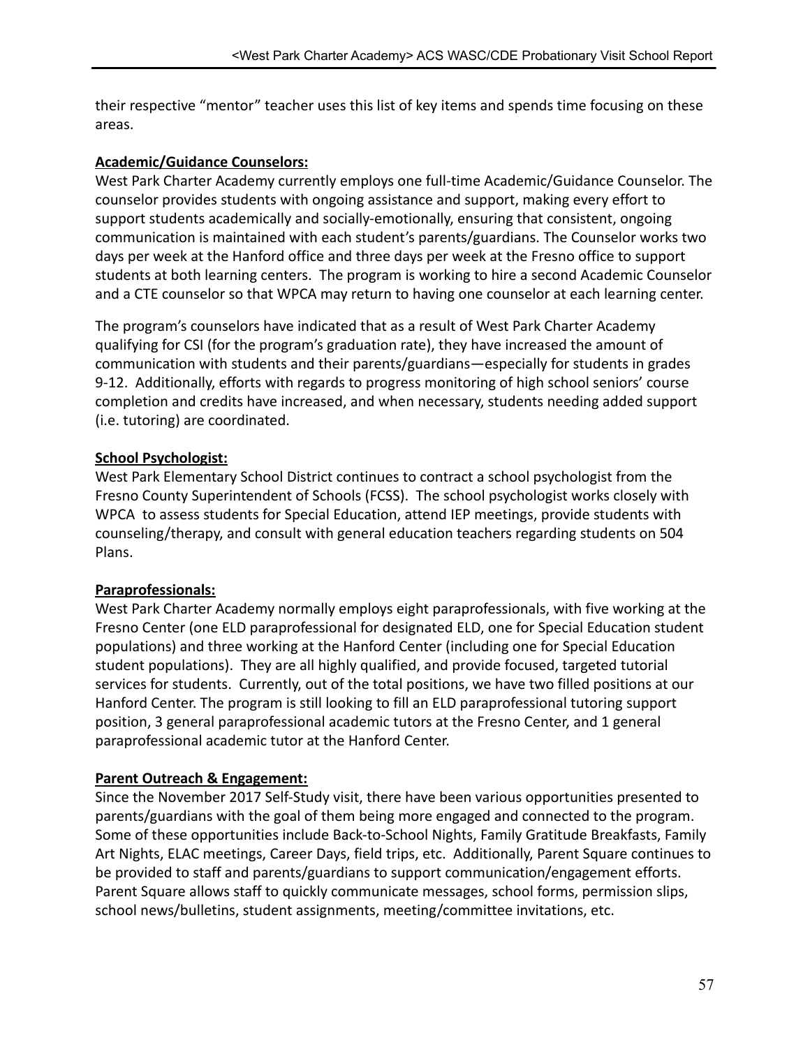their respective “mentor” teacher uses this list of key items and spends time focusing on these areas.

**Academic/Guidance Counselors:**

West Park Charter Academy currently employs one full-time Academic/Guidance Counselor. The counselor provides students with ongoing assistance and support, making every effort to support students academically and socially-emotionally, ensuring that consistent, ongoing communication is maintained with each student’s parents/guardians. The Counselor works two days per week at the Hanford office and three days per week at the Fresno office to support students at both learning centers. The program is working to hire a second Academic Counselor and a CTE counselor so that WPCA may return to having one counselor at each learning center.

The program’s counselors have indicated that as a result of West Park Charter Academy qualifying for CSI (for the program’s graduation rate), they have increased the amount of communication with students and their parents/guardians—especially for students in grades 9-12. Additionally, efforts with regards to progress monitoring of high school seniors’ course completion and credits have increased, and when necessary, students needing added support (i.e. tutoring) are coordinated.

**School Psychologist:**

West Park Elementary School District continues to contract a school psychologist from the Fresno County Superintendent of Schools (FCSS). The school psychologist works closely with WPCA to assess students for Special Education, attend IEP meetings, provide students with counseling/therapy, and consult with general education teachers regarding students on 504 Plans.

**Paraprofessionals:**

West Park Charter Academy normally employs eight paraprofessionals, with five working at the Fresno Center (one ELD paraprofessional for designated ELD, one for Special Education student populations) and three working at the Hanford Center (including one for Special Education student populations). They are all highly qualified, and provide focused, targeted tutorial services for students. Currently, out of the total positions, we have two filled positions at our Hanford Center. The program is still looking to fill an ELD paraprofessional tutoring support position, 3 general paraprofessional academic tutors at the Fresno Center, and 1 general paraprofessional academic tutor at the Hanford Center.

**Parent Outreach & Engagement:**

Since the November 2017 Self-Study visit, there have been various opportunities presented to parents/guardians with the goal of them being more engaged and connected to the program. Some of these opportunities include Back-to-School Nights, Family Gratitude Breakfasts, Family Art Nights, ELAC meetings, Career Days, field trips, etc. Additionally, Parent Square continues to be provided to staff and parents/guardians to support communication/engagement efforts. Parent Square allows staff to quickly communicate messages, school forms, permission slips, school news/bulletins, student assignments, meeting/committee invitations, etc.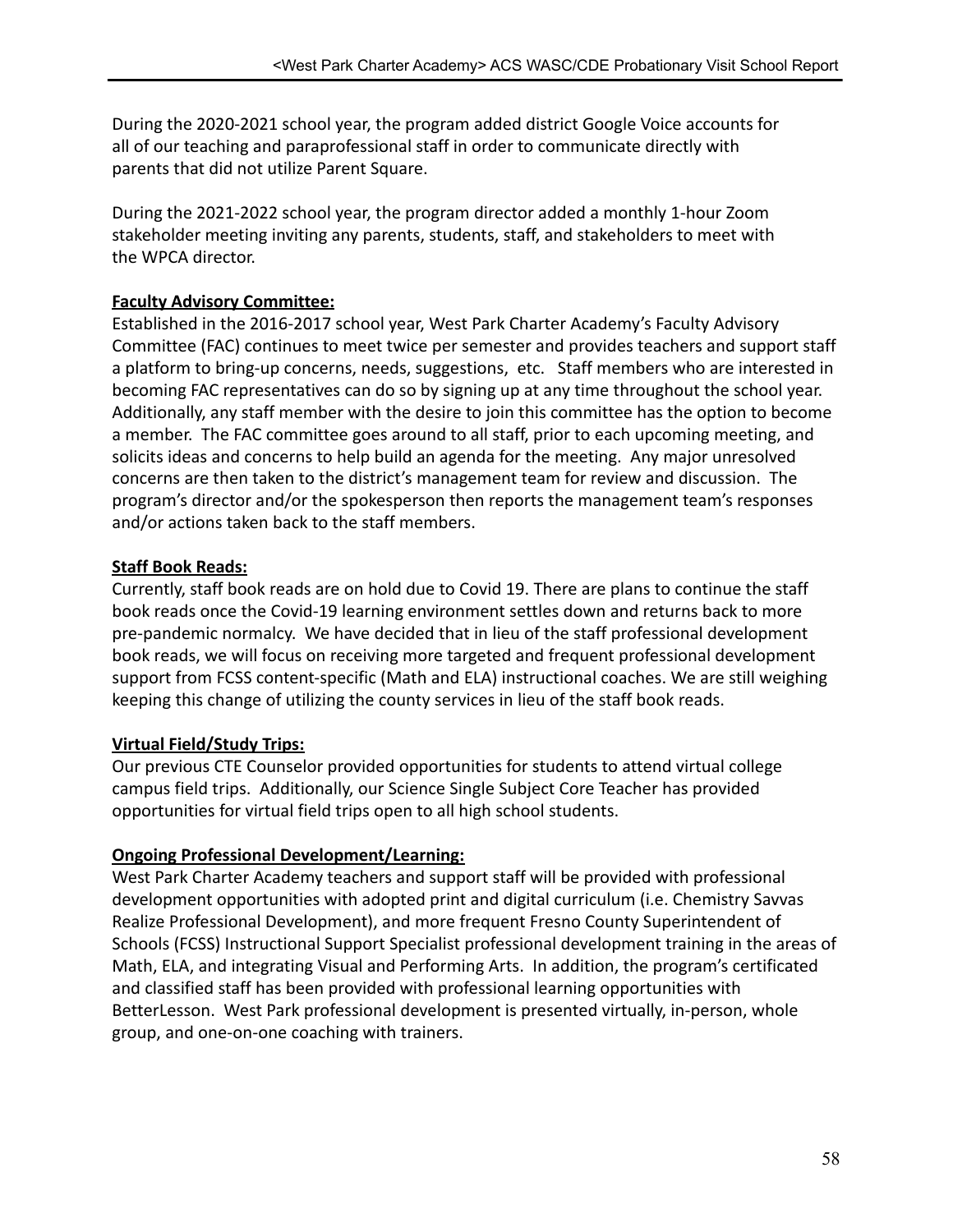During the 2020-2021 school year, the program added district Google Voice accounts for all of our teaching and paraprofessional staff in order to communicate directly with parents that did not utilize Parent Square.

During the 2021-2022 school year, the program director added a monthly 1-hour Zoom stakeholder meeting inviting any parents, students, staff, and stakeholders to meet with the WPCA director.

**Faculty Advisory Committee:**

Established in the 2016-2017 school year, West Park Charter Academy's Faculty Advisory Committee (FAC) continues to meet twice per semester and provides teachers and support staff a platform to bring-up concerns, needs, suggestions, etc. Staff members who are interested in becoming FAC representatives can do so by signing up at any time throughout the school year. Additionally, any staff member with the desire to join this committee has the option to become a member. The FAC committee goes around to all staff, prior to each upcoming meeting, and solicits ideas and concerns to help build an agenda for the meeting. Any major unresolved concerns are then taken to the district's management team for review and discussion. The program's director and/or the spokesperson then reports the management team's responses and/or actions taken back to the staff members.

**Staff Book Reads:**

Currently, staff book reads are on hold due to Covid 19. There are plans to continue the staff book reads once the Covid-19 learning environment settles down and returns back to more pre-pandemic normalcy. We have decided that in lieu of the staff professional development book reads, we will focus on receiving more targeted and frequent professional development support from FCSS content-specific (Math and ELA) instructional coaches. We are still weighing keeping this change of utilizing the county services in lieu of the staff book reads.

**Virtual Field/Study Trips:**

Our previous CTE Counselor provided opportunities for students to attend virtual college campus field trips. Additionally, our Science Single Subject Core Teacher has provided opportunities for virtual field trips open to all high school students.

**Ongoing Professional Development/Learning:**

West Park Charter Academy teachers and support staff will be provided with professional development opportunities with adopted print and digital curriculum (i.e. Chemistry Savvas Realize Professional Development), and more frequent Fresno County Superintendent of Schools (FCSS) Instructional Support Specialist professional development training in the areas of Math, ELA, and integrating Visual and Performing Arts. In addition, the program's certificated and classified staff has been provided with professional learning opportunities with BetterLesson. West Park professional development is presented virtually, in-person, whole group, and one-on-one coaching with trainers.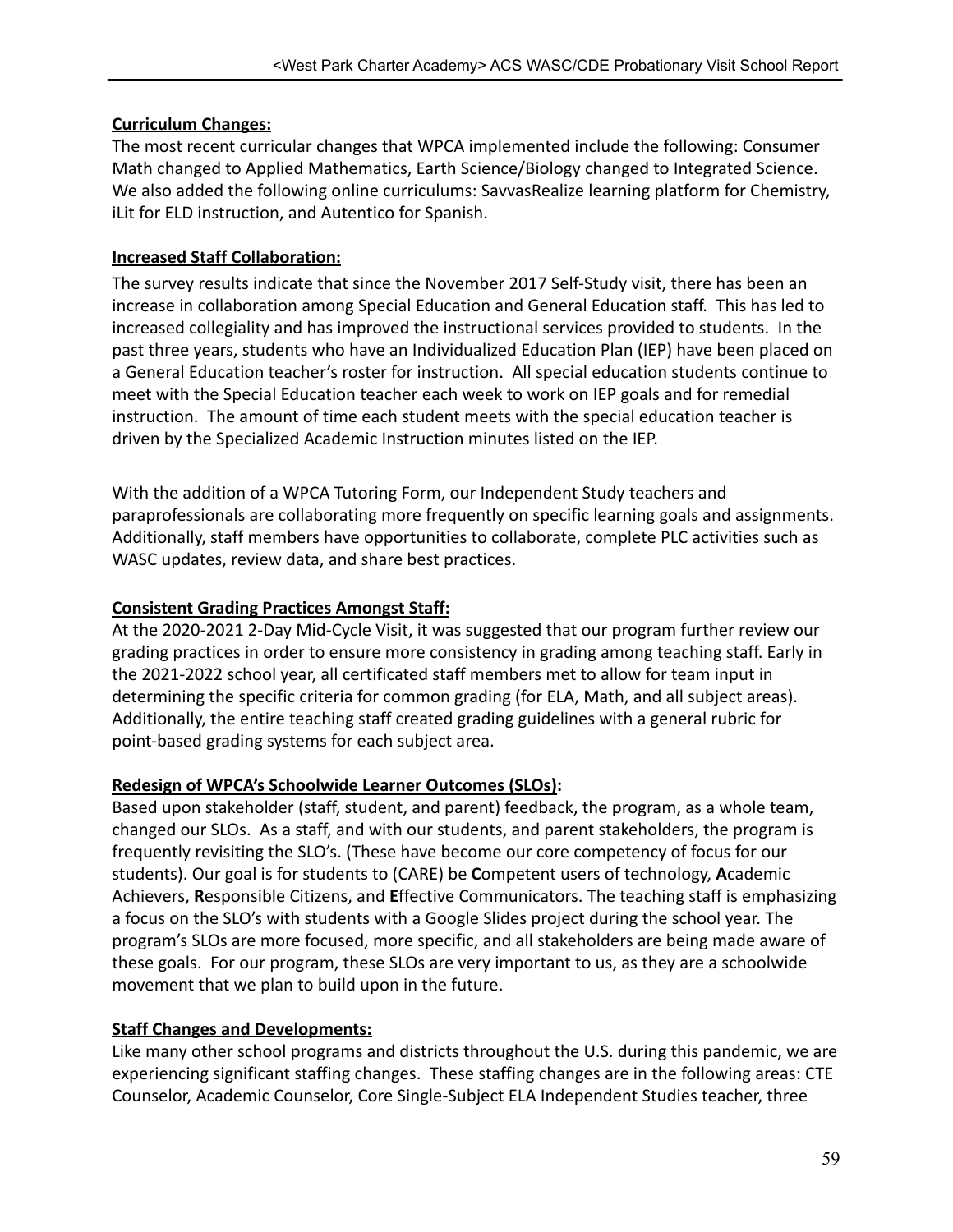**Curriculum Changes:**

The most recent curricular changes that WPCA implemented include the following: Consumer Math changed to Applied Mathematics, Earth Science/Biology changed to Integrated Science. We also added the following online curriculums: SavvasRealize learning platform for Chemistry, iLit for ELD instruction, and Autentico for Spanish.

**Increased Staff Collaboration:**

The survey results indicate that since the November 2017 Self-Study visit, there has been an increase in collaboration among Special Education and General Education staff. This has led to increased collegiality and has improved the instructional services provided to students. In the past three years, students who have an Individualized Education Plan (IEP) have been placed on a General Education teacher's roster for instruction. All special education students continue to meet with the Special Education teacher each week to work on IEP goals and for remedial instruction. The amount of time each student meets with the special education teacher is driven by the Specialized Academic Instruction minutes listed on the IEP.

With the addition of a WPCA Tutoring Form, our Independent Study teachers and paraprofessionals are collaborating more frequently on specific learning goals and assignments. Additionally, staff members have opportunities to collaborate, complete PLC activities such as WASC updates, review data, and share best practices.

**Consistent Grading Practices Amongst Staff:**

At the 2020-2021 2-Day Mid-Cycle Visit, it was suggested that our program further review our grading practices in order to ensure more consistency in grading among teaching staff. Early in the 2021-2022 school year, all certificated staff members met to allow for team input in determining the specific criteria for common grading (for ELA, Math, and all subject areas). Additionally, the entire teaching staff created grading guidelines with a general rubric for point-based grading systems for each subject area.

**Redesign of WPCA's Schoolwide Learner Outcomes (SLOs):**

Based upon stakeholder (staff, student, and parent) feedback, the program, as a whole team, changed our SLOs. As a staff, and with our students, and parent stakeholders, the program is frequently revisiting the SLO's. (These have become our core competency of focus for our students). Our goal is for students to (CARE) be **C**ompetent users of technology, **A**cademic Achievers, **R**esponsible Citizens, and **E**ffective Communicators. The teaching staff is emphasizing a focus on the SLO's with students with a Google Slides project during the school year. The program's SLOs are more focused, more specific, and all stakeholders are being made aware of these goals. For our program, these SLOs are very important to us, as they are a schoolwide movement that we plan to build upon in the future.

**Staff Changes and Developments:**

Like many other school programs and districts throughout the U.S. during this pandemic, we are experiencing significant staffing changes. These staffing changes are in the following areas: CTE Counselor, Academic Counselor, Core Single-Subject ELA Independent Studies teacher, three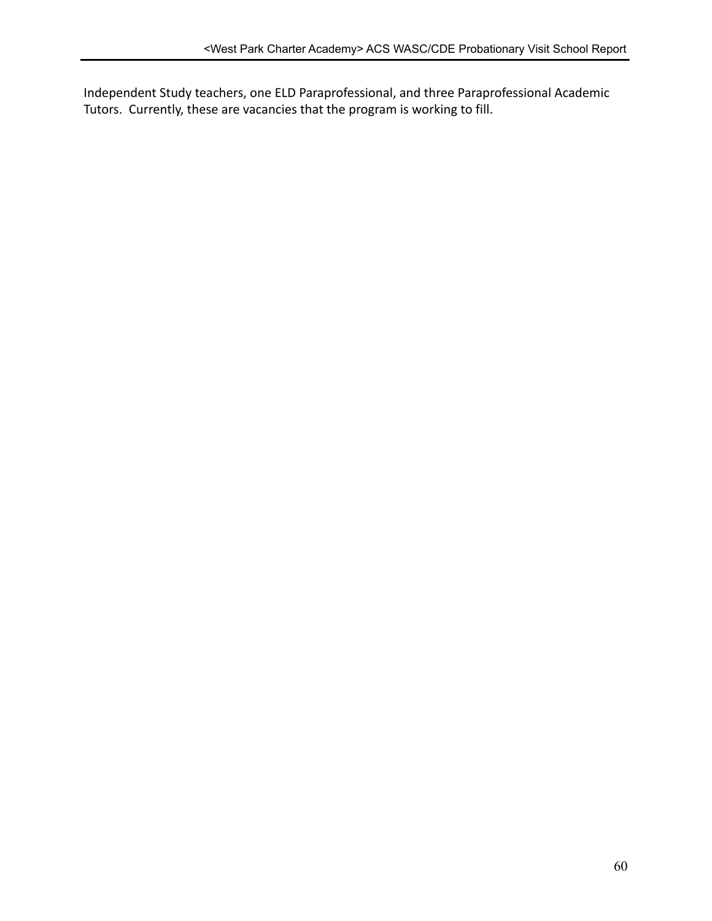Independent Study teachers, one ELD Paraprofessional, and three Paraprofessional Academic Tutors. Currently, these are vacancies that the program is working to fill.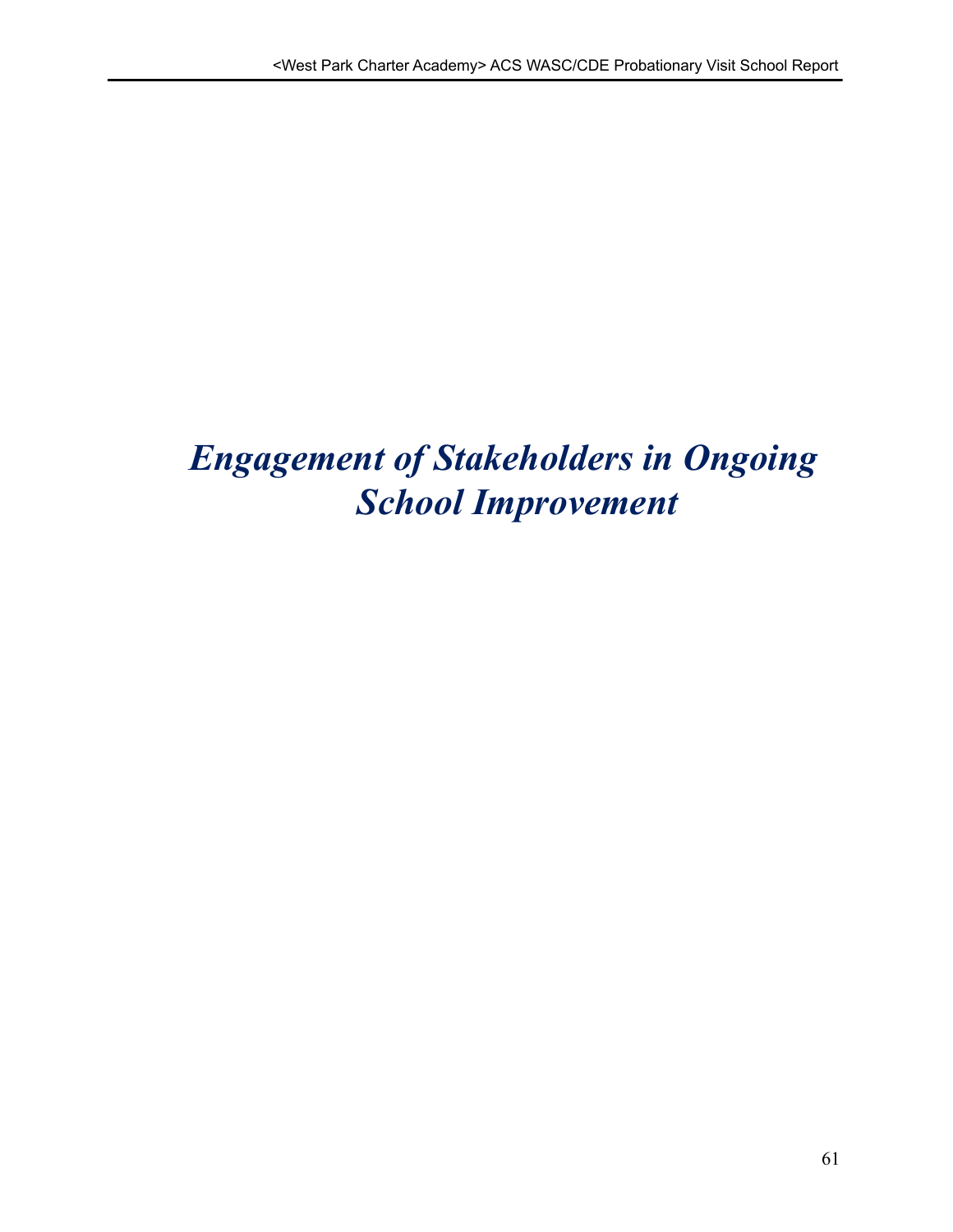# *Engagement of Stakeholders in Ongoing School Improvement*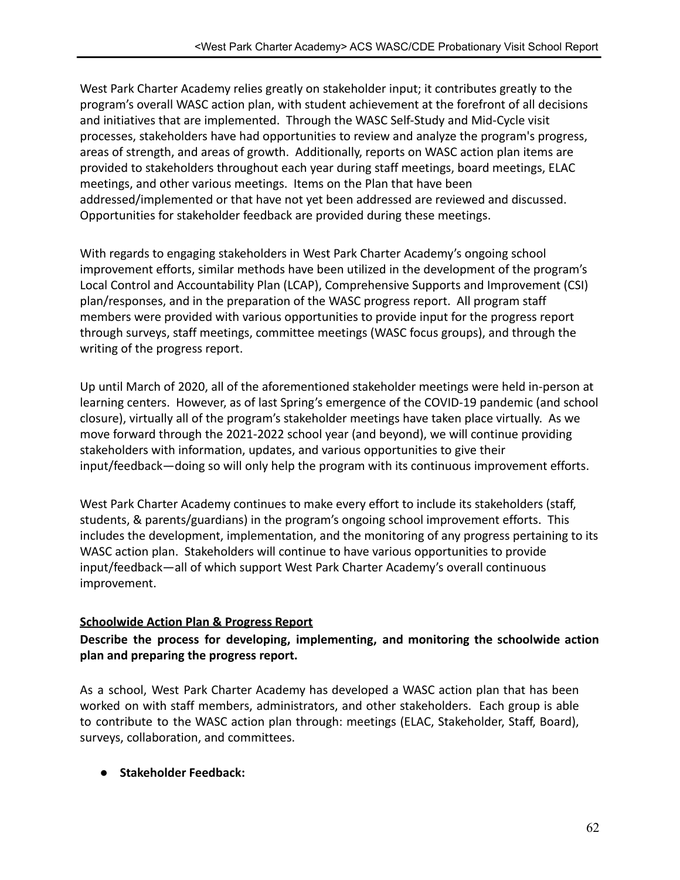West Park Charter Academy relies greatly on stakeholder input; it contributes greatly to the program's overall WASC action plan, with student achievement at the forefront of all decisions and initiatives that are implemented. Through the WASC Self-Study and Mid-Cycle visit processes, stakeholders have had opportunities to review and analyze the program's progress, areas of strength, and areas of growth. Additionally, reports on WASC action plan items are provided to stakeholders throughout each year during staff meetings, board meetings, ELAC meetings, and other various meetings. Items on the Plan that have been addressed/implemented or that have not yet been addressed are reviewed and discussed. Opportunities for stakeholder feedback are provided during these meetings.

With regards to engaging stakeholders in West Park Charter Academy's ongoing school improvement efforts, similar methods have been utilized in the development of the program's Local Control and Accountability Plan (LCAP), Comprehensive Supports and Improvement (CSI) plan/responses, and in the preparation of the WASC progress report. All program staff members were provided with various opportunities to provide input for the progress report through surveys, staff meetings, committee meetings (WASC focus groups), and through the writing of the progress report.

Up until March of 2020, all of the aforementioned stakeholder meetings were held in-person at learning centers. However, as of last Spring's emergence of the COVID-19 pandemic (and school closure), virtually all of the program's stakeholder meetings have taken place virtually. As we move forward through the 2021-2022 school year (and beyond), we will continue providing stakeholders with information, updates, and various opportunities to give their input/feedback—doing so will only help the program with its continuous improvement efforts.

West Park Charter Academy continues to make every effort to include its stakeholders (staff, students, & parents/guardians) in the program's ongoing school improvement efforts. This includes the development, implementation, and the monitoring of any progress pertaining to its WASC action plan. Stakeholders will continue to have various opportunities to provide input/feedback—all of which support West Park Charter Academy's overall continuous improvement.

## Schoolwide Action Plan & Progress Report

**Describe the process for developing, implementing, and monitoring the schoolwide action plan and preparing the progress report.**

As a school, West Park Charter Academy has developed a WASC action plan that has been worked on with staff members, administrators, and other stakeholders. Each group is able to contribute to the WASC action plan through: meetings (ELAC, Stakeholder, Staff, Board), surveys, collaboration, and committees.

- **Stakeholder Feedback:**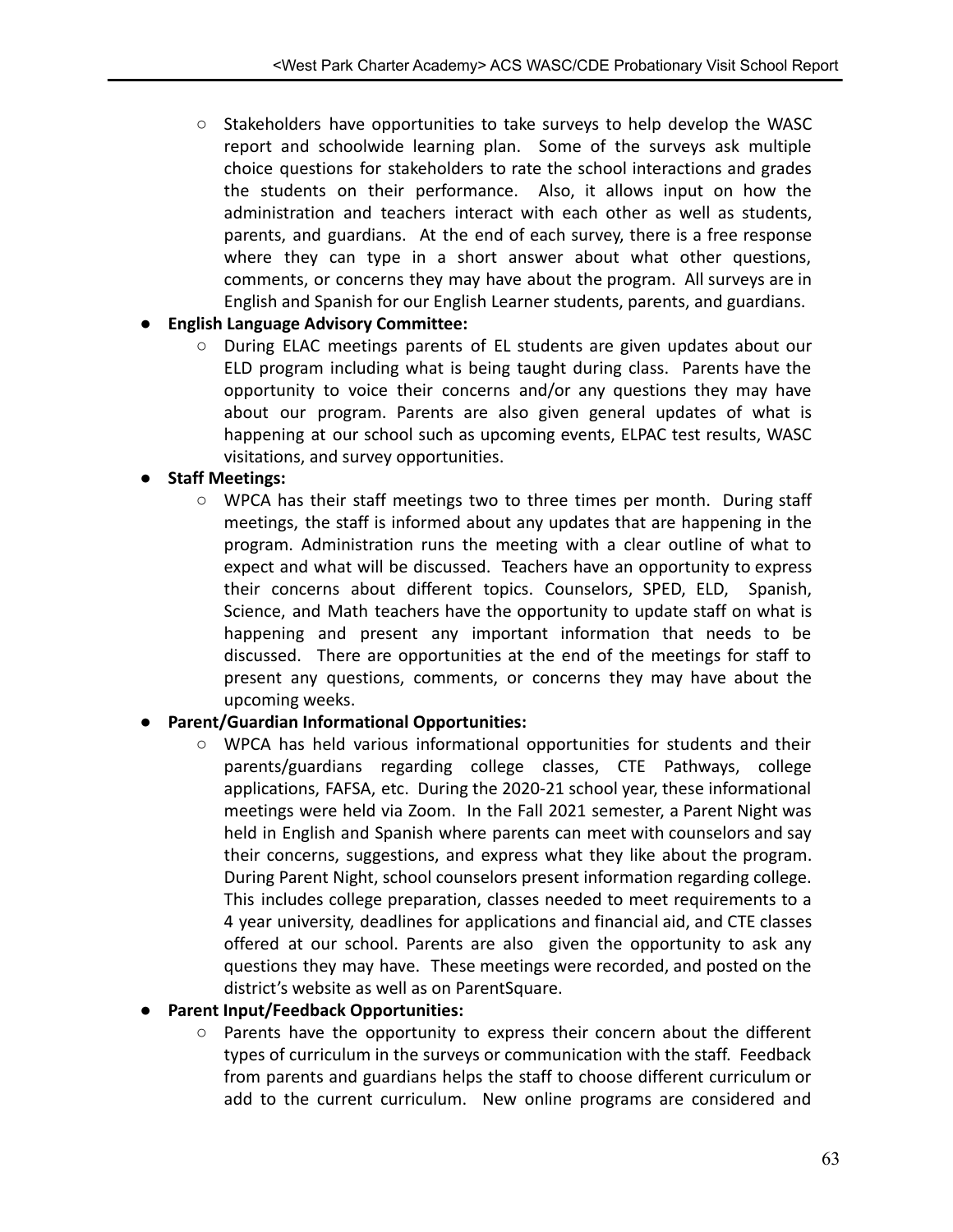- Stakeholders have opportunities to take surveys to help develop the WASC report and schoolwide learning plan. Some of the surveys ask multiple choice questions for stakeholders to rate the school interactions and grades the students on their performance. Also, it allows input on how the administration and teachers interact with each other as well as students, parents, and guardians. At the end of each survey, there is a free response where they can type in a short answer about what other questions, comments, or concerns they may have about the program. All surveys are in English and Spanish for our English Learner students, parents, and guardians.
- **English Language Advisory Committee:**
  - During ELAC meetings parents of EL students are given updates about our ELD program including what is being taught during class. Parents have the opportunity to voice their concerns and/or any questions they may have about our program. Parents are also given general updates of what is happening at our school such as upcoming events, ELPAC test results, WASC visitations, and survey opportunities.
- **Staff Meetings:**
  - WPCA has their staff meetings two to three times per month. During staff meetings, the staff is informed about any updates that are happening in the program. Administration runs the meeting with a clear outline of what to expect and what will be discussed. Teachers have an opportunity to express their concerns about different topics. Counselors, SPED, ELD, Spanish, Science, and Math teachers have the opportunity to update staff on what is happening and present any important information that needs to be discussed. There are opportunities at the end of the meetings for staff to present any questions, comments, or concerns they may have about the upcoming weeks.
- **Parent/Guardian Informational Opportunities:**
  - WPCA has held various informational opportunities for students and their parents/guardians regarding college classes, CTE Pathways, college applications, FAFSA, etc. During the 2020-21 school year, these informational meetings were held via Zoom. In the Fall 2021 semester, a Parent Night was held in English and Spanish where parents can meet with counselors and say their concerns, suggestions, and express what they like about the program. During Parent Night, school counselors present information regarding college. This includes college preparation, classes needed to meet requirements to a 4 year university, deadlines for applications and financial aid, and CTE classes offered at our school. Parents are also given the opportunity to ask any questions they may have. These meetings were recorded, and posted on the district's website as well as on ParentSquare.
- **Parent Input/Feedback Opportunities:**
  - Parents have the opportunity to express their concern about the different types of curriculum in the surveys or communication with the staff. Feedback from parents and guardians helps the staff to choose different curriculum or add to the current curriculum. New online programs are considered and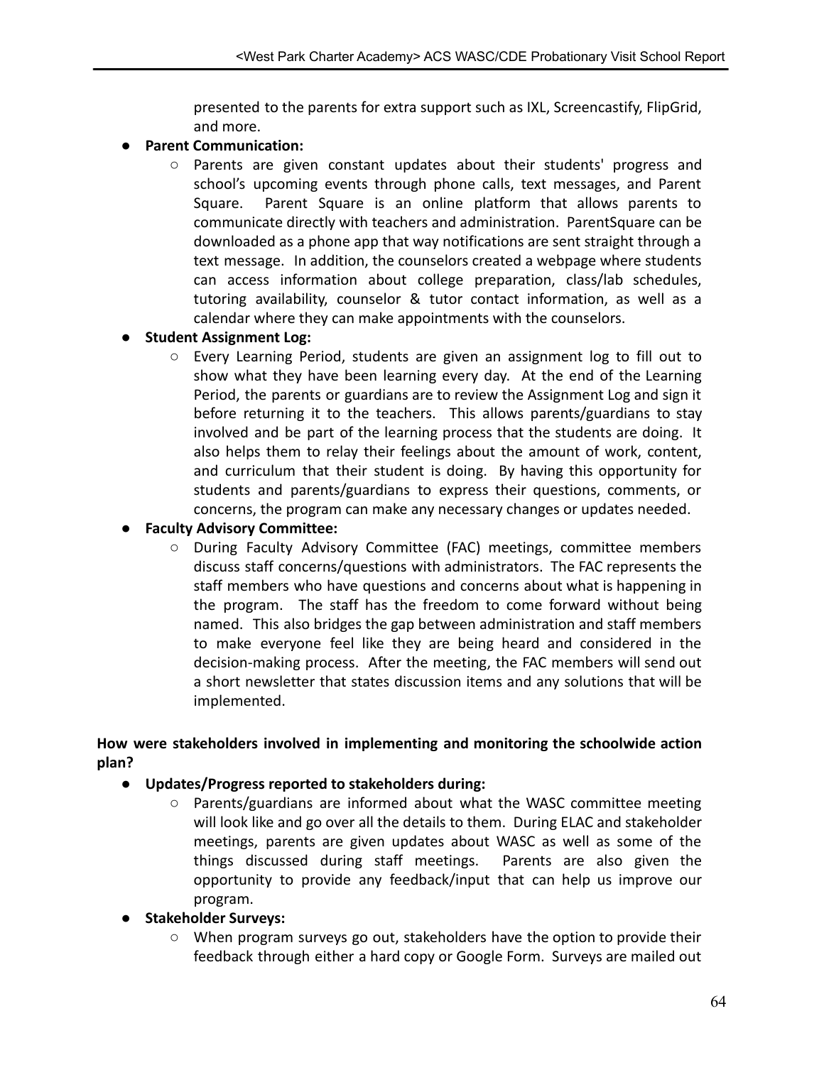presented to the parents for extra support such as IXL, Screencastify, FlipGrid, and more.

- **Parent Communication:**
  - Parents are given constant updates about their students' progress and school's upcoming events through phone calls, text messages, and Parent Square. Parent Square is an online platform that allows parents to communicate directly with teachers and administration. ParentSquare can be downloaded as a phone app that way notifications are sent straight through a text message. In addition, the counselors created a webpage where students can access information about college preparation, class/lab schedules, tutoring availability, counselor & tutor contact information, as well as a calendar where they can make appointments with the counselors.
- **Student Assignment Log:**
  - Every Learning Period, students are given an assignment log to fill out to show what they have been learning every day. At the end of the Learning Period, the parents or guardians are to review the Assignment Log and sign it before returning it to the teachers. This allows parents/guardians to stay involved and be part of the learning process that the students are doing. It also helps them to relay their feelings about the amount of work, content, and curriculum that their student is doing. By having this opportunity for students and parents/guardians to express their questions, comments, or concerns, the program can make any necessary changes or updates needed.
- **Faculty Advisory Committee:**
  - During Faculty Advisory Committee (FAC) meetings, committee members discuss staff concerns/questions with administrators. The FAC represents the staff members who have questions and concerns about what is happening in the program. The staff has the freedom to come forward without being named. This also bridges the gap between administration and staff members to make everyone feel like they are being heard and considered in the decision-making process. After the meeting, the FAC members will send out a short newsletter that states discussion items and any solutions that will be implemented.

**How were stakeholders involved in implementing and monitoring the schoolwide action plan?**

- **Updates/Progress reported to stakeholders during:**
  - Parents/guardians are informed about what the WASC committee meeting will look like and go over all the details to them. During ELAC and stakeholder meetings, parents are given updates about WASC as well as some of the things discussed during staff meetings. Parents are also given the opportunity to provide any feedback/input that can help us improve our program.
- **Stakeholder Surveys:**
  - When program surveys go out, stakeholders have the option to provide their feedback through either a hard copy or Google Form. Surveys are mailed out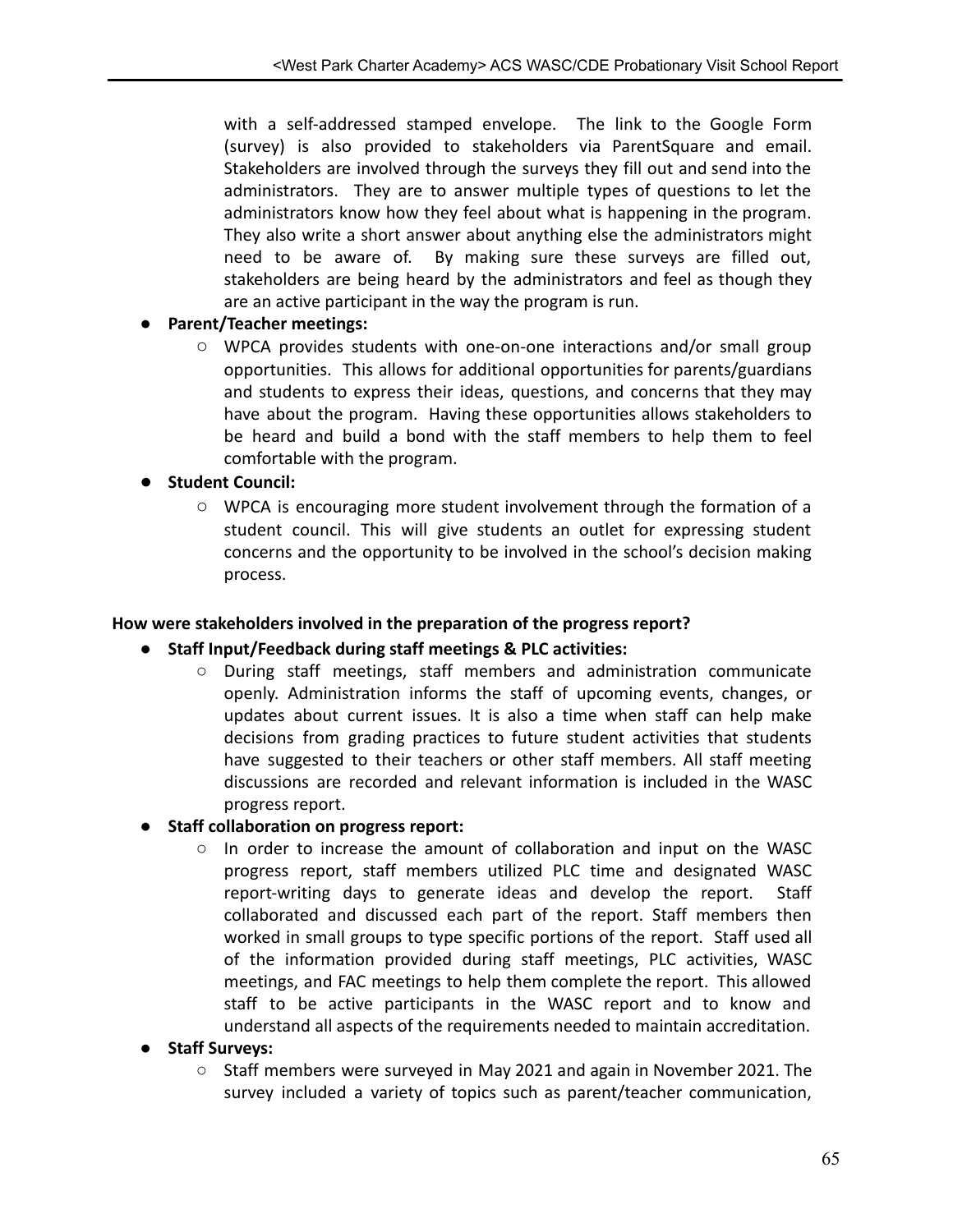with a self-addressed stamped envelope. The link to the Google Form (survey) is also provided to stakeholders via ParentSquare and email. Stakeholders are involved through the surveys they fill out and send into the administrators. They are to answer multiple types of questions to let the administrators know how they feel about what is happening in the program. They also write a short answer about anything else the administrators might need to be aware of. By making sure these surveys are filled out, stakeholders are being heard by the administrators and feel as though they are an active participant in the way the program is run.

- **Parent/Teacher meetings:**
  - WPCA provides students with one-on-one interactions and/or small group opportunities. This allows for additional opportunities for parents/guardians and students to express their ideas, questions, and concerns that they may have about the program. Having these opportunities allows stakeholders to be heard and build a bond with the staff members to help them to feel comfortable with the program.
- **Student Council:**
  - WPCA is encouraging more student involvement through the formation of a student council. This will give students an outlet for expressing student concerns and the opportunity to be involved in the school's decision making process.

**How were stakeholders involved in the preparation of the progress report?**

- **Staff Input/Feedback during staff meetings & PLC activities:**
  - During staff meetings, staff members and administration communicate openly. Administration informs the staff of upcoming events, changes, or updates about current issues. It is also a time when staff can help make decisions from grading practices to future student activities that students have suggested to their teachers or other staff members. All staff meeting discussions are recorded and relevant information is included in the WASC progress report.
- **Staff collaboration on progress report:**
  - In order to increase the amount of collaboration and input on the WASC progress report, staff members utilized PLC time and designated WASC report-writing days to generate ideas and develop the report. Staff collaborated and discussed each part of the report. Staff members then worked in small groups to type specific portions of the report. Staff used all of the information provided during staff meetings, PLC activities, WASC meetings, and FAC meetings to help them complete the report. This allowed staff to be active participants in the WASC report and to know and understand all aspects of the requirements needed to maintain accreditation.
- **Staff Surveys:**
  - Staff members were surveyed in May 2021 and again in November 2021. The survey included a variety of topics such as parent/teacher communication,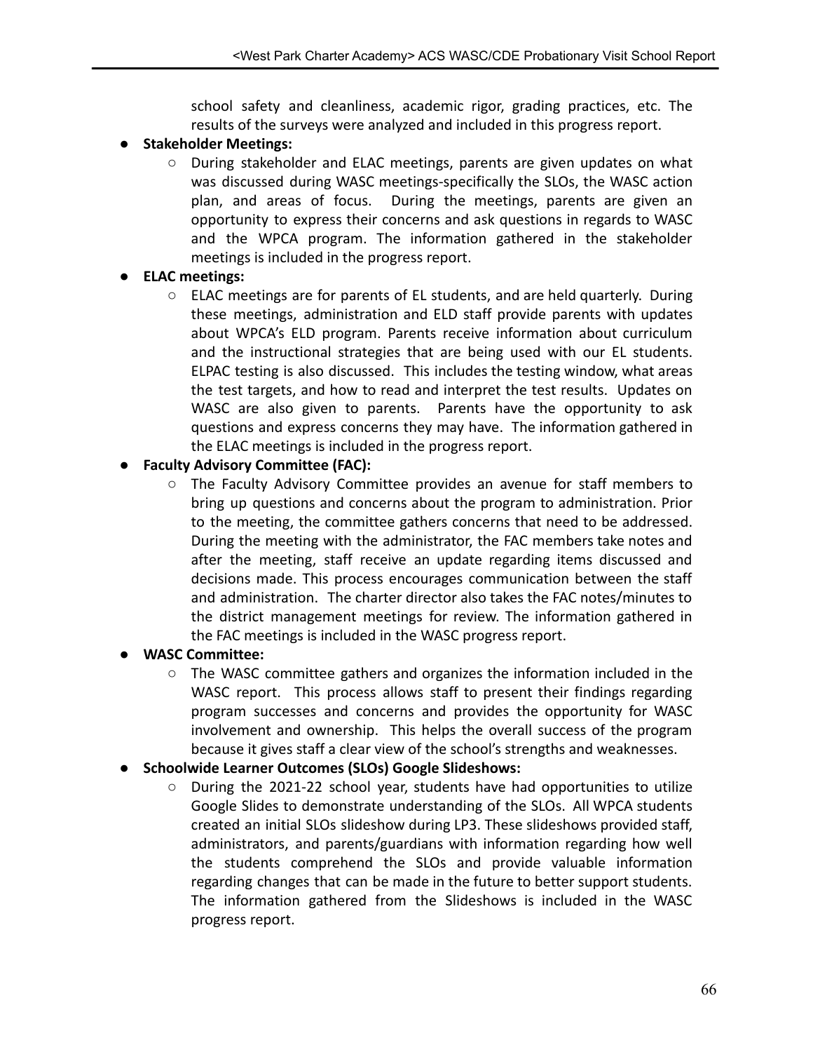school safety and cleanliness, academic rigor, grading practices, etc. The results of the surveys were analyzed and included in this progress report.

- **Stakeholder Meetings:**
    - During stakeholder and ELAC meetings, parents are given updates on what was discussed during WASC meetings-specifically the SLOs, the WASC action plan, and areas of focus. During the meetings, parents are given an opportunity to express their concerns and ask questions in regards to WASC and the WPCA program. The information gathered in the stakeholder meetings is included in the progress report.
- **ELAC meetings:**
    - ELAC meetings are for parents of EL students, and are held quarterly. During these meetings, administration and ELD staff provide parents with updates about WPCA's ELD program. Parents receive information about curriculum and the instructional strategies that are being used with our EL students. ELPAC testing is also discussed. This includes the testing window, what areas the test targets, and how to read and interpret the test results. Updates on WASC are also given to parents. Parents have the opportunity to ask questions and express concerns they may have. The information gathered in the ELAC meetings is included in the progress report.
- **Faculty Advisory Committee (FAC):**
    - The Faculty Advisory Committee provides an avenue for staff members to bring up questions and concerns about the program to administration. Prior to the meeting, the committee gathers concerns that need to be addressed. During the meeting with the administrator, the FAC members take notes and after the meeting, staff receive an update regarding items discussed and decisions made. This process encourages communication between the staff and administration. The charter director also takes the FAC notes/minutes to the district management meetings for review. The information gathered in the FAC meetings is included in the WASC progress report.
- **WASC Committee:**
    - The WASC committee gathers and organizes the information included in the WASC report. This process allows staff to present their findings regarding program successes and concerns and provides the opportunity for WASC involvement and ownership. This helps the overall success of the program because it gives staff a clear view of the school's strengths and weaknesses.
- **Schoolwide Learner Outcomes (SLOs) Google Slideshows:**
    - During the 2021-22 school year, students have had opportunities to utilize Google Slides to demonstrate understanding of the SLOs. All WPCA students created an initial SLOs slideshow during LP3. These slideshows provided staff, administrators, and parents/guardians with information regarding how well the students comprehend the SLOs and provide valuable information regarding changes that can be made in the future to better support students. The information gathered from the Slideshows is included in the WASC progress report.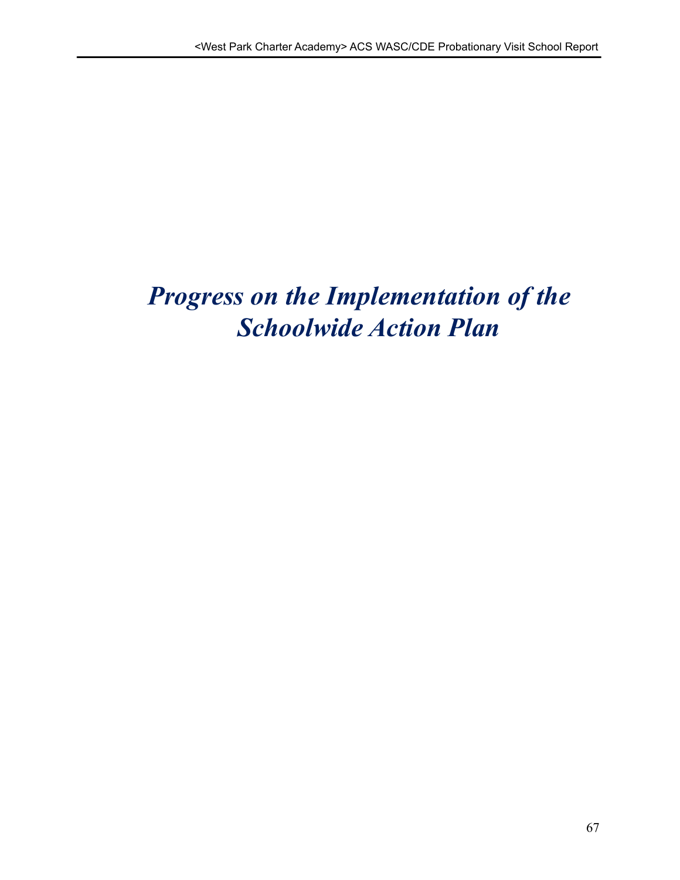# *Progress on the Implementation of the Schoolwide Action Plan*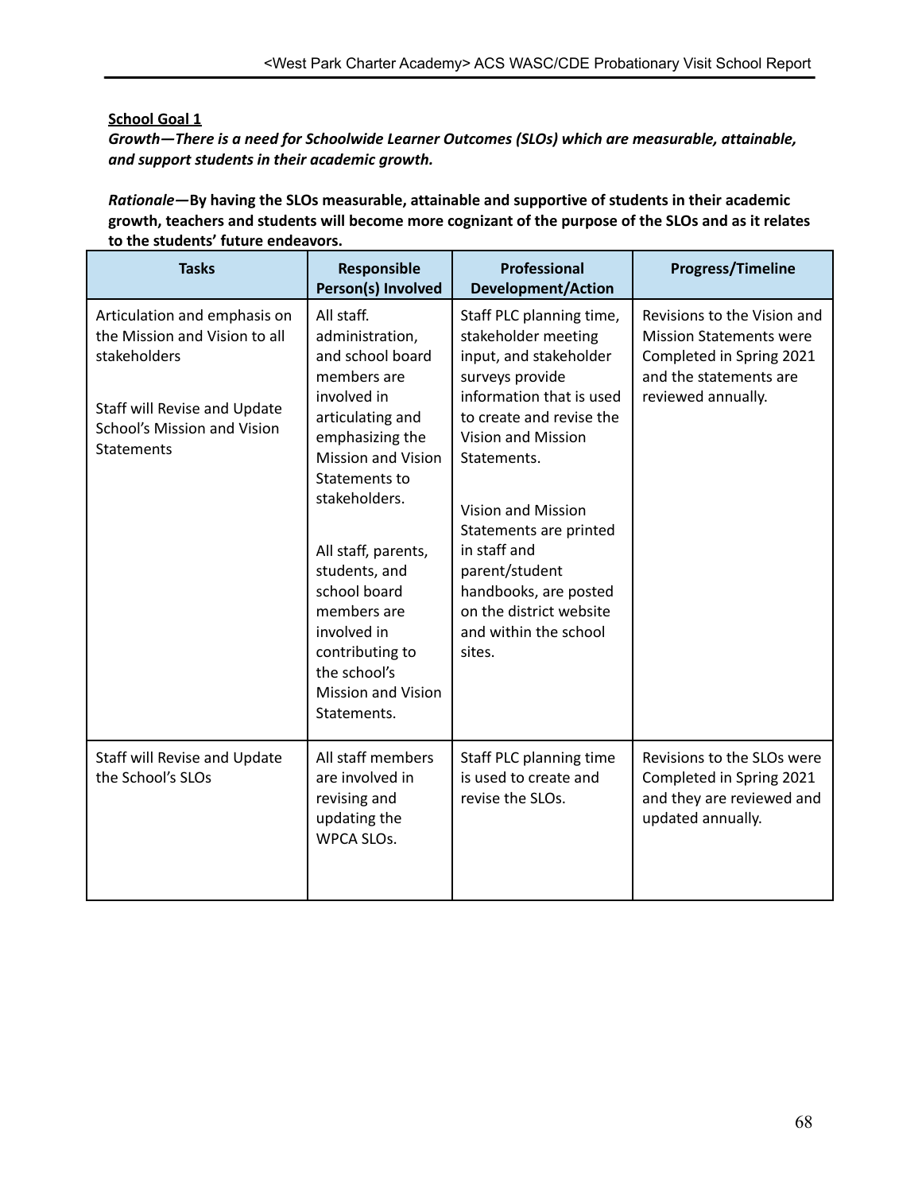**<u>School Goal 1</u>**

***Growth—There is a need for Schoolwide Learner Outcomes (SLOs) which are measurable, attainable, and support students in their academic growth.***

***Rationale*—By having the SLOs measurable, attainable and supportive of students in their academic growth, teachers and students will become more cognizant of the purpose of the SLOs and as it relates to the students' future endeavors.**

| Tasks | Responsible Person(s) Involved | Professional Development/Action | Progress/Timeline |
|---|---|---|---|
| Articulation and emphasis on the Mission and Vision to all stakeholders<br><br>Staff will Revise and Update School's Mission and Vision Statements | All staff. administration, and school board members are involved in articulating and emphasizing the Mission and Vision Statements to stakeholders.<br><br>All staff, parents, students, and school board members are involved in contributing to the school's Mission and Vision Statements. | Staff PLC planning time, stakeholder meeting input, and stakeholder surveys provide information that is used to create and revise the Vision and Mission Statements.<br><br>Vision and Mission Statements are printed in staff and parent/student handbooks, are posted on the district website and within the school sites. | Revisions to the Vision and Mission Statements were Completed in Spring 2021 and the statements are reviewed annually. |
| Staff will Revise and Update the School's SLOs | All staff members are involved in revising and updating the WPCA SLOs. | Staff PLC planning time is used to create and revise the SLOs. | Revisions to the SLOs were Completed in Spring 2021 and they are reviewed and updated annually. |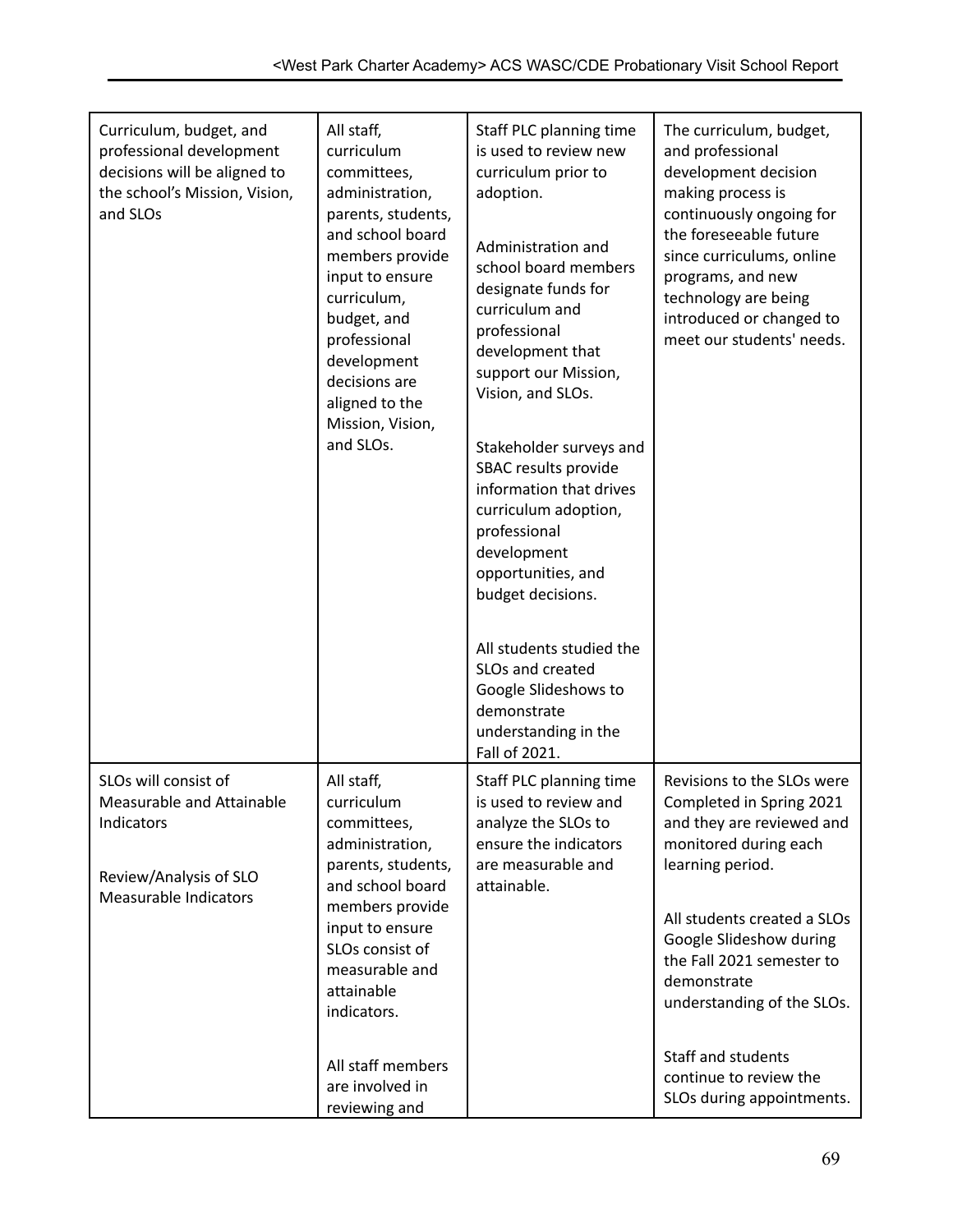| | | | |
|---|---|---|---|
| Curriculum, budget, and professional development decisions will be aligned to the school's Mission, Vision, and SLOs | All staff, curriculum committees, administration, parents, students, and school board members provide input to ensure curriculum, budget, and professional development decisions are aligned to the Mission, Vision, and SLOs. | Staff PLC planning time is used to review new curriculum prior to adoption.<br><br>Administration and school board members designate funds for curriculum and professional development that support our Mission, Vision, and SLOs.<br><br>Stakeholder surveys and SBAC results provide information that drives curriculum adoption, professional development opportunities, and budget decisions.<br><br>All students studied the SLOs and created Google Slideshows to demonstrate understanding in the Fall of 2021. | The curriculum, budget, and professional development decision making process is continuously ongoing for the foreseeable future since curriculums, online programs, and new technology are being introduced or changed to meet our students' needs. |
| SLOs will consist of Measurable and Attainable Indicators<br><br>Review/Analysis of SLO Measurable Indicators | All staff, curriculum committees, administration, parents, students, and school board members provide input to ensure SLOs consist of measurable and attainable indicators.<br><br>All staff members are involved in reviewing and | Staff PLC planning time is used to review and analyze the SLOs to ensure the indicators are measurable and attainable. | Revisions to the SLOs were Completed in Spring 2021 and they are reviewed and monitored during each learning period.<br><br>All students created a SLOs Google Slideshow during the Fall 2021 semester to demonstrate understanding of the SLOs.<br><br>Staff and students continue to review the SLOs during appointments. |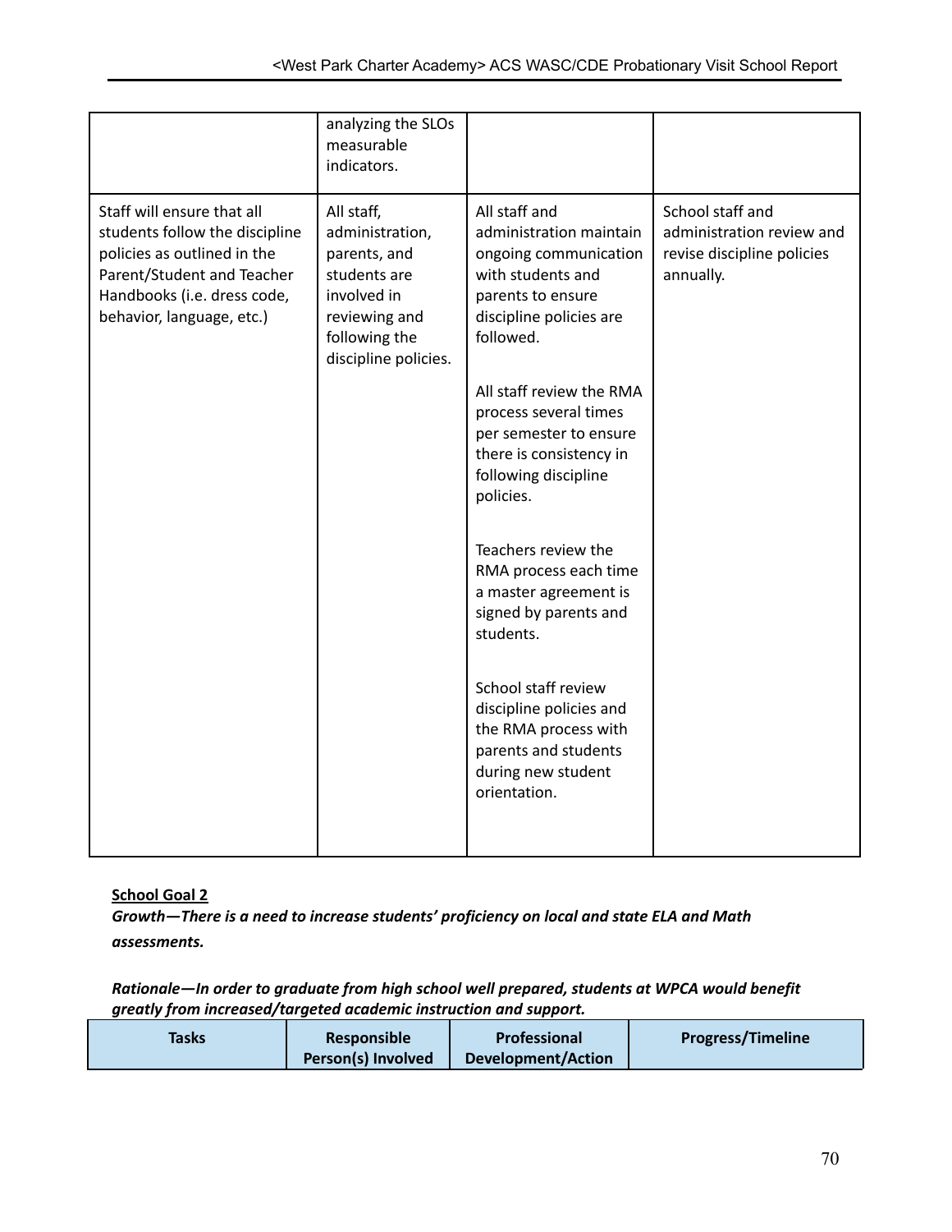| | | | |
|---|---|---|---|
| | analyzing the SLOs measurable indicators. | | |
| Staff will ensure that all students follow the discipline policies as outlined in the Parent/Student and Teacher Handbooks (i.e. dress code, behavior, language, etc.) | All staff, administration, parents, and students are involved in reviewing and following the discipline policies. | All staff and administration maintain ongoing communication with students and parents to ensure discipline policies are followed.<br><br>All staff review the RMA process several times per semester to ensure there is consistency in following discipline policies.<br><br>Teachers review the RMA process each time a master agreement is signed by parents and students.<br><br>School staff review discipline policies and the RMA process with parents and students during new student orientation. | School staff and administration review and revise discipline policies annually. |

**<u>School Goal 2</u>**

***Growth—There is a need to increase students' proficiency on local and state ELA and Math assessments.***

***Rationale—In order to graduate from high school well prepared, students at WPCA would benefit greatly from increased/targeted academic instruction and support.***

| Tasks | Responsible Person(s) Involved | Professional Development/Action | Progress/Timeline |
|---|---|---|---|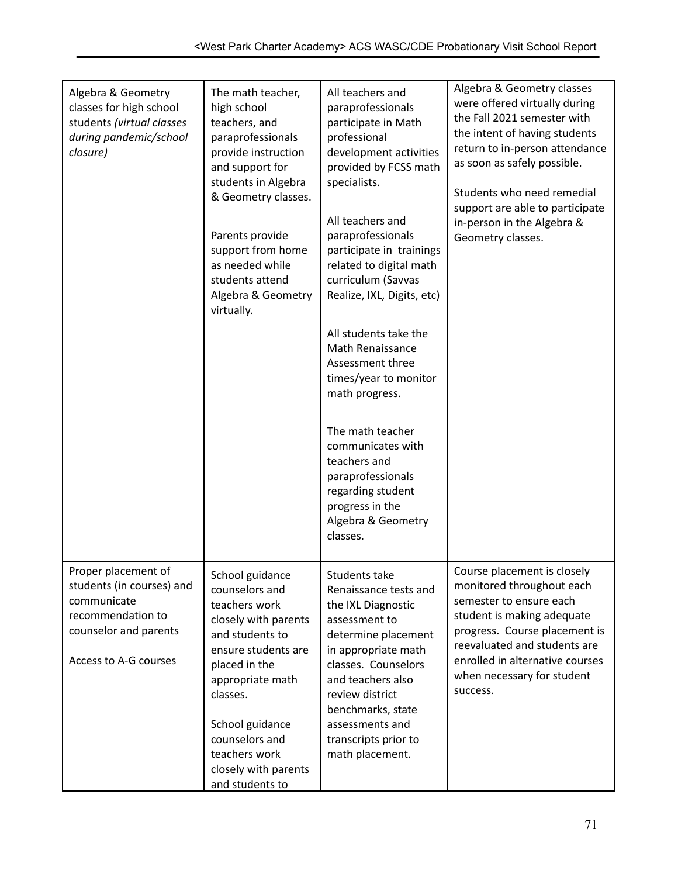| | | | |
|---|---|---|---|
| Algebra & Geometry classes for high school students *(virtual classes during pandemic/school closure)* | The math teacher, high school teachers, and paraprofessionals provide instruction and support for students in Algebra & Geometry classes.<br><br>Parents provide support from home as needed while students attend Algebra & Geometry virtually. | All teachers and paraprofessionals participate in Math professional development activities provided by FCSS math specialists.<br><br>All teachers and paraprofessionals participate in trainings related to digital math curriculum (Savvas Realize, IXL, Digits, etc)<br><br>All students take the Math Renaissance Assessment three times/year to monitor math progress.<br><br>The math teacher communicates with teachers and paraprofessionals regarding student progress in the Algebra & Geometry classes. | Algebra & Geometry classes were offered virtually during the Fall 2021 semester with the intent of having students return to in-person attendance as soon as safely possible.<br><br>Students who need remedial support are able to participate in-person in the Algebra & Geometry classes. |
| Proper placement of students (in courses) and communicate recommendation to counselor and parents<br><br>Access to A-G courses | School guidance counselors and teachers work closely with parents and students to ensure students are placed in the appropriate math classes.<br><br>School guidance counselors and teachers work closely with parents and students to | Students take Renaissance tests and the IXL Diagnostic assessment to determine placement in appropriate math classes. Counselors and teachers also review district benchmarks, state assessments and transcripts prior to math placement. | Course placement is closely monitored throughout each semester to ensure each student is making adequate progress. Course placement is reevaluated and students are enrolled in alternative courses when necessary for student success. |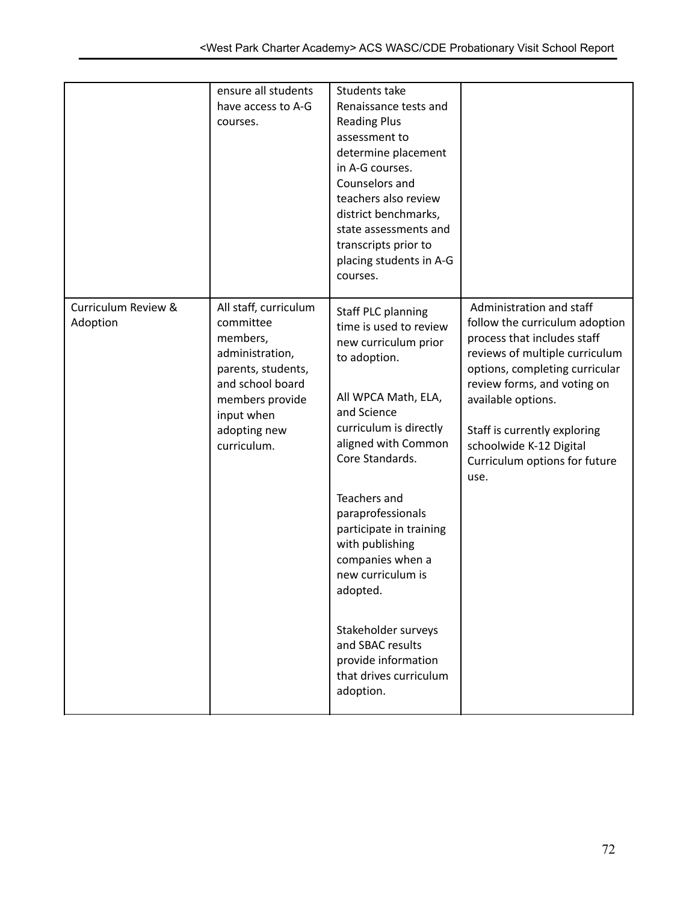| | | | |
|---|---|---|---|
| | ensure all students have access to A-G courses. | Students take Renaissance tests and Reading Plus assessment to determine placement in A-G courses. Counselors and teachers also review district benchmarks, state assessments and transcripts prior to placing students in A-G courses. | |
| Curriculum Review & Adoption | All staff, curriculum committee members, administration, parents, students, and school board members provide input when adopting new curriculum. | Staff PLC planning time is used to review new curriculum prior to adoption.<br><br>All WPCA Math, ELA, and Science curriculum is directly aligned with Common Core Standards.<br><br>Teachers and paraprofessionals participate in training with publishing companies when a new curriculum is adopted.<br><br>Stakeholder surveys and SBAC results provide information that drives curriculum adoption. | Administration and staff follow the curriculum adoption process that includes staff reviews of multiple curriculum options, completing curricular review forms, and voting on available options.<br><br>Staff is currently exploring schoolwide K-12 Digital Curriculum options for future use. |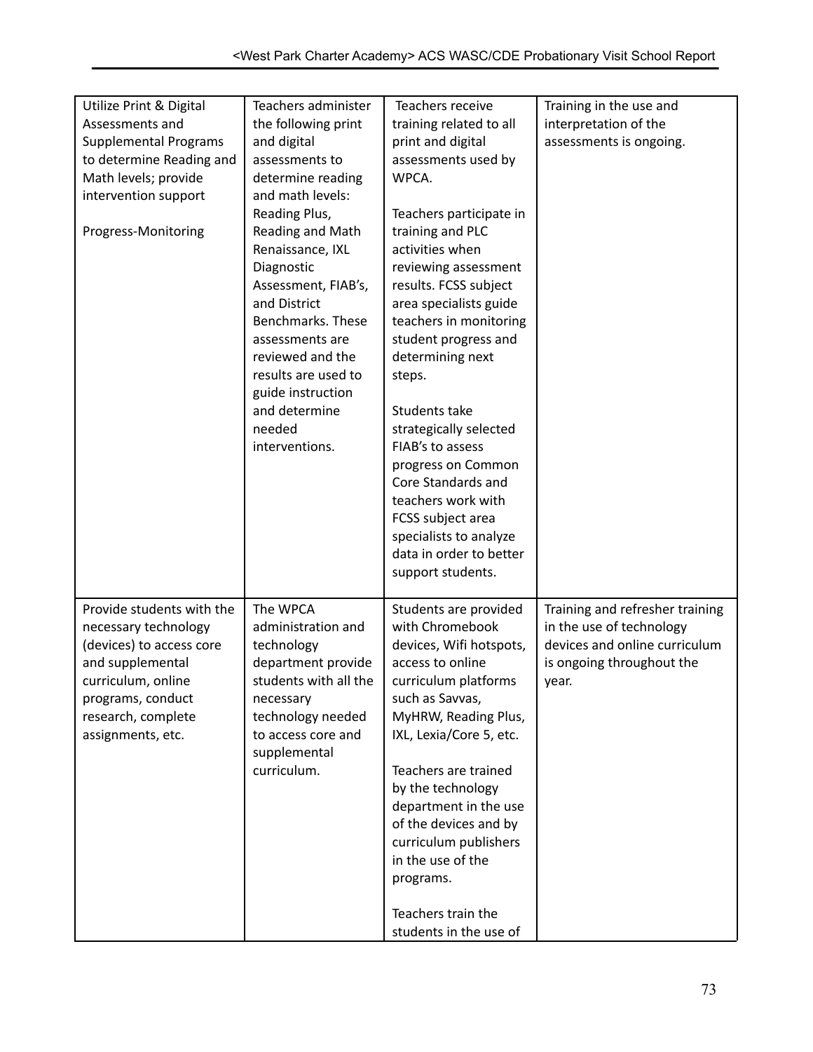| | | | |
|---|---|---|---|
| Utilize Print & Digital Assessments and Supplemental Programs to determine Reading and Math levels; provide intervention support<br><br>Progress-Monitoring | Teachers administer the following print and digital assessments to determine reading and math levels: Reading Plus, Reading and Math Renaissance, IXL Diagnostic Assessment, FIAB's, and District Benchmarks. These assessments are reviewed and the results are used to guide instruction and determine needed interventions. | Teachers receive training related to all print and digital assessments used by WPCA.<br><br>Teachers participate in training and PLC activities when reviewing assessment results. FCSS subject area specialists guide teachers in monitoring student progress and determining next steps.<br><br>Students take strategically selected FIAB's to assess progress on Common Core Standards and teachers work with FCSS subject area specialists to analyze data in order to better support students. | Training in the use and interpretation of the assessments is ongoing. |
| Provide students with the necessary technology (devices) to access core and supplemental curriculum, online programs, conduct research, complete assignments, etc. | The WPCA administration and technology department provide students with all the necessary technology needed to access core and supplemental curriculum. | Students are provided with Chromebook devices, Wifi hotspots, access to online curriculum platforms such as Savvas, MyHRW, Reading Plus, IXL, Lexia/Core 5, etc.<br><br>Teachers are trained by the technology department in the use of the devices and by curriculum publishers in the use of the programs.<br><br>Teachers train the students in the use of | Training and refresher training in the use of technology devices and online curriculum is ongoing throughout the year. |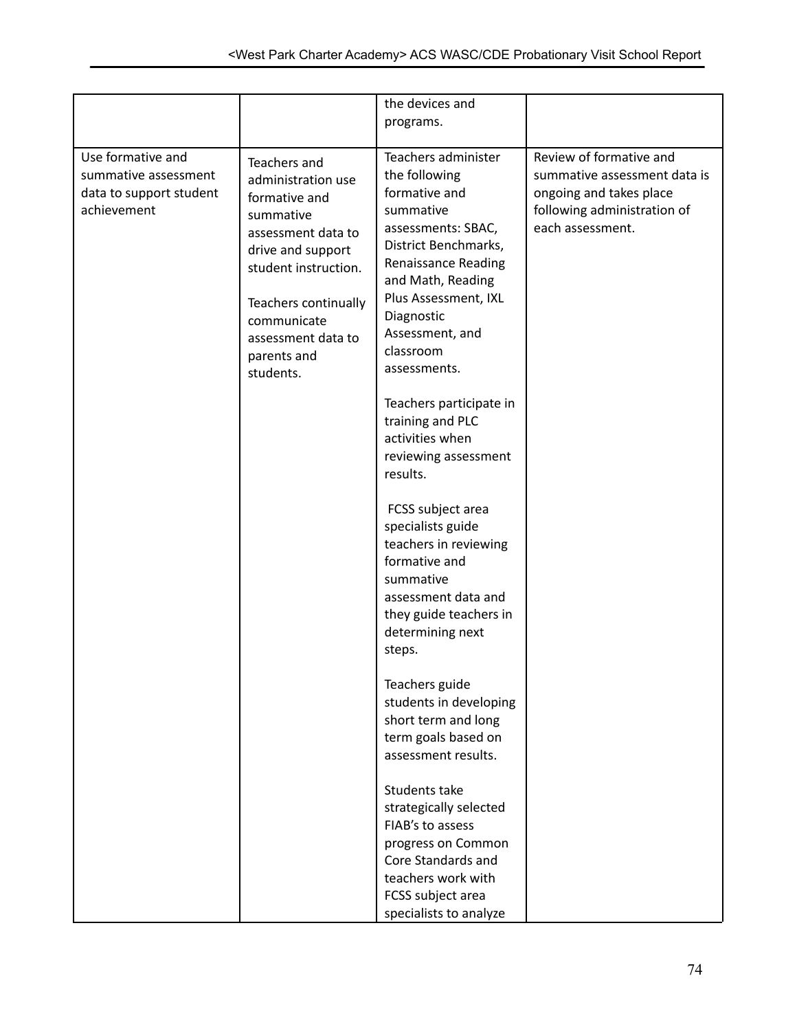| | | | |
|---|---|---|---|
| | | the devices and programs. | |
| Use formative and summative assessment data to support student achievement | Teachers and administration use formative and summative assessment data to drive and support student instruction.<br><br>Teachers continually communicate assessment data to parents and students. | Teachers administer the following formative and summative assessments: SBAC, District Benchmarks, Renaissance Reading and Math, Reading Plus Assessment, IXL Diagnostic Assessment, and classroom assessments.<br><br>Teachers participate in training and PLC activities when reviewing assessment results.<br><br>FCSS subject area specialists guide teachers in reviewing formative and summative assessment data and they guide teachers in determining next steps.<br><br>Teachers guide students in developing short term and long term goals based on assessment results.<br><br>Students take strategically selected FIAB's to assess progress on Common Core Standards and teachers work with FCSS subject area specialists to analyze | Review of formative and summative assessment data is ongoing and takes place following administration of each assessment. |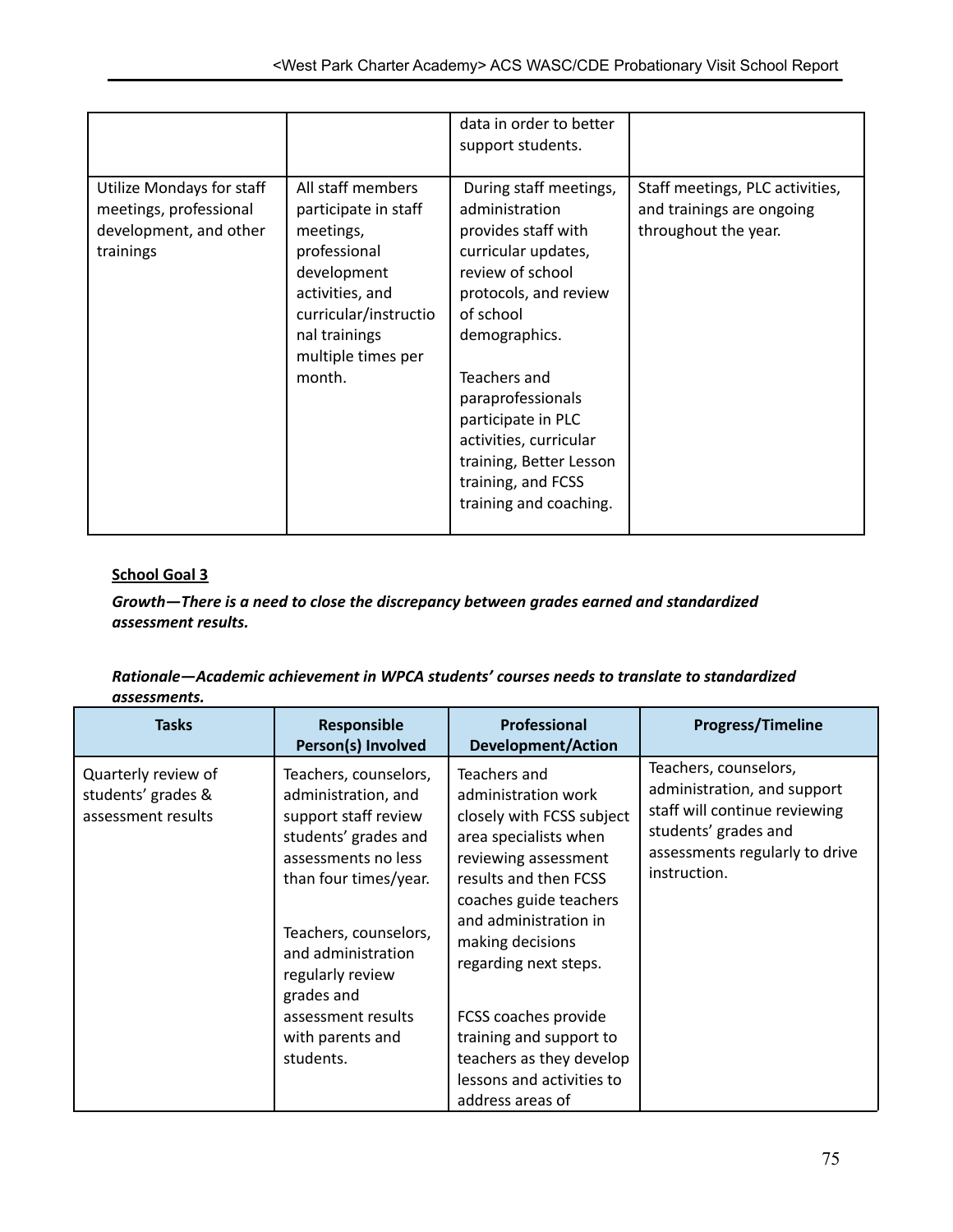| | | data in order to better support students. | |
|---|---|---|---|
| Utilize Mondays for staff meetings, professional development, and other trainings | All staff members participate in staff meetings, professional development activities, and curricular/instructional trainings multiple times per month. | During staff meetings, administration provides staff with curricular updates, review of school protocols, and review of school demographics.<br><br>Teachers and paraprofessionals participate in PLC activities, curricular training, Better Lesson training, and FCSS training and coaching. | Staff meetings, PLC activities, and trainings are ongoing throughout the year. |

**School Goal 3**

***Growth—There is a need to close the discrepancy between grades earned and standardized assessment results.***

***Rationale—Academic achievement in WPCA students' courses needs to translate to standardized assessments.***

| Tasks | Responsible Person(s) Involved | Professional Development/Action | Progress/Timeline |
|---|---|---|---|
| Quarterly review of students' grades & assessment results | Teachers, counselors, administration, and support staff review students' grades and assessments no less than four times/year.<br><br>Teachers, counselors, and administration regularly review grades and assessment results with parents and students. | Teachers and administration work closely with FCSS subject area specialists when reviewing assessment results and then FCSS coaches guide teachers and administration in making decisions regarding next steps.<br><br>FCSS coaches provide training and support to teachers as they develop lessons and activities to address areas of | Teachers, counselors, administration, and support staff will continue reviewing students' grades and assessments regularly to drive instruction. |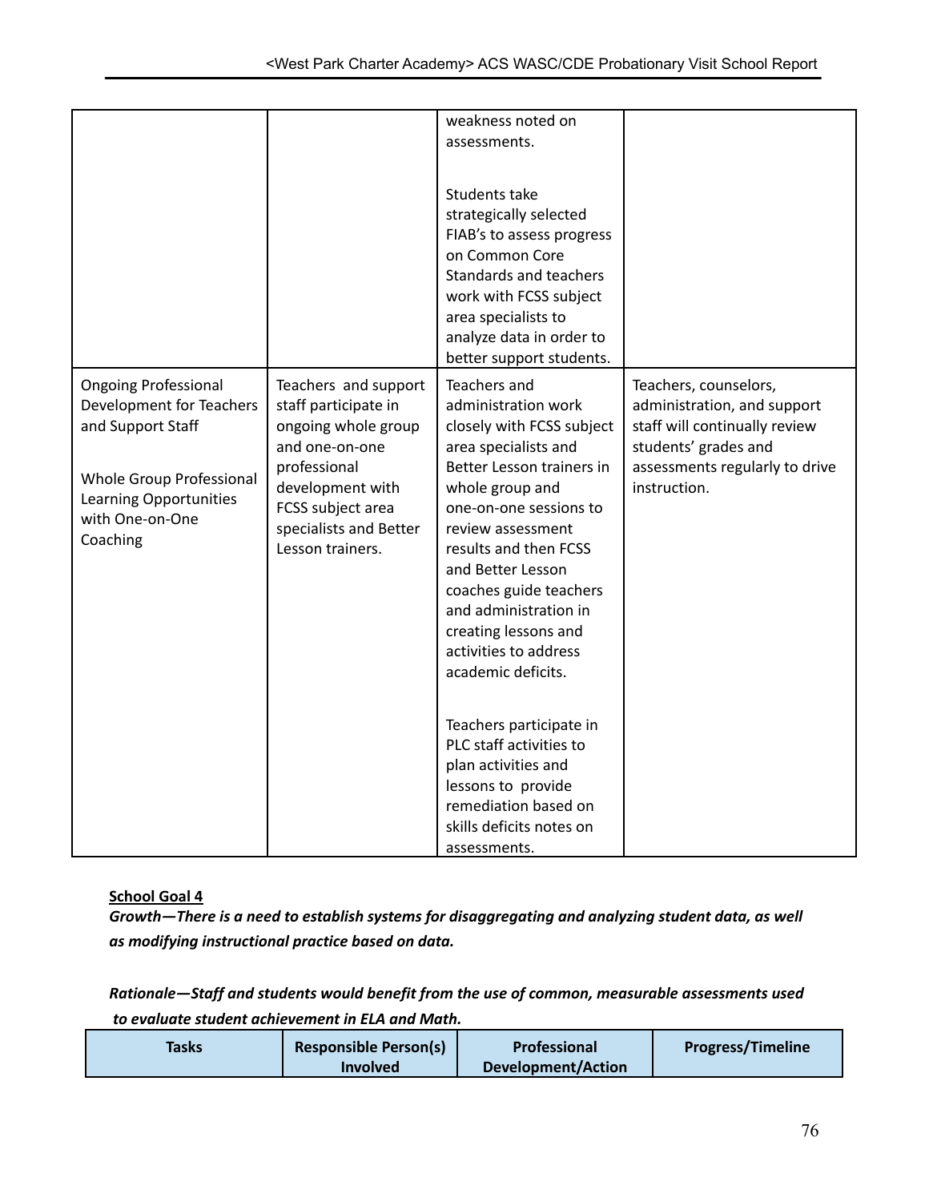| | | weakness noted on assessments.<br><br>Students take strategically selected FIAB's to assess progress on Common Core Standards and teachers work with FCSS subject area specialists to analyze data in order to better support students. | |
|---|---|---|---|
| Ongoing Professional Development for Teachers and Support Staff<br><br>Whole Group Professional Learning Opportunities with One-on-One Coaching | Teachers and support staff participate in ongoing whole group and one-on-one professional development with FCSS subject area specialists and Better Lesson trainers. | Teachers and administration work closely with FCSS subject area specialists and Better Lesson trainers in whole group and one-on-one sessions to review assessment results and then FCSS and Better Lesson coaches guide teachers and administration in creating lessons and activities to address academic deficits.<br><br>Teachers participate in PLC staff activities to plan activities and lessons to provide remediation based on skills deficits notes on assessments. | Teachers, counselors, administration, and support staff will continually review students' grades and assessments regularly to drive instruction. |

**School Goal 4**

***Growth—There is a need to establish systems for disaggregating and analyzing student data, as well as modifying instructional practice based on data.***

***Rationale—Staff and students would benefit from the use of common, measurable assessments used to evaluate student achievement in ELA and Math.***

| Tasks | Responsible Person(s) Involved | Professional Development/Action | Progress/Timeline |
|---|---|---|---|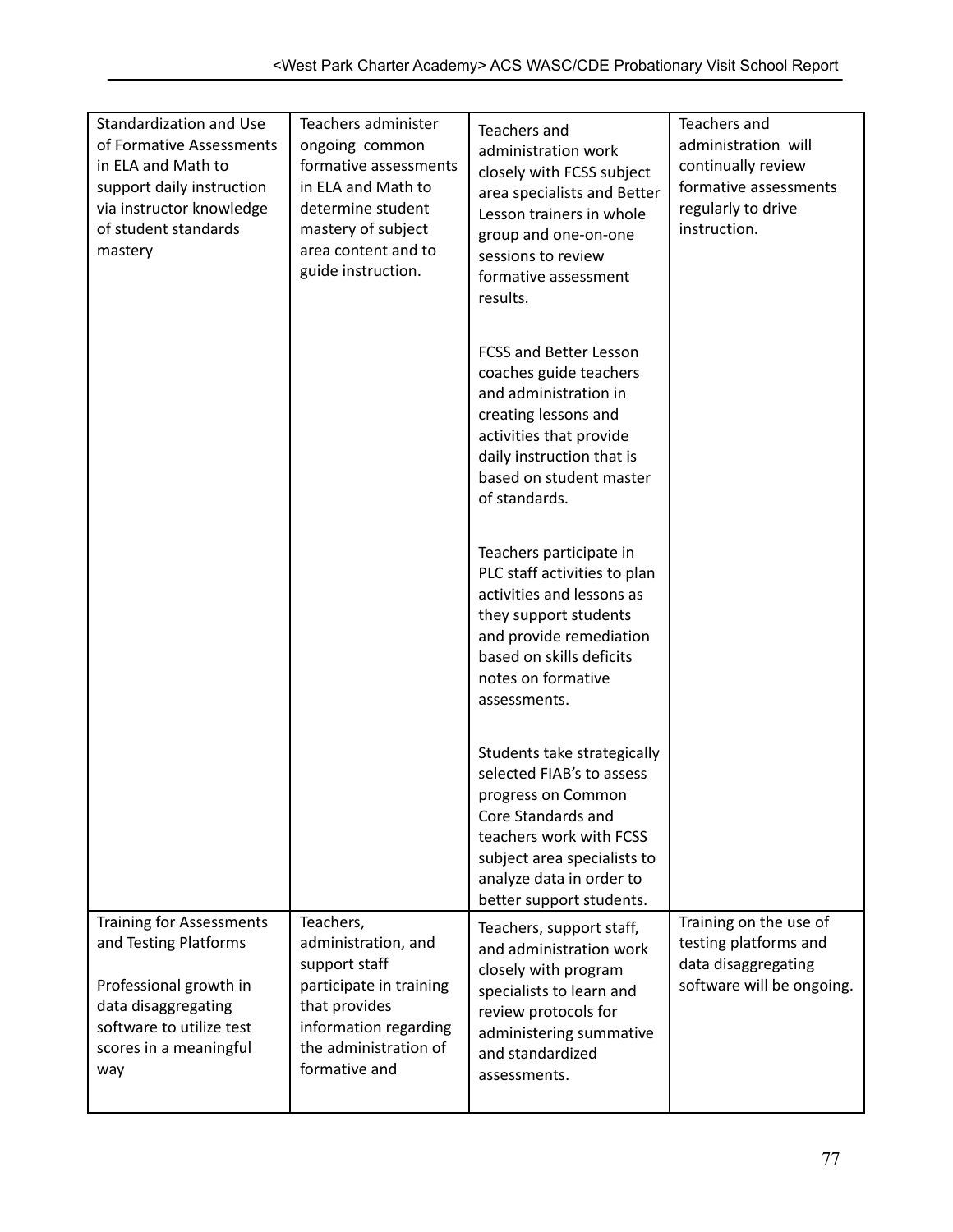| Standardization and Use of Formative Assessments in ELA and Math to support daily instruction via instructor knowledge of student standards mastery | Teachers administer ongoing common formative assessments in ELA and Math to determine student mastery of subject area content and to guide instruction. | Teachers and administration work closely with FCSS subject area specialists and Better Lesson trainers in whole group and one-on-one sessions to review formative assessment results.<br><br>FCSS and Better Lesson coaches guide teachers and administration in creating lessons and activities that provide daily instruction that is based on student master of standards.<br><br>Teachers participate in PLC staff activities to plan activities and lessons as they support students and provide remediation based on skills deficits notes on formative assessments.<br><br>Students take strategically selected FIAB's to assess progress on Common Core Standards and teachers work with FCSS subject area specialists to analyze data in order to better support students. | Teachers and administration will continually review formative assessments regularly to drive instruction. |
|---|---|---|---|
| Training for Assessments and Testing Platforms<br><br>Professional growth in data disaggregating software to utilize test scores in a meaningful way | Teachers, administration, and support staff participate in training that provides information regarding the administration of formative and | Teachers, support staff, and administration work closely with program specialists to learn and review protocols for administering summative and standardized assessments. | Training on the use of testing platforms and data disaggregating software will be ongoing. |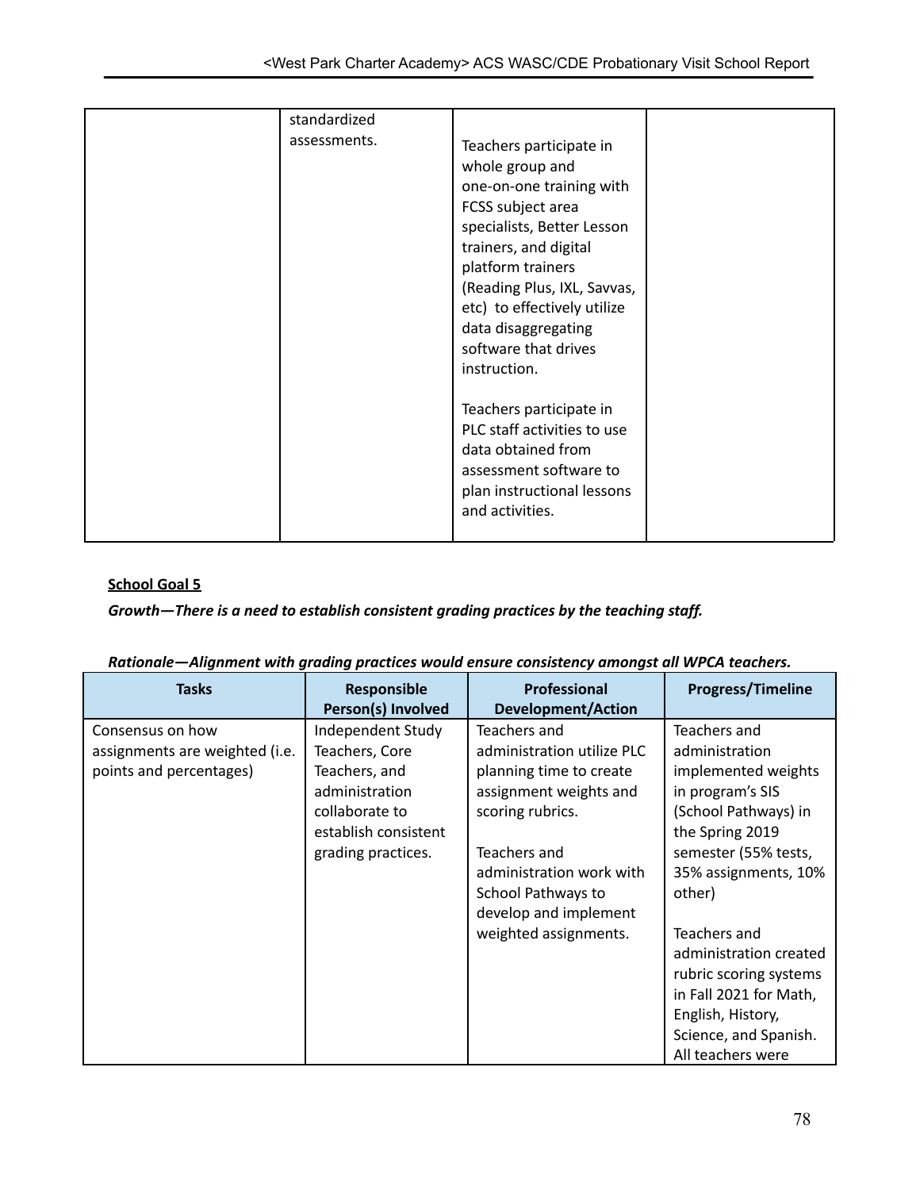| | | | |
|---|---|---|---|
| | standardized assessments. | Teachers participate in whole group and one-on-one training with FCSS subject area specialists, Better Lesson trainers, and digital platform trainers (Reading Plus, IXL, Savvas, etc) to effectively utilize data disaggregating software that drives instruction.<br><br>Teachers participate in PLC staff activities to use data obtained from assessment software to plan instructional lessons and activities. | |

**School Goal 5**

***Growth—There is a need to establish consistent grading practices by the teaching staff.***

***Rationale—Alignment with grading practices would ensure consistency amongst all WPCA teachers.***

| Tasks | Responsible Person(s) Involved | Professional Development/Action | Progress/Timeline |
|---|---|---|---|
| Consensus on how assignments are weighted (i.e. points and percentages) | Independent Study Teachers, Core Teachers, and administration collaborate to establish consistent grading practices. | Teachers and administration utilize PLC planning time to create assignment weights and scoring rubrics.<br><br>Teachers and administration work with School Pathways to develop and implement weighted assignments. | Teachers and administration implemented weights in program's SIS (School Pathways) in the Spring 2019 semester (55% tests, 35% assignments, 10% other)<br><br>Teachers and administration created rubric scoring systems in Fall 2021 for Math, English, History, Science, and Spanish. All teachers were |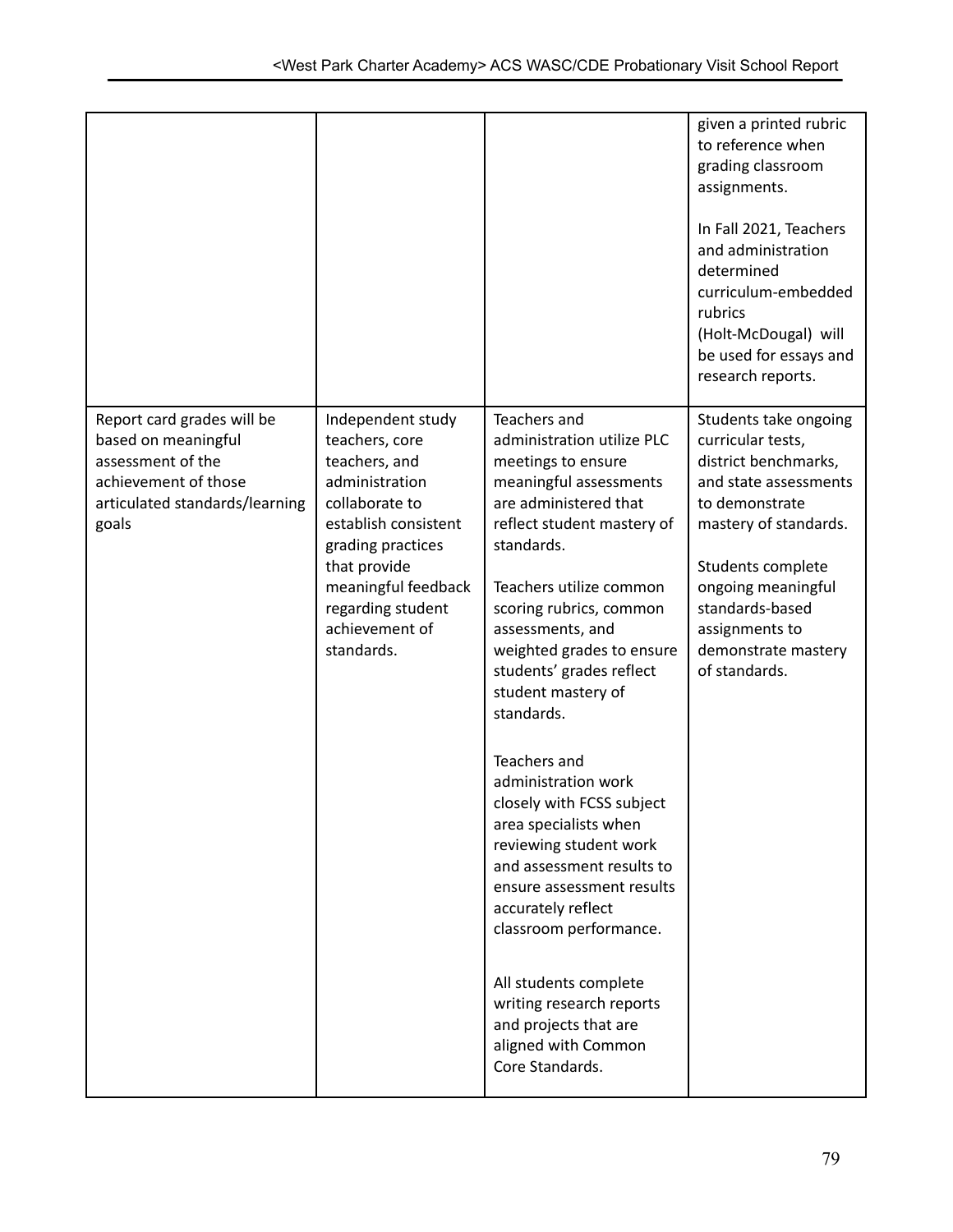| | | | |
|---|---|---|---|
| | | | given a printed rubric to reference when grading classroom assignments.<br><br>In Fall 2021, Teachers and administration determined curriculum-embedded rubrics (Holt-McDougal) will be used for essays and research reports. |
| Report card grades will be based on meaningful assessment of the achievement of those articulated standards/learning goals | Independent study teachers, core teachers, and administration collaborate to establish consistent grading practices that provide meaningful feedback regarding student achievement of standards. | Teachers and administration utilize PLC meetings to ensure meaningful assessments are administered that reflect student mastery of standards.<br><br>Teachers utilize common scoring rubrics, common assessments, and weighted grades to ensure students' grades reflect student mastery of standards.<br><br>Teachers and administration work closely with FCSS subject area specialists when reviewing student work and assessment results to ensure assessment results accurately reflect classroom performance.<br><br>All students complete writing research reports and projects that are aligned with Common Core Standards. | Students take ongoing curricular tests, district benchmarks, and state assessments to demonstrate mastery of standards.<br><br>Students complete ongoing meaningful standards-based assignments to demonstrate mastery of standards. |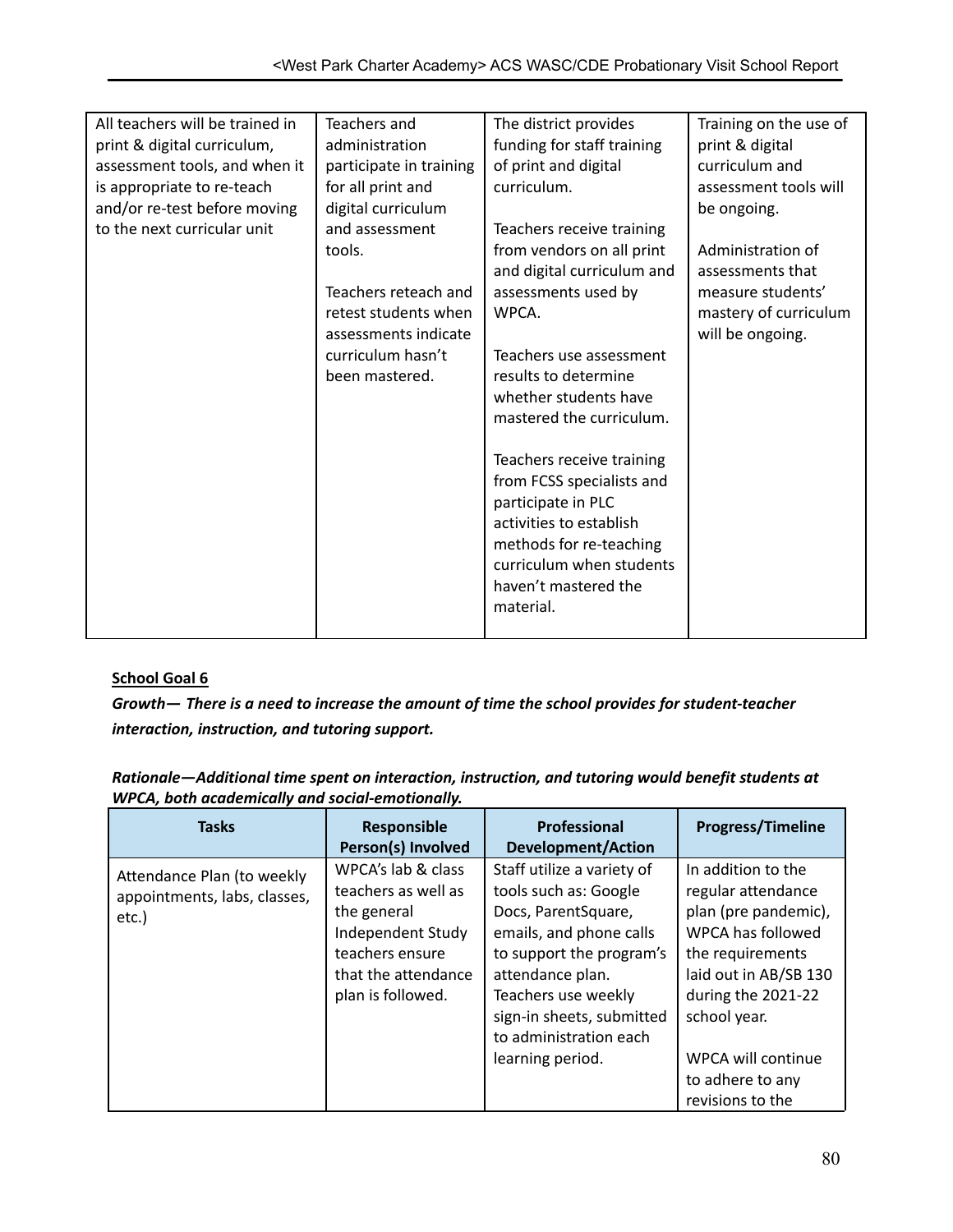| | | | |
|---|---|---|---|
| All teachers will be trained in print & digital curriculum, assessment tools, and when it is appropriate to re-teach and/or re-test before moving to the next curricular unit | Teachers and administration participate in training for all print and digital curriculum and assessment tools.<br><br>Teachers reteach and retest students when assessments indicate curriculum hasn't been mastered. | The district provides funding for staff training of print and digital curriculum.<br><br>Teachers receive training from vendors on all print and digital curriculum and assessments used by WPCA.<br><br>Teachers use assessment results to determine whether students have mastered the curriculum.<br><br>Teachers receive training from FCSS specialists and participate in PLC activities to establish methods for re-teaching curriculum when students haven't mastered the material. | Training on the use of print & digital curriculum and assessment tools will be ongoing.<br><br>Administration of assessments that measure students' mastery of curriculum will be ongoing. |

**School Goal 6**

***Growth— There is a need to increase the amount of time the school provides for student-teacher interaction, instruction, and tutoring support.***

***Rationale—Additional time spent on interaction, instruction, and tutoring would benefit students at WPCA, both academically and social-emotionally.***

| Tasks | Responsible Person(s) Involved | Professional Development/Action | Progress/Timeline |
|---|---|---|---|
| Attendance Plan (to weekly appointments, labs, classes, etc.) | WPCA's lab & class teachers as well as the general Independent Study teachers ensure that the attendance plan is followed. | Staff utilize a variety of tools such as: Google Docs, ParentSquare, emails, and phone calls to support the program's attendance plan. Teachers use weekly sign-in sheets, submitted to administration each learning period. | In addition to the regular attendance plan (pre pandemic), WPCA has followed the requirements laid out in AB/SB 130 during the 2021-22 school year.<br><br>WPCA will continue to adhere to any revisions to the |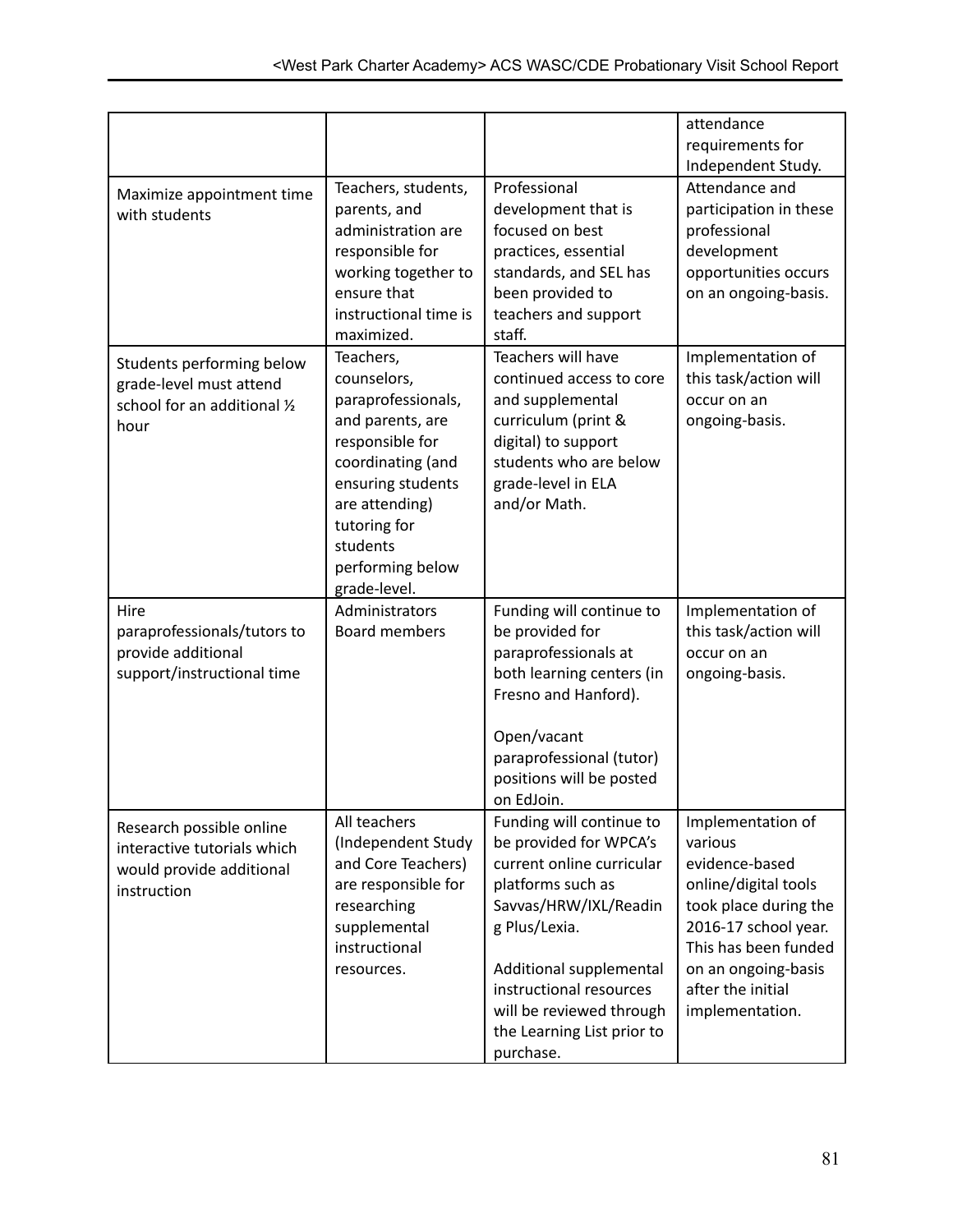| | | | |
|---|---|---|---|
| | | | attendance requirements for Independent Study. |
| Maximize appointment time with students | Teachers, students, parents, and administration are responsible for working together to ensure that instructional time is maximized. | Professional development that is focused on best practices, essential standards, and SEL has been provided to teachers and support staff. | Attendance and participation in these professional development opportunities occurs on an ongoing-basis. |
| Students performing below grade-level must attend school for an additional ½ hour | Teachers, counselors, paraprofessionals, and parents, are responsible for coordinating (and ensuring students are attending) tutoring for students performing below grade-level. | Teachers will have continued access to core and supplemental curriculum (print & digital) to support students who are below grade-level in ELA and/or Math. | Implementation of this task/action will occur on an ongoing-basis. |
| Hire paraprofessionals/tutors to provide additional support/instructional time | Administrators Board members | Funding will continue to be provided for paraprofessionals at both learning centers (in Fresno and Hanford).<br><br>Open/vacant paraprofessional (tutor) positions will be posted on EdJoin. | Implementation of this task/action will occur on an ongoing-basis. |
| Research possible online interactive tutorials which would provide additional instruction | All teachers (Independent Study and Core Teachers) are responsible for researching supplemental instructional resources. | Funding will continue to be provided for WPCA's current online curricular platforms such as Savvas/HRW/IXL/Reading Plus/Lexia.<br><br>Additional supplemental instructional resources will be reviewed through the Learning List prior to purchase. | Implementation of various evidence-based online/digital tools took place during the 2016-17 school year. This has been funded on an ongoing-basis after the initial implementation. |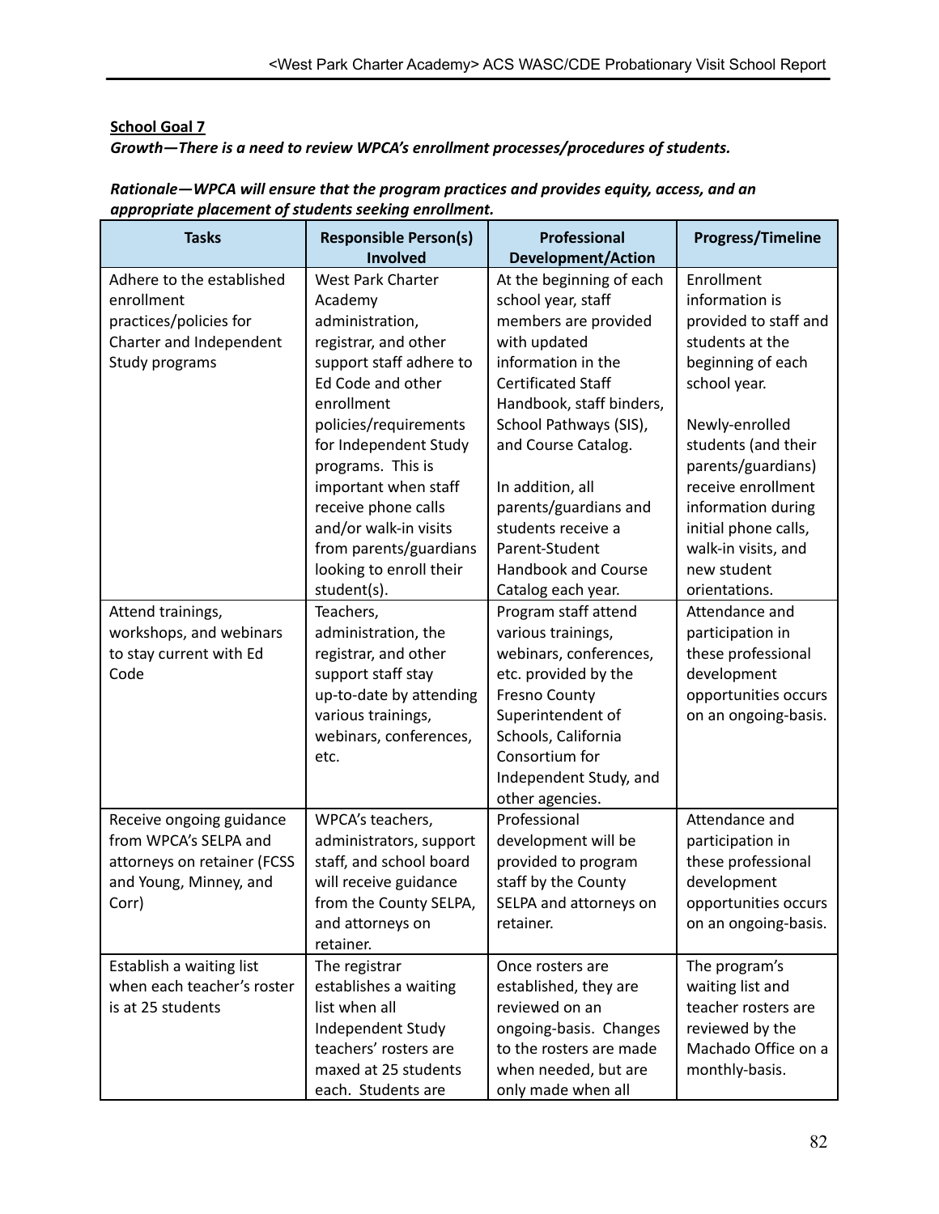**School Goal 7**

***Growth—There is a need to review WPCA's enrollment processes/procedures of students.***

***Rationale—WPCA will ensure that the program practices and provides equity, access, and an appropriate placement of students seeking enrollment.***

| Tasks | Responsible Person(s) Involved | Professional Development/Action | Progress/Timeline |
|---|---|---|---|
| Adhere to the established enrollment practices/policies for Charter and Independent Study programs | West Park Charter Academy administration, registrar, and other support staff adhere to Ed Code and other enrollment policies/requirements for Independent Study programs. This is important when staff receive phone calls and/or walk-in visits from parents/guardians looking to enroll their student(s). | At the beginning of each school year, staff members are provided with updated information in the Certificated Staff Handbook, staff binders, School Pathways (SIS), and Course Catalog.<br><br>In addition, all parents/guardians and students receive a Parent-Student Handbook and Course Catalog each year. | Enrollment information is provided to staff and students at the beginning of each school year.<br><br>Newly-enrolled students (and their parents/guardians) receive enrollment information during initial phone calls, walk-in visits, and new student orientations. |
| Attend trainings, workshops, and webinars to stay current with Ed Code | Teachers, administration, the registrar, and other support staff stay up-to-date by attending various trainings, webinars, conferences, etc. | Program staff attend various trainings, webinars, conferences, etc. provided by the Fresno County Superintendent of Schools, California Consortium for Independent Study, and other agencies. | Attendance and participation in these professional development opportunities occurs on an ongoing-basis. |
| Receive ongoing guidance from WPCA's SELPA and attorneys on retainer (FCSS and Young, Minney, and Corr) | WPCA's teachers, administrators, support staff, and school board will receive guidance from the County SELPA, and attorneys on retainer. | Professional development will be provided to program staff by the County SELPA and attorneys on retainer. | Attendance and participation in these professional development opportunities occurs on an ongoing-basis. |
| Establish a waiting list when each teacher's roster is at 25 students | The registrar establishes a waiting list when all Independent Study teachers' rosters are maxed at 25 students each. Students are | Once rosters are established, they are reviewed on an ongoing-basis. Changes to the rosters are made when needed, but are only made when all | The program's waiting list and teacher rosters are reviewed by the Machado Office on a monthly-basis. |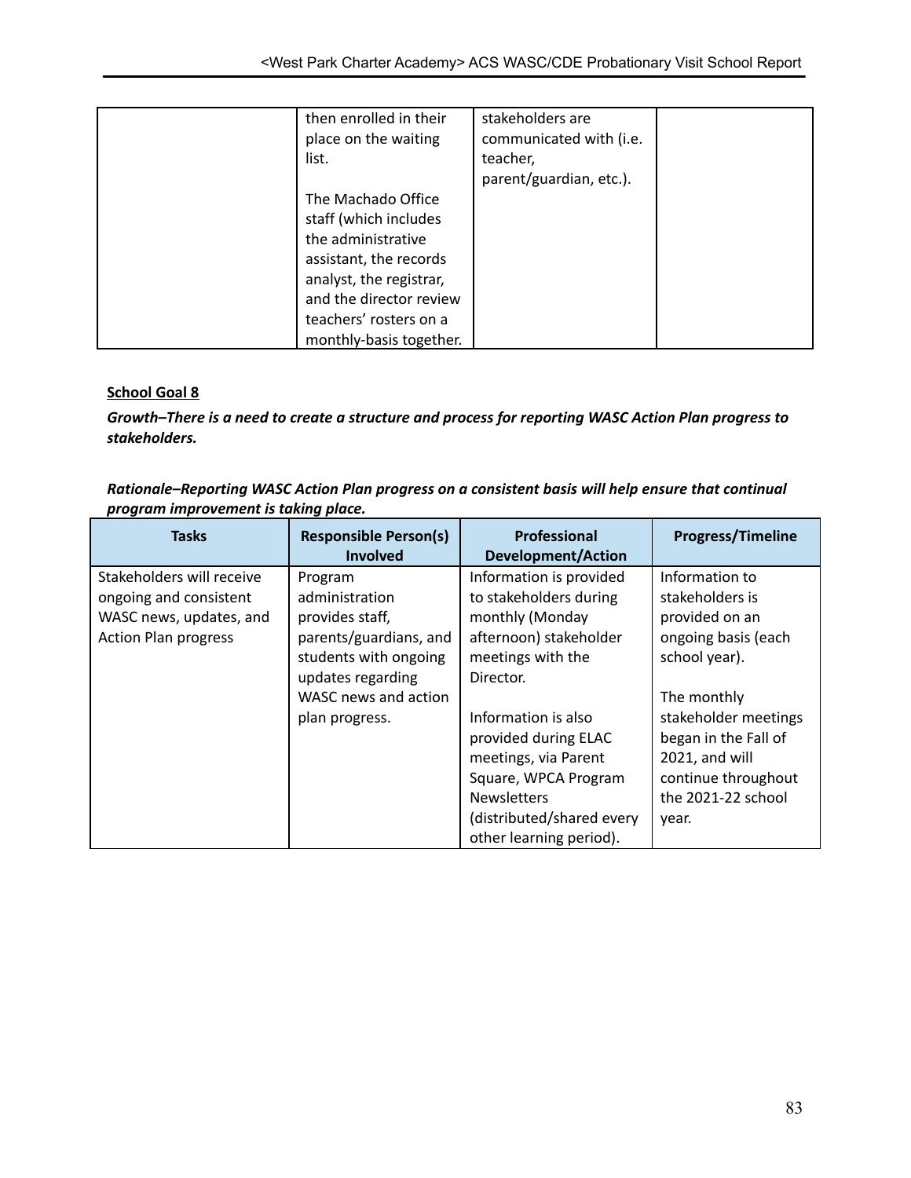| | | | |
|---|---|---|---|
| | then enrolled in their place on the waiting list.<br><br>The Machado Office staff (which includes the administrative assistant, the records analyst, the registrar, and the director review teachers' rosters on a monthly-basis together. | stakeholders are communicated with (i.e. teacher, parent/guardian, etc.). | |

**School Goal 8**

***Growth–There is a need to create a structure and process for reporting WASC Action Plan progress to stakeholders.***

***Rationale–Reporting WASC Action Plan progress on a consistent basis will help ensure that continual program improvement is taking place.***

| Tasks | Responsible Person(s) Involved | Professional Development/Action | Progress/Timeline |
|---|---|---|---|
| Stakeholders will receive ongoing and consistent WASC news, updates, and Action Plan progress | Program administration provides staff, parents/guardians, and students with ongoing updates regarding WASC news and action plan progress. | Information is provided to stakeholders during monthly (Monday afternoon) stakeholder meetings with the Director.<br><br>Information is also provided during ELAC meetings, via Parent Square, WPCA Program Newsletters (distributed/shared every other learning period). | Information to stakeholders is provided on an ongoing basis (each school year).<br><br>The monthly stakeholder meetings began in the Fall of 2021, and will continue throughout the 2021-22 school year. |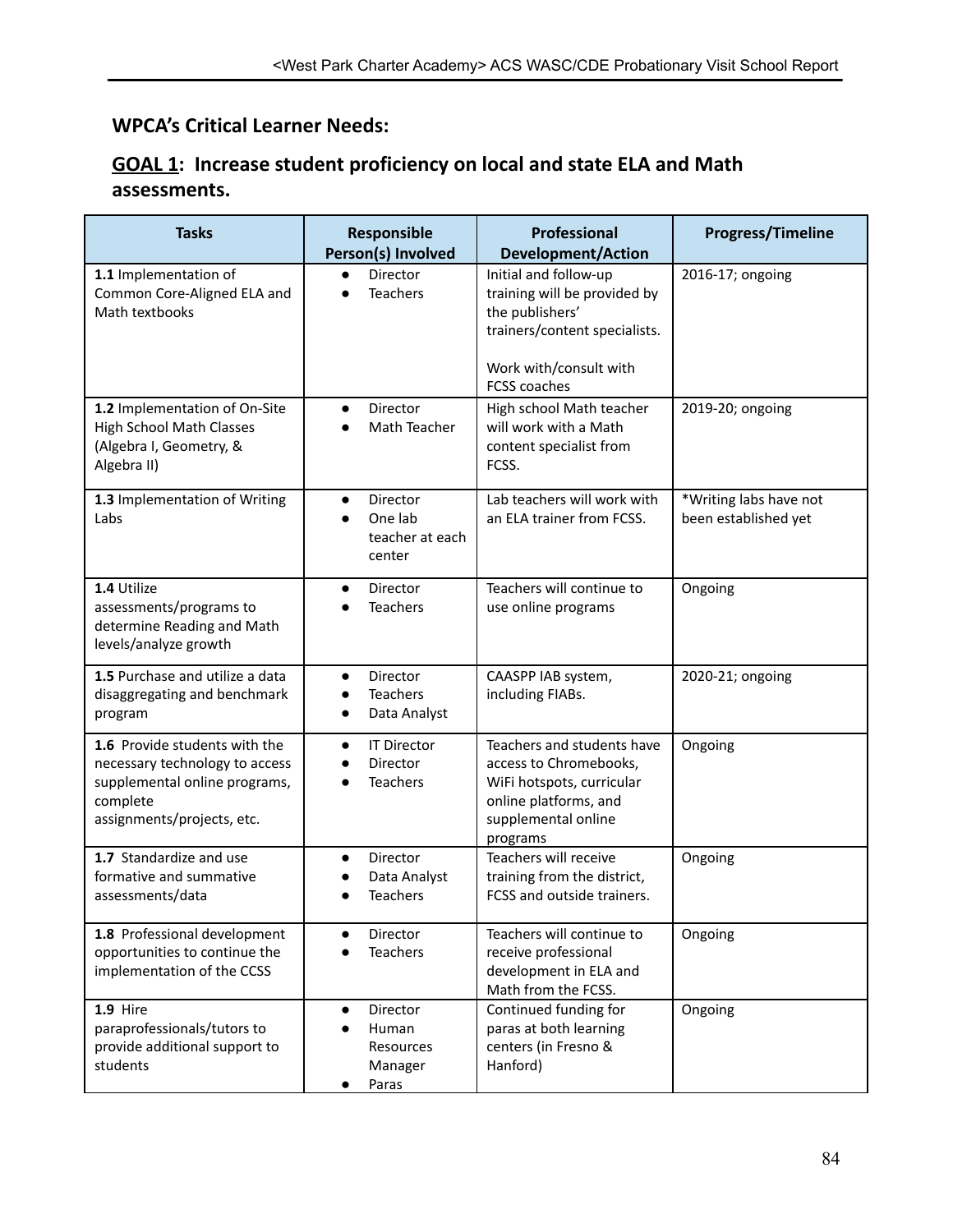## WPCA's Critical Learner Needs:

## GOAL 1: Increase student proficiency on local and state ELA and Math assessments.

| Tasks | Responsible Person(s) Involved | Professional Development/Action | Progress/Timeline |
|---|---|---|---|
| **1.1** Implementation of Common Core-Aligned ELA and Math textbooks | • Director<br>• Teachers | Initial and follow-up training will be provided by the publishers' trainers/content specialists.<br><br>Work with/consult with FCSS coaches | 2016-17; ongoing |
| **1.2** Implementation of On-Site High School Math Classes (Algebra I, Geometry, & Algebra II) | • Director<br>• Math Teacher | High school Math teacher will work with a Math content specialist from FCSS. | 2019-20; ongoing |
| **1.3** Implementation of Writing Labs | • Director<br>• One lab teacher at each center | Lab teachers will work with an ELA trainer from FCSS. | *Writing labs have not been established yet |
| **1.4** Utilize assessments/programs to determine Reading and Math levels/analyze growth | • Director<br>• Teachers | Teachers will continue to use online programs | Ongoing |
| **1.5** Purchase and utilize a data disaggregating and benchmark program | • Director<br>• Teachers<br>• Data Analyst | CAASPP IAB system, including FIABs. | 2020-21; ongoing |
| **1.6** Provide students with the necessary technology to access supplemental online programs, complete assignments/projects, etc. | • IT Director<br>• Director<br>• Teachers | Teachers and students have access to Chromebooks, WiFi hotspots, curricular online platforms, and supplemental online programs | Ongoing |
| **1.7** Standardize and use formative and summative assessments/data | • Director<br>• Data Analyst<br>• Teachers | Teachers will receive training from the district, FCSS and outside trainers. | Ongoing |
| **1.8** Professional development opportunities to continue the implementation of the CCSS | • Director<br>• Teachers | Teachers will continue to receive professional development in ELA and Math from the FCSS. | Ongoing |
| **1.9** Hire paraprofessionals/tutors to provide additional support to students | • Director<br>• Human Resources Manager<br>• Paras | Continued funding for paras at both learning centers (in Fresno & Hanford) | Ongoing |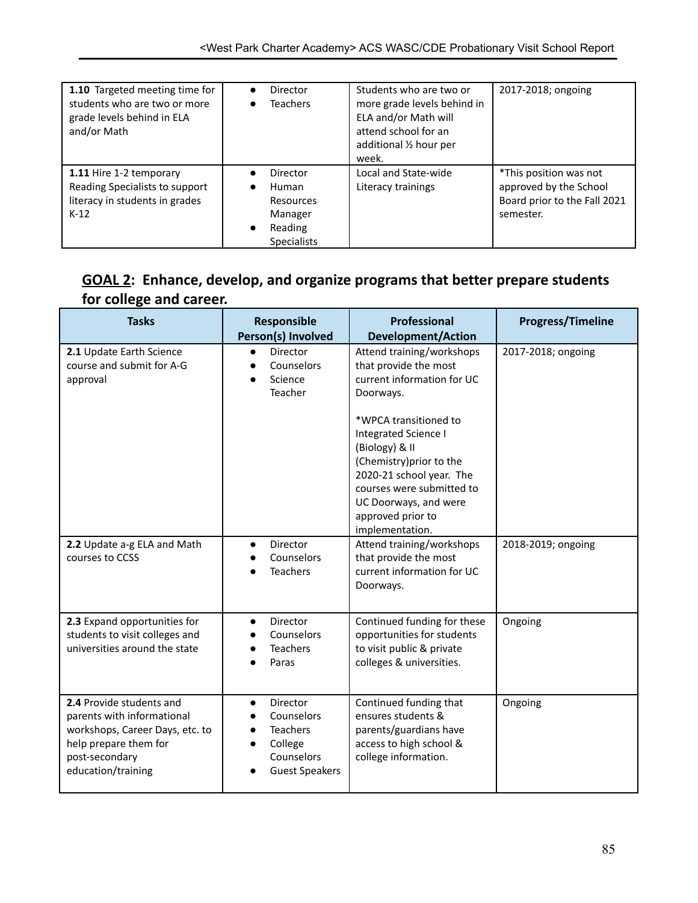| | | | |
|---|---|---|---|
| **1.10** Targeted meeting time for students who are two or more grade levels behind in ELA and/or Math | • Director<br>• Teachers | Students who are two or more grade levels behind in ELA and/or Math will attend school for an additional ½ hour per week. | 2017-2018; ongoing |
| **1.11** Hire 1-2 temporary Reading Specialists to support literacy in students in grades K-12 | • Director<br>• Human Resources Manager<br>• Reading Specialists | Local and State-wide Literacy trainings | *This position was not approved by the School Board prior to the Fall 2021 semester. |

## <u>GOAL 2</u>: Enhance, develop, and organize programs that better prepare students for college and career.

| Tasks | Responsible Person(s) Involved | Professional Development/Action | Progress/Timeline |
|---|---|---|---|
| **2.1** Update Earth Science course and submit for A-G approval | • Director<br>• Counselors<br>• Science Teacher | Attend training/workshops that provide the most current information for UC Doorways.<br><br>*WPCA transitioned to Integrated Science I (Biology) & II (Chemistry)prior to the 2020-21 school year. The courses were submitted to UC Doorways, and were approved prior to implementation. | 2017-2018; ongoing |
| **2.2** Update a-g ELA and Math courses to CCSS | • Director<br>• Counselors<br>• Teachers | Attend training/workshops that provide the most current information for UC Doorways. | 2018-2019; ongoing |
| **2.3** Expand opportunities for students to visit colleges and universities around the state | • Director<br>• Counselors<br>• Teachers<br>• Paras | Continued funding for these opportunities for students to visit public & private colleges & universities. | Ongoing |
| **2.4** Provide students and parents with informational workshops, Career Days, etc. to help prepare them for post-secondary education/training | • Director<br>• Counselors<br>• Teachers<br>• College Counselors<br>• Guest Speakers | Continued funding that ensures students & parents/guardians have access to high school & college information. | Ongoing |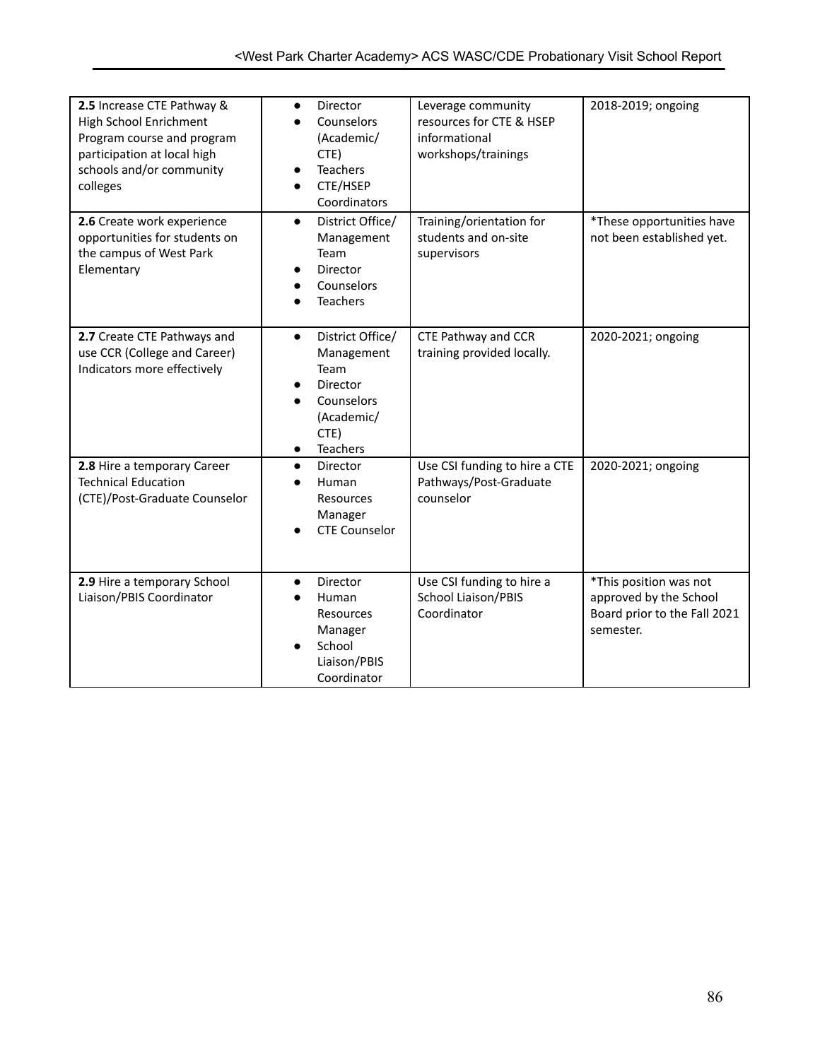| | | | |
|---|---|---|---|
| **2.5** Increase CTE Pathway & High School Enrichment Program course and program participation at local high schools and/or community colleges | • Director<br>• Counselors (Academic/ CTE)<br>• Teachers<br>• CTE/HSEP Coordinators | Leverage community resources for CTE & HSEP informational workshops/trainings | 2018-2019; ongoing |
| **2.6** Create work experience opportunities for students on the campus of West Park Elementary | • District Office/ Management Team<br>• Director<br>• Counselors<br>• Teachers | Training/orientation for students and on-site supervisors | *These opportunities have not been established yet. |
| **2.7** Create CTE Pathways and use CCR (College and Career) Indicators more effectively | • District Office/ Management Team<br>• Director<br>• Counselors (Academic/ CTE)<br>• Teachers | CTE Pathway and CCR training provided locally. | 2020-2021; ongoing |
| **2.8** Hire a temporary Career Technical Education (CTE)/Post-Graduate Counselor | • Director<br>• Human Resources Manager<br>• CTE Counselor | Use CSI funding to hire a CTE Pathways/Post-Graduate counselor | 2020-2021; ongoing |
| **2.9** Hire a temporary School Liaison/PBIS Coordinator | • Director<br>• Human Resources Manager<br>• School Liaison/PBIS Coordinator | Use CSI funding to hire a School Liaison/PBIS Coordinator | *This position was not approved by the School Board prior to the Fall 2021 semester. |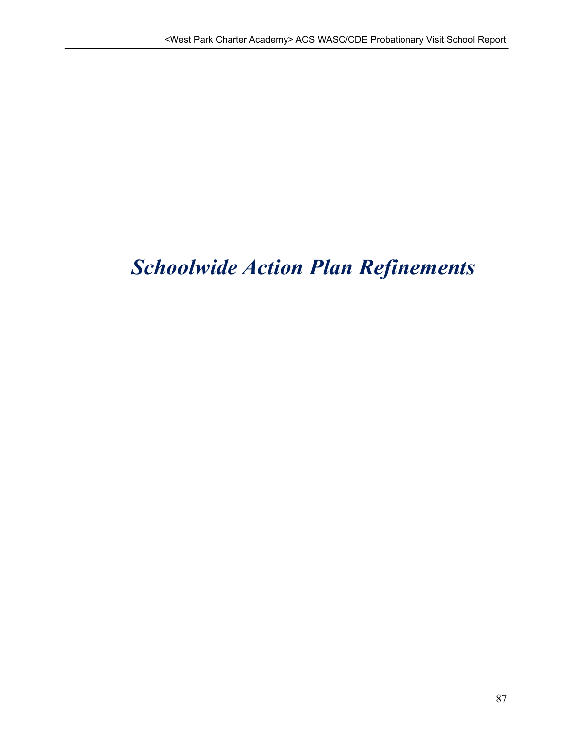# *Schoolwide Action Plan Refinements*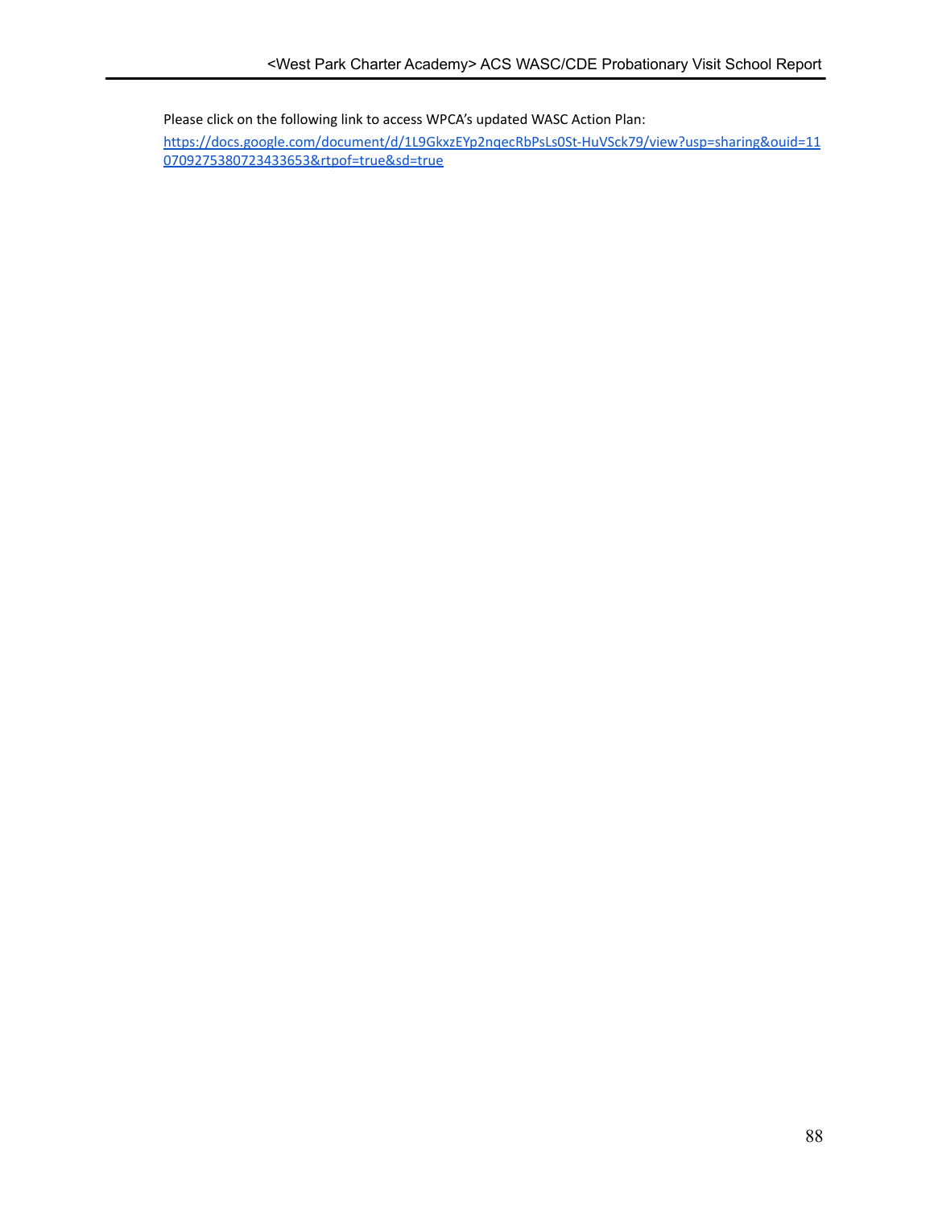Please click on the following link to access WPCA's updated WASC Action Plan:

[https://docs.google.com/document/d/1L9GkxzEYp2nqecRbPsLs0St-HuVSck79/view?usp=sharing&ouid=110709275380723433653&rtpof=true&sd=true](https://docs.google.com/document/d/1L9GkxzEYp2nqecRbPsLs0St-HuVSck79/view?usp=sharing&ouid=110709275380723433653&rtpof=true&sd=true)